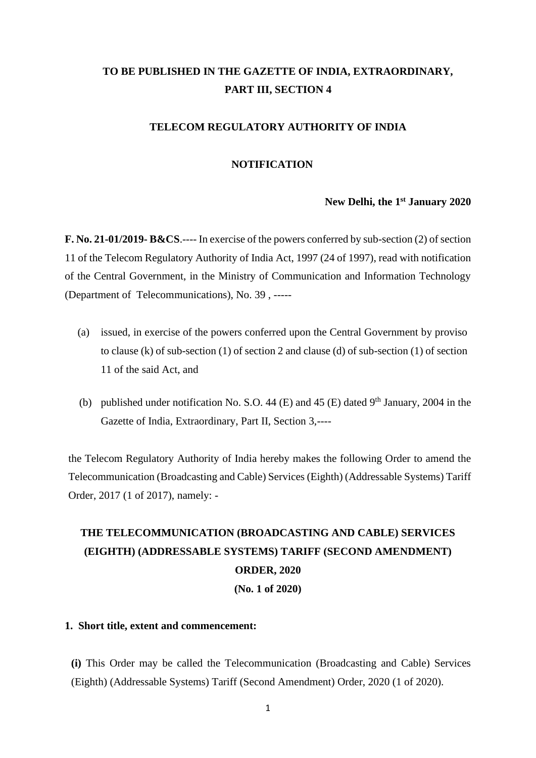**TO BE PUBLISHED IN THE GAZETTE OF INDIA, EXTRAORDINARY, PART III, SECTION 4**

**TELECOM REGULATORY AUTHORITY OF INDIA**

**NOTIFICATION**

**New Delhi, the 1st January 2020**

**F. No. 21-01/2019- B&CS**.---- In exercise of the powers conferred by sub-section (2) of section 11 of the Telecom Regulatory Authority of India Act, 1997 (24 of 1997), read with notification of the Central Government, in the Ministry of Communication and Information Technology (Department of Telecommunications), No. 39 , -----

(a) issued, in exercise of the powers conferred upon the Central Government by proviso to clause (k) of sub-section (1) of section 2 and clause (d) of sub-section (1) of section 11 of the said Act, and

(b) published under notification No. S.O. 44 (E) and 45 (E) dated 9th January, 2004 in the Gazette of India, Extraordinary, Part II, Section 3,----

the Telecom Regulatory Authority of India hereby makes the following Order to amend the Telecommunication (Broadcasting and Cable) Services (Eighth) (Addressable Systems) Tariff Order, 2017 (1 of 2017), namely: -

**THE TELECOMMUNICATION (BROADCASTING AND CABLE) SERVICES (EIGHTH) (ADDRESSABLE SYSTEMS) TARIFF (SECOND AMENDMENT) ORDER, 2020**

**(No. 1 of 2020)**

**1. Short title, extent and commencement:**

**(i)** This Order may be called the Telecommunication (Broadcasting and Cable) Services (Eighth) (Addressable Systems) Tariff (Second Amendment) Order, 2020 (1 of 2020).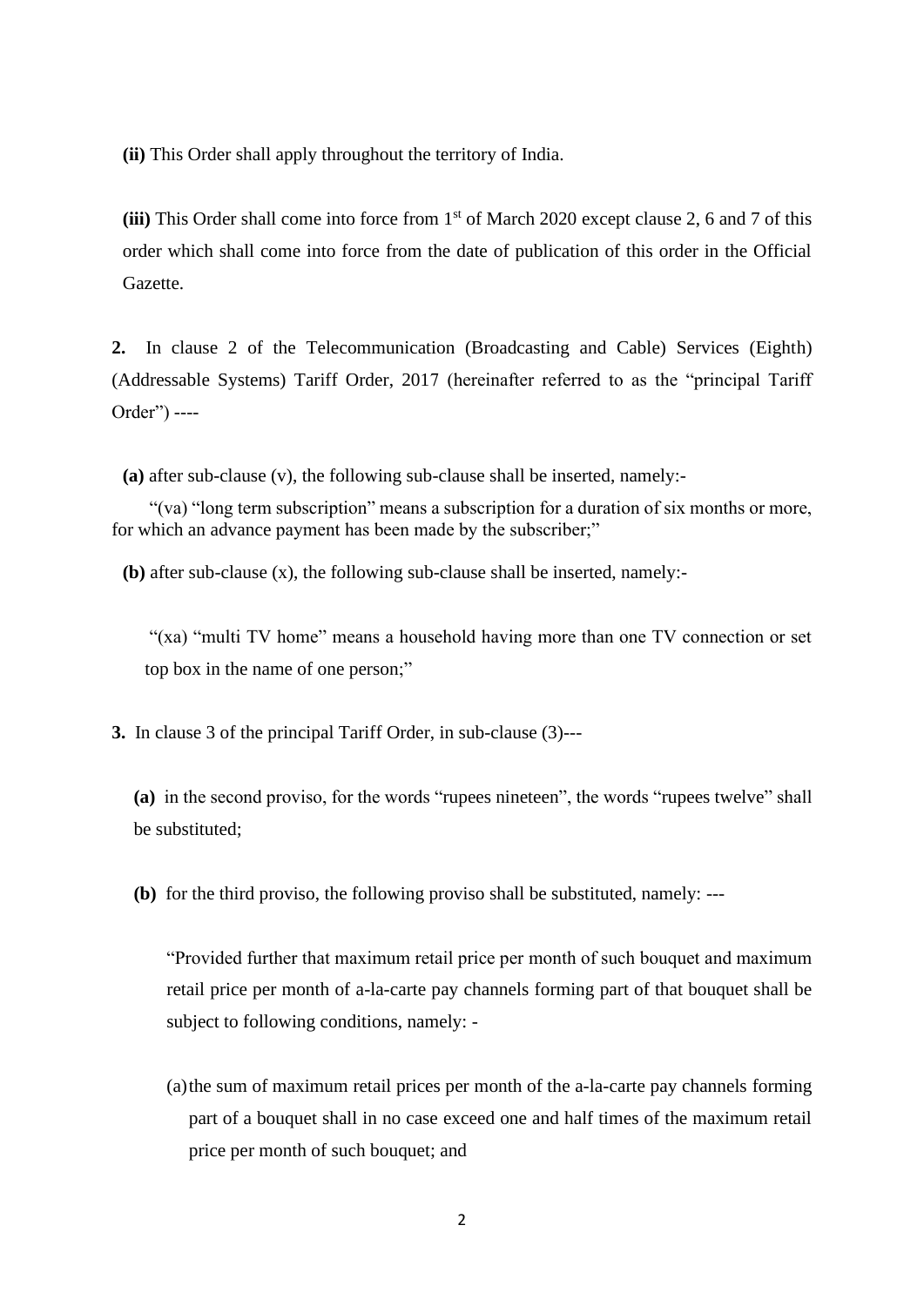**(ii)** This Order shall apply throughout the territory of India.

**(iii)** This Order shall come into force from 1st of March 2020 except clause 2, 6 and 7 of this order which shall come into force from the date of publication of this order in the Official Gazette.

**2.** In clause 2 of the Telecommunication (Broadcasting and Cable) Services (Eighth) (Addressable Systems) Tariff Order, 2017 (hereinafter referred to as the "principal Tariff Order") ----

**(a)** after sub-clause (v), the following sub-clause shall be inserted, namely:-

"(va) "long term subscription" means a subscription for a duration of six months or more, for which an advance payment has been made by the subscriber;"

**(b)** after sub-clause (x), the following sub-clause shall be inserted, namely:-

"(xa) "multi TV home" means a household having more than one TV connection or set top box in the name of one person;"

**3.** In clause 3 of the principal Tariff Order, in sub-clause (3)---

**(a)** in the second proviso, for the words "rupees nineteen", the words "rupees twelve" shall be substituted;

**(b)** for the third proviso, the following proviso shall be substituted, namely: ---

"Provided further that maximum retail price per month of such bouquet and maximum retail price per month of a-la-carte pay channels forming part of that bouquet shall be subject to following conditions, namely: -

(a) the sum of maximum retail prices per month of the a-la-carte pay channels forming part of a bouquet shall in no case exceed one and half times of the maximum retail price per month of such bouquet; and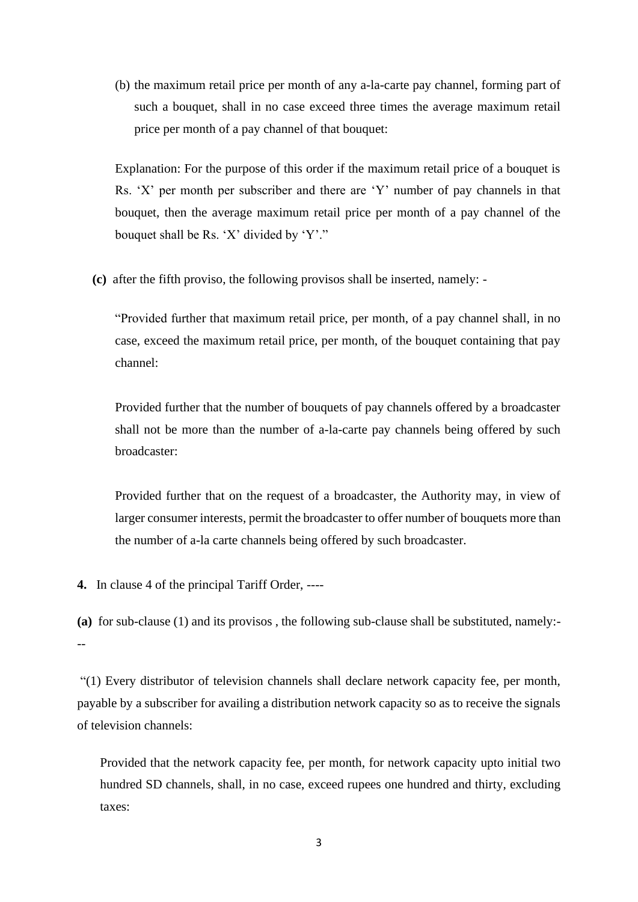(b) the maximum retail price per month of any a-la-carte pay channel, forming part of such a bouquet, shall in no case exceed three times the average maximum retail price per month of a pay channel of that bouquet:

Explanation: For the purpose of this order if the maximum retail price of a bouquet is Rs. 'X' per month per subscriber and there are 'Y' number of pay channels in that bouquet, then the average maximum retail price per month of a pay channel of the bouquet shall be Rs. 'X' divided by 'Y'."

**(c)** after the fifth proviso, the following provisos shall be inserted, namely: -

"Provided further that maximum retail price, per month, of a pay channel shall, in no case, exceed the maximum retail price, per month, of the bouquet containing that pay channel:

Provided further that the number of bouquets of pay channels offered by a broadcaster shall not be more than the number of a-la-carte pay channels being offered by such broadcaster:

Provided further that on the request of a broadcaster, the Authority may, in view of larger consumer interests, permit the broadcaster to offer number of bouquets more than the number of a-la carte channels being offered by such broadcaster.

**4.** In clause 4 of the principal Tariff Order, ----

**(a)** for sub-clause (1) and its provisos , the following sub-clause shall be substituted, namely:---

"(1) Every distributor of television channels shall declare network capacity fee, per month, payable by a subscriber for availing a distribution network capacity so as to receive the signals of television channels:

Provided that the network capacity fee, per month, for network capacity upto initial two hundred SD channels, shall, in no case, exceed rupees one hundred and thirty, excluding taxes: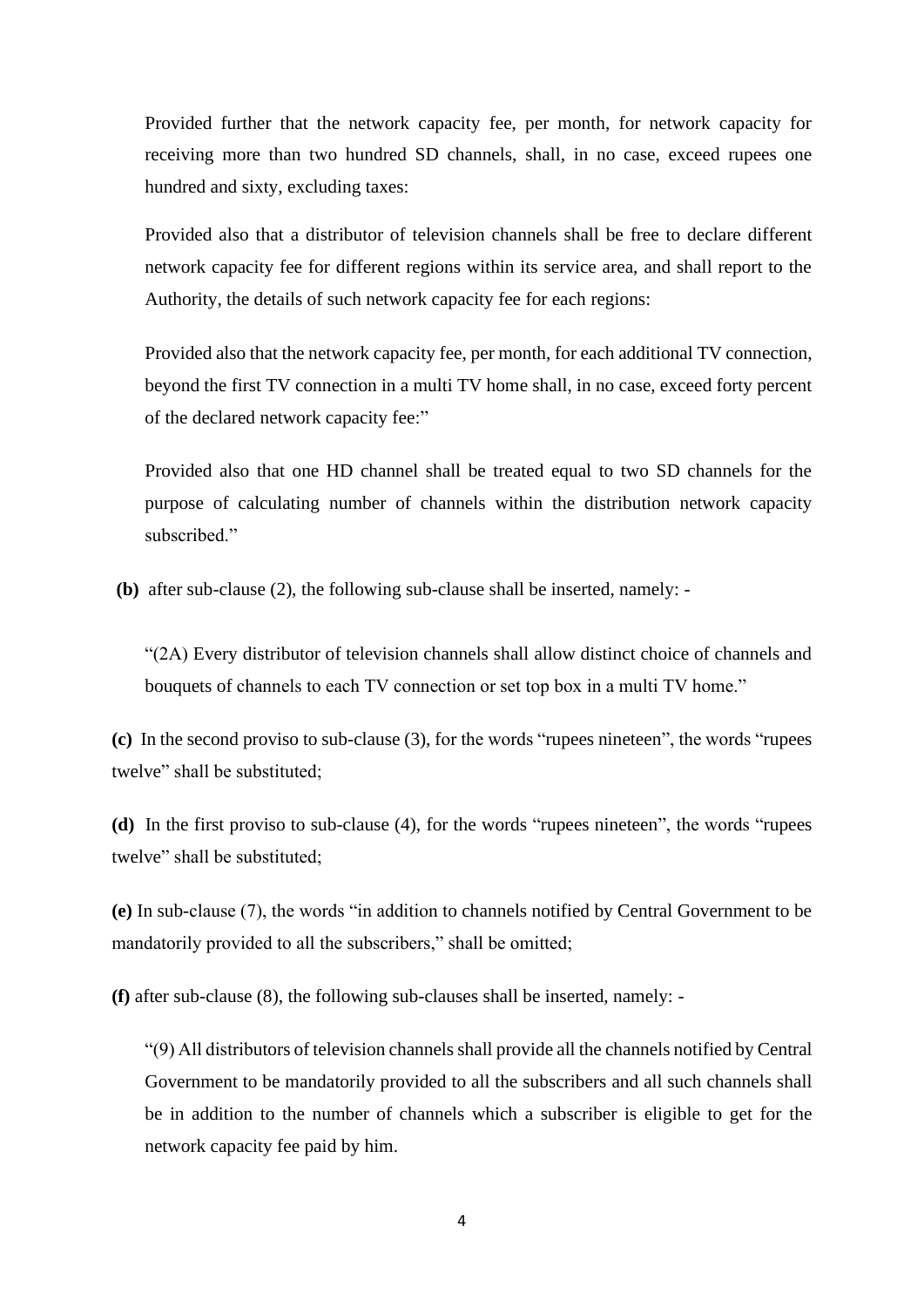Provided further that the network capacity fee, per month, for network capacity for receiving more than two hundred SD channels, shall, in no case, exceed rupees one hundred and sixty, excluding taxes:

Provided also that a distributor of television channels shall be free to declare different network capacity fee for different regions within its service area, and shall report to the Authority, the details of such network capacity fee for each regions:

Provided also that the network capacity fee, per month, for each additional TV connection, beyond the first TV connection in a multi TV home shall, in no case, exceed forty percent of the declared network capacity fee:"

Provided also that one HD channel shall be treated equal to two SD channels for the purpose of calculating number of channels within the distribution network capacity subscribed."

**(b)** after sub-clause (2), the following sub-clause shall be inserted, namely: -

"(2A) Every distributor of television channels shall allow distinct choice of channels and bouquets of channels to each TV connection or set top box in a multi TV home."

**(c)** In the second proviso to sub-clause (3), for the words "rupees nineteen", the words "rupees twelve" shall be substituted;

**(d)** In the first proviso to sub-clause (4), for the words "rupees nineteen", the words "rupees twelve" shall be substituted;

**(e)** In sub-clause (7), the words "in addition to channels notified by Central Government to be mandatorily provided to all the subscribers," shall be omitted;

**(f)** after sub-clause (8), the following sub-clauses shall be inserted, namely: -

"(9) All distributors of television channels shall provide all the channels notified by Central Government to be mandatorily provided to all the subscribers and all such channels shall be in addition to the number of channels which a subscriber is eligible to get for the network capacity fee paid by him.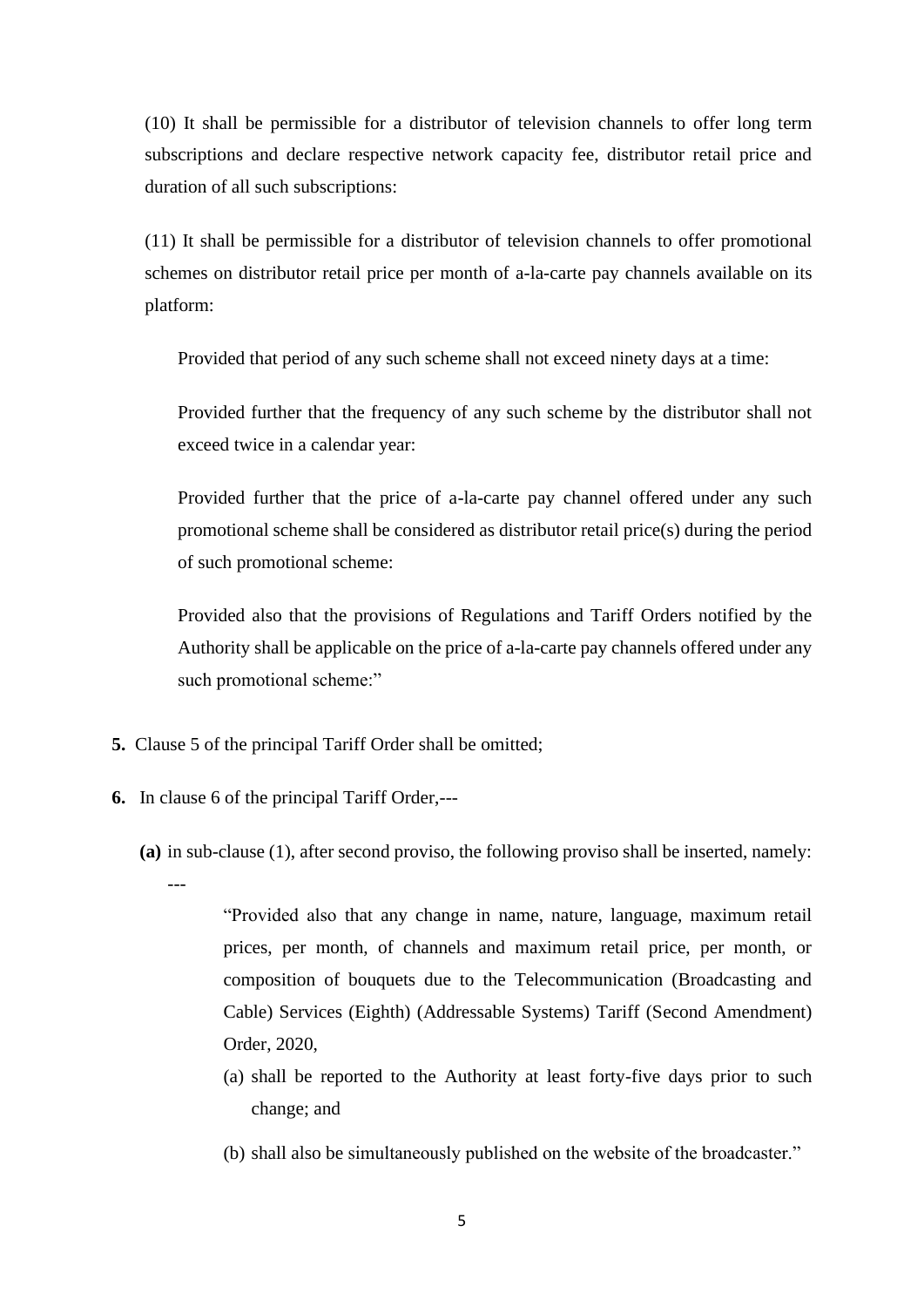(10) It shall be permissible for a distributor of television channels to offer long term subscriptions and declare respective network capacity fee, distributor retail price and duration of all such subscriptions:

(11) It shall be permissible for a distributor of television channels to offer promotional schemes on distributor retail price per month of a-la-carte pay channels available on its platform:

Provided that period of any such scheme shall not exceed ninety days at a time:

Provided further that the frequency of any such scheme by the distributor shall not exceed twice in a calendar year:

Provided further that the price of a-la-carte pay channel offered under any such promotional scheme shall be considered as distributor retail price(s) during the period of such promotional scheme:

Provided also that the provisions of Regulations and Tariff Orders notified by the Authority shall be applicable on the price of a-la-carte pay channels offered under any such promotional scheme:"

**5.** Clause 5 of the principal Tariff Order shall be omitted;

**6.** In clause 6 of the principal Tariff Order,---

**(a)** in sub-clause (1), after second proviso, the following proviso shall be inserted, namely: ---

"Provided also that any change in name, nature, language, maximum retail prices, per month, of channels and maximum retail price, per month, or composition of bouquets due to the Telecommunication (Broadcasting and Cable) Services (Eighth) (Addressable Systems) Tariff (Second Amendment) Order, 2020,

(a) shall be reported to the Authority at least forty-five days prior to such change; and

(b) shall also be simultaneously published on the website of the broadcaster."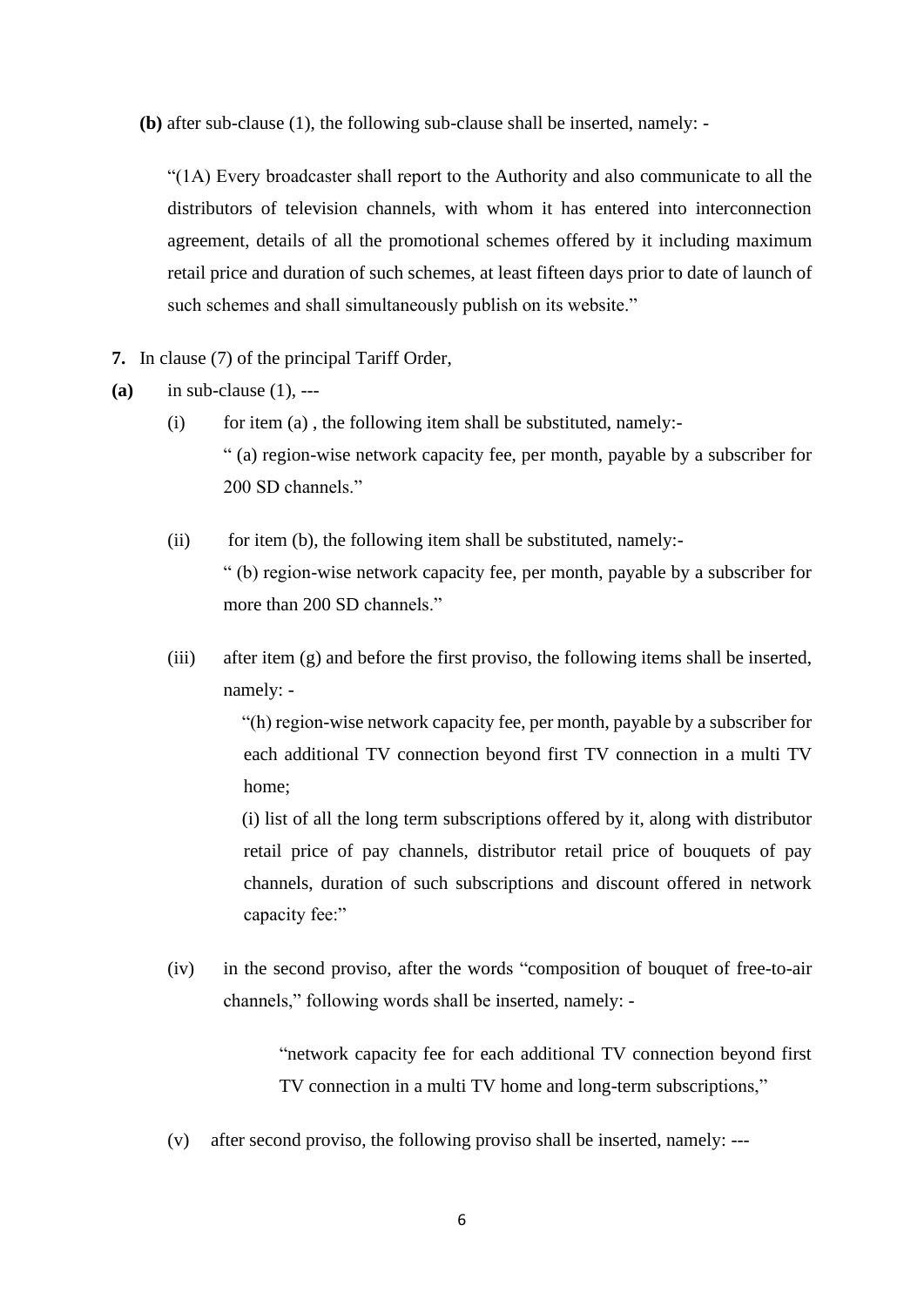**(b)** after sub-clause (1), the following sub-clause shall be inserted, namely: -

> "(1A) Every broadcaster shall report to the Authority and also communicate to all the distributors of television channels, with whom it has entered into interconnection agreement, details of all the promotional schemes offered by it including maximum retail price and duration of such schemes, at least fifteen days prior to date of launch of such schemes and shall simultaneously publish on its website."

**7.** In clause (7) of the principal Tariff Order,

**(a)** in sub-clause (1), ---

(i) for item (a) , the following item shall be substituted, namely:-

" (a) region-wise network capacity fee, per month, payable by a subscriber for 200 SD channels."

(ii) for item (b), the following item shall be substituted, namely:-

" (b) region-wise network capacity fee, per month, payable by a subscriber for more than 200 SD channels."

(iii) after item (g) and before the first proviso, the following items shall be inserted, namely: -

"(h) region-wise network capacity fee, per month, payable by a subscriber for each additional TV connection beyond first TV connection in a multi TV home;

(i) list of all the long term subscriptions offered by it, along with distributor retail price of pay channels, distributor retail price of bouquets of pay channels, duration of such subscriptions and discount offered in network capacity fee:"

(iv) in the second proviso, after the words "composition of bouquet of free-to-air channels," following words shall be inserted, namely: -

> "network capacity fee for each additional TV connection beyond first TV connection in a multi TV home and long-term subscriptions,"

(v) after second proviso, the following proviso shall be inserted, namely: ---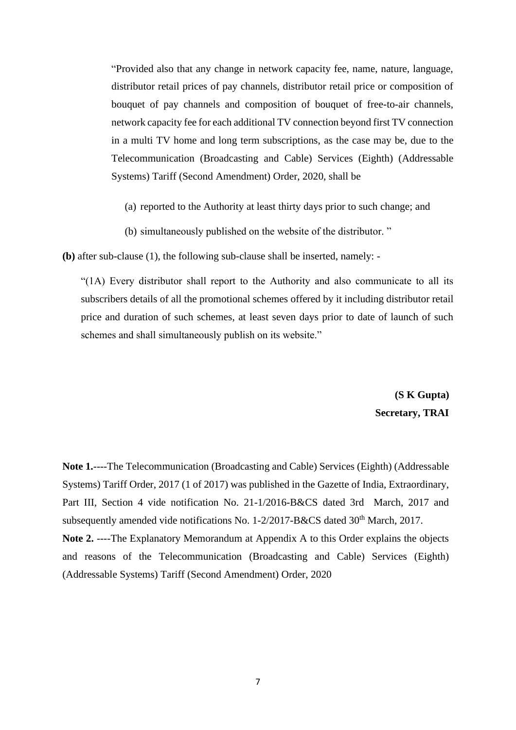"Provided also that any change in network capacity fee, name, nature, language, distributor retail prices of pay channels, distributor retail price or composition of bouquet of pay channels and composition of bouquet of free-to-air channels, network capacity fee for each additional TV connection beyond first TV connection in a multi TV home and long term subscriptions, as the case may be, due to the Telecommunication (Broadcasting and Cable) Services (Eighth) (Addressable Systems) Tariff (Second Amendment) Order, 2020, shall be

(a) reported to the Authority at least thirty days prior to such change; and

(b) simultaneously published on the website of the distributor. "

**(b)** after sub-clause (1), the following sub-clause shall be inserted, namely: -

"(1A) Every distributor shall report to the Authority and also communicate to all its subscribers details of all the promotional schemes offered by it including distributor retail price and duration of such schemes, at least seven days prior to date of launch of such schemes and shall simultaneously publish on its website."

**(S K Gupta)**
**Secretary, TRAI**

**Note 1.**----The Telecommunication (Broadcasting and Cable) Services (Eighth) (Addressable Systems) Tariff Order, 2017 (1 of 2017) was published in the Gazette of India, Extraordinary, Part III, Section 4 vide notification No. 21-1/2016-B&CS dated 3rd March, 2017 and subsequently amended vide notifications No. 1-2/2017-B&CS dated 30th March, 2017.

**Note 2.** ----The Explanatory Memorandum at Appendix A to this Order explains the objects and reasons of the Telecommunication (Broadcasting and Cable) Services (Eighth) (Addressable Systems) Tariff (Second Amendment) Order, 2020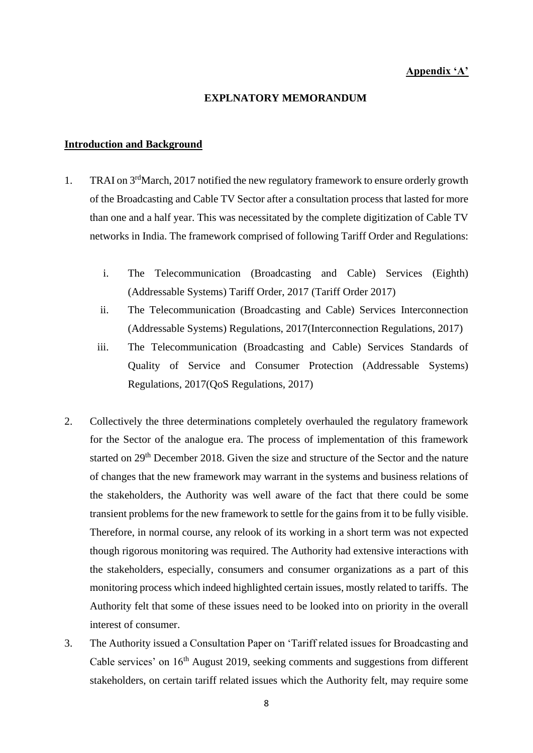**Appendix 'A'**

## EXPLNATORY MEMORANDUM

### Introduction and Background

1. TRAI on 3rdMarch, 2017 notified the new regulatory framework to ensure orderly growth of the Broadcasting and Cable TV Sector after a consultation process that lasted for more than one and a half year. This was necessitated by the complete digitization of Cable TV networks in India. The framework comprised of following Tariff Order and Regulations:

   i. The Telecommunication (Broadcasting and Cable) Services (Eighth) (Addressable Systems) Tariff Order, 2017 (Tariff Order 2017)

   ii. The Telecommunication (Broadcasting and Cable) Services Interconnection (Addressable Systems) Regulations, 2017(Interconnection Regulations, 2017)

   iii. The Telecommunication (Broadcasting and Cable) Services Standards of Quality of Service and Consumer Protection (Addressable Systems) Regulations, 2017(QoS Regulations, 2017)

2. Collectively the three determinations completely overhauled the regulatory framework for the Sector of the analogue era. The process of implementation of this framework started on 29th December 2018. Given the size and structure of the Sector and the nature of changes that the new framework may warrant in the systems and business relations of the stakeholders, the Authority was well aware of the fact that there could be some transient problems for the new framework to settle for the gains from it to be fully visible. Therefore, in normal course, any relook of its working in a short term was not expected though rigorous monitoring was required. The Authority had extensive interactions with the stakeholders, especially, consumers and consumer organizations as a part of this monitoring process which indeed highlighted certain issues, mostly related to tariffs. The Authority felt that some of these issues need to be looked into on priority in the overall interest of consumer.

3. The Authority issued a Consultation Paper on 'Tariff related issues for Broadcasting and Cable services' on 16th August 2019, seeking comments and suggestions from different stakeholders, on certain tariff related issues which the Authority felt, may require some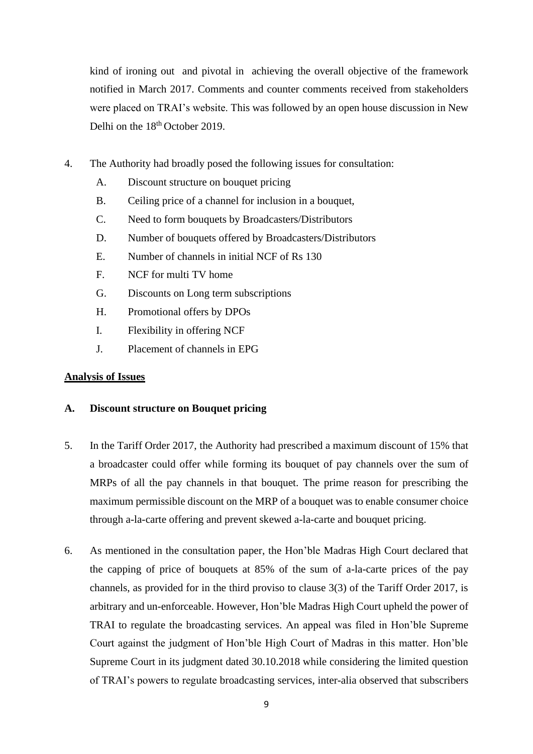kind of ironing out and pivotal in achieving the overall objective of the framework notified in March 2017. Comments and counter comments received from stakeholders were placed on TRAI's website. This was followed by an open house discussion in New Delhi on the 18th October 2019.

4. The Authority had broadly posed the following issues for consultation:
   - A. Discount structure on bouquet pricing
   - B. Ceiling price of a channel for inclusion in a bouquet,
   - C. Need to form bouquets by Broadcasters/Distributors
   - D. Number of bouquets offered by Broadcasters/Distributors
   - E. Number of channels in initial NCF of Rs 130
   - F. NCF for multi TV home
   - G. Discounts on Long term subscriptions
   - H. Promotional offers by DPOs
   - I. Flexibility in offering NCF
   - J. Placement of channels in EPG

**Analysis of Issues**

**A. Discount structure on Bouquet pricing**

5. In the Tariff Order 2017, the Authority had prescribed a maximum discount of 15% that a broadcaster could offer while forming its bouquet of pay channels over the sum of MRPs of all the pay channels in that bouquet. The prime reason for prescribing the maximum permissible discount on the MRP of a bouquet was to enable consumer choice through a-la-carte offering and prevent skewed a-la-carte and bouquet pricing.

6. As mentioned in the consultation paper, the Hon'ble Madras High Court declared that the capping of price of bouquets at 85% of the sum of a-la-carte prices of the pay channels, as provided for in the third proviso to clause 3(3) of the Tariff Order 2017, is arbitrary and un-enforceable. However, Hon'ble Madras High Court upheld the power of TRAI to regulate the broadcasting services. An appeal was filed in Hon'ble Supreme Court against the judgment of Hon'ble High Court of Madras in this matter. Hon'ble Supreme Court in its judgment dated 30.10.2018 while considering the limited question of TRAI's powers to regulate broadcasting services, inter-alia observed that subscribers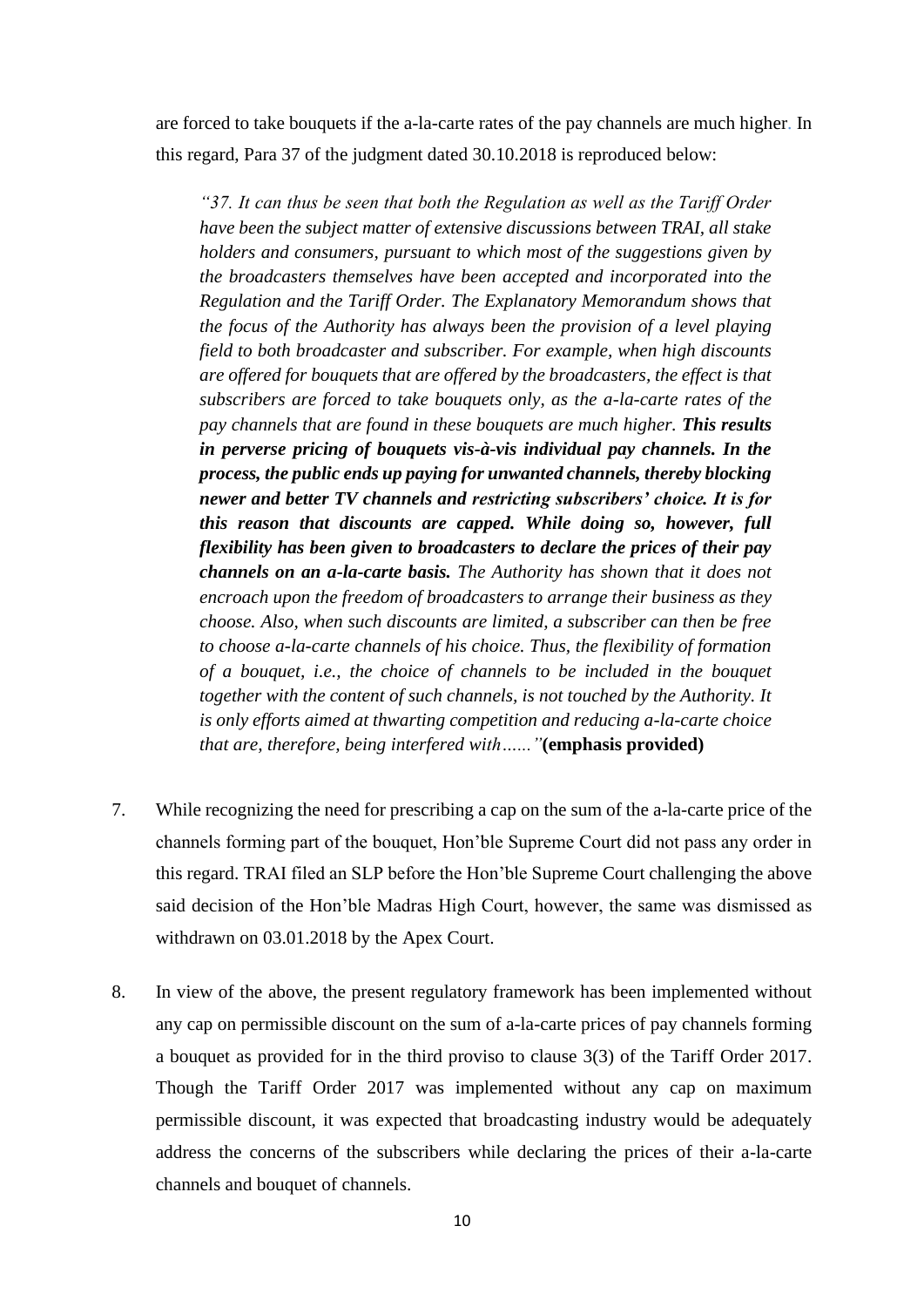are forced to take bouquets if the a-la-carte rates of the pay channels are much higher. In this regard, Para 37 of the judgment dated 30.10.2018 is reproduced below:

> *"37. It can thus be seen that both the Regulation as well as the Tariff Order have been the subject matter of extensive discussions between TRAI, all stake holders and consumers, pursuant to which most of the suggestions given by the broadcasters themselves have been accepted and incorporated into the Regulation and the Tariff Order. The Explanatory Memorandum shows that the focus of the Authority has always been the provision of a level playing field to both broadcaster and subscriber. For example, when high discounts are offered for bouquets that are offered by the broadcasters, the effect is that subscribers are forced to take bouquets only, as the a-la-carte rates of the pay channels that are found in these bouquets are much higher.* ***This results in perverse pricing of bouquets vis-à-vis individual pay channels. In the process, the public ends up paying for unwanted channels, thereby blocking newer and better TV channels and restricting subscribers' choice. It is for this reason that discounts are capped. While doing so, however, full flexibility has been given to broadcasters to declare the prices of their pay channels on an a-la-carte basis.*** *The Authority has shown that it does not encroach upon the freedom of broadcasters to arrange their business as they choose. Also, when such discounts are limited, a subscriber can then be free to choose a-la-carte channels of his choice. Thus, the flexibility of formation of a bouquet, i.e., the choice of channels to be included in the bouquet together with the content of such channels, is not touched by the Authority. It is only efforts aimed at thwarting competition and reducing a-la-carte choice that are, therefore, being interfered with......"* **(emphasis provided)**

7. While recognizing the need for prescribing a cap on the sum of the a-la-carte price of the channels forming part of the bouquet, Hon'ble Supreme Court did not pass any order in this regard. TRAI filed an SLP before the Hon'ble Supreme Court challenging the above said decision of the Hon'ble Madras High Court, however, the same was dismissed as withdrawn on 03.01.2018 by the Apex Court.

8. In view of the above, the present regulatory framework has been implemented without any cap on permissible discount on the sum of a-la-carte prices of pay channels forming a bouquet as provided for in the third proviso to clause 3(3) of the Tariff Order 2017. Though the Tariff Order 2017 was implemented without any cap on maximum permissible discount, it was expected that broadcasting industry would be adequately address the concerns of the subscribers while declaring the prices of their a-la-carte channels and bouquet of channels.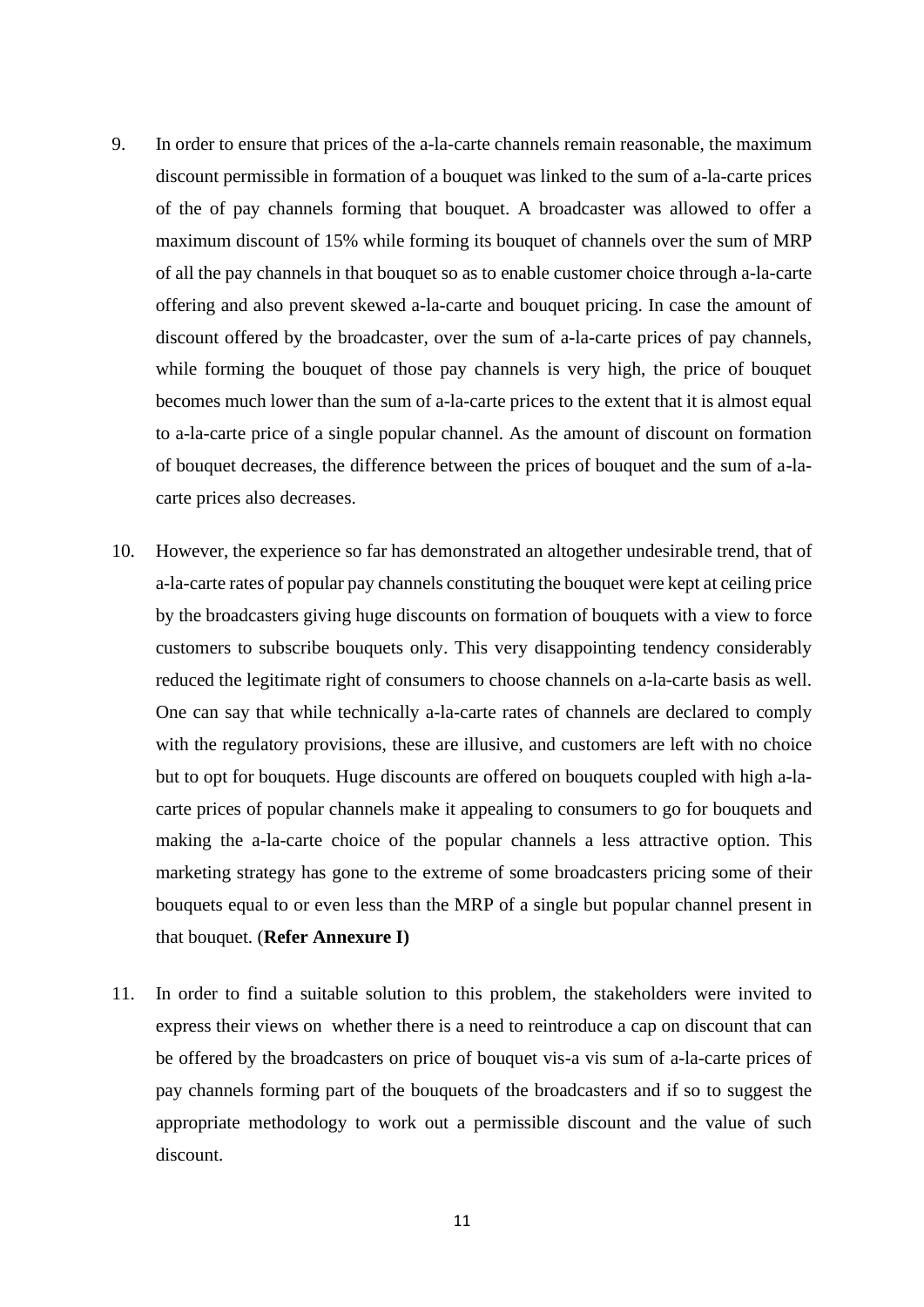9. In order to ensure that prices of the a-la-carte channels remain reasonable, the maximum discount permissible in formation of a bouquet was linked to the sum of a-la-carte prices of the of pay channels forming that bouquet. A broadcaster was allowed to offer a maximum discount of 15% while forming its bouquet of channels over the sum of MRP of all the pay channels in that bouquet so as to enable customer choice through a-la-carte offering and also prevent skewed a-la-carte and bouquet pricing. In case the amount of discount offered by the broadcaster, over the sum of a-la-carte prices of pay channels, while forming the bouquet of those pay channels is very high, the price of bouquet becomes much lower than the sum of a-la-carte prices to the extent that it is almost equal to a-la-carte price of a single popular channel. As the amount of discount on formation of bouquet decreases, the difference between the prices of bouquet and the sum of a-la-carte prices also decreases.

10. However, the experience so far has demonstrated an altogether undesirable trend, that of a-la-carte rates of popular pay channels constituting the bouquet were kept at ceiling price by the broadcasters giving huge discounts on formation of bouquets with a view to force customers to subscribe bouquets only. This very disappointing tendency considerably reduced the legitimate right of consumers to choose channels on a-la-carte basis as well. One can say that while technically a-la-carte rates of channels are declared to comply with the regulatory provisions, these are illusive, and customers are left with no choice but to opt for bouquets. Huge discounts are offered on bouquets coupled with high a-la-carte prices of popular channels make it appealing to consumers to go for bouquets and making the a-la-carte choice of the popular channels a less attractive option. This marketing strategy has gone to the extreme of some broadcasters pricing some of their bouquets equal to or even less than the MRP of a single but popular channel present in that bouquet. (**Refer Annexure I)**

11. In order to find a suitable solution to this problem, the stakeholders were invited to express their views on whether there is a need to reintroduce a cap on discount that can be offered by the broadcasters on price of bouquet vis-a vis sum of a-la-carte prices of pay channels forming part of the bouquets of the broadcasters and if so to suggest the appropriate methodology to work out a permissible discount and the value of such discount.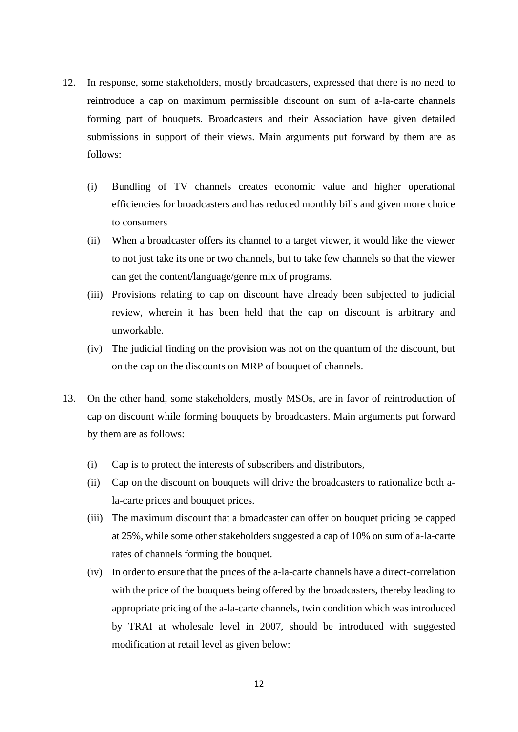12. In response, some stakeholders, mostly broadcasters, expressed that there is no need to reintroduce a cap on maximum permissible discount on sum of a-la-carte channels forming part of bouquets. Broadcasters and their Association have given detailed submissions in support of their views. Main arguments put forward by them are as follows:

    (i) Bundling of TV channels creates economic value and higher operational efficiencies for broadcasters and has reduced monthly bills and given more choice to consumers

    (ii) When a broadcaster offers its channel to a target viewer, it would like the viewer to not just take its one or two channels, but to take few channels so that the viewer can get the content/language/genre mix of programs.

    (iii) Provisions relating to cap on discount have already been subjected to judicial review, wherein it has been held that the cap on discount is arbitrary and unworkable.

    (iv) The judicial finding on the provision was not on the quantum of the discount, but on the cap on the discounts on MRP of bouquet of channels.

13. On the other hand, some stakeholders, mostly MSOs, are in favor of reintroduction of cap on discount while forming bouquets by broadcasters. Main arguments put forward by them are as follows:

    (i) Cap is to protect the interests of subscribers and distributors,

    (ii) Cap on the discount on bouquets will drive the broadcasters to rationalize both a-la-carte prices and bouquet prices.

    (iii) The maximum discount that a broadcaster can offer on bouquet pricing be capped at 25%, while some other stakeholders suggested a cap of 10% on sum of a-la-carte rates of channels forming the bouquet.

    (iv) In order to ensure that the prices of the a-la-carte channels have a direct-correlation with the price of the bouquets being offered by the broadcasters, thereby leading to appropriate pricing of the a-la-carte channels, twin condition which was introduced by TRAI at wholesale level in 2007, should be introduced with suggested modification at retail level as given below: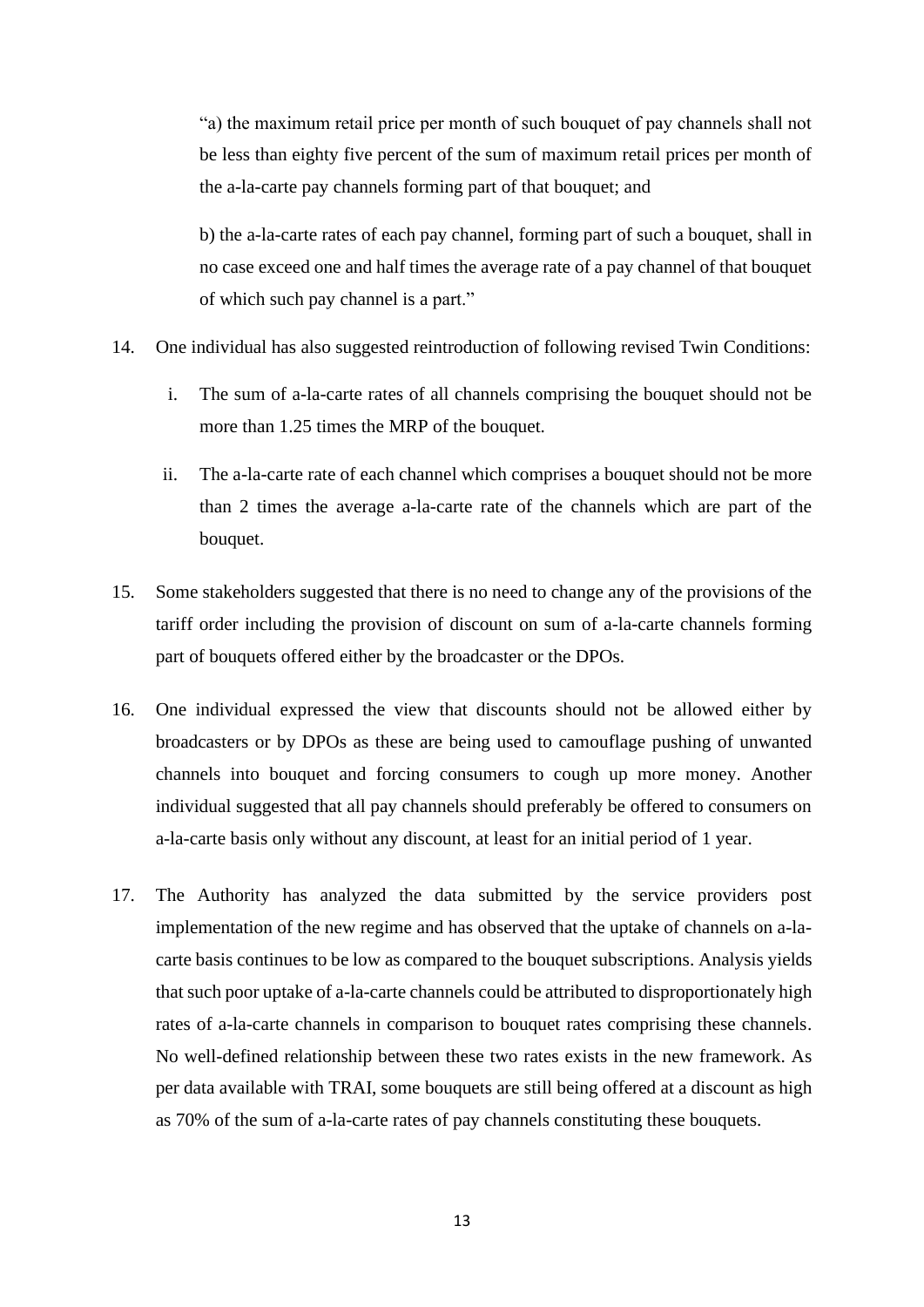"a) the maximum retail price per month of such bouquet of pay channels shall not be less than eighty five percent of the sum of maximum retail prices per month of the a-la-carte pay channels forming part of that bouquet; and

b) the a-la-carte rates of each pay channel, forming part of such a bouquet, shall in no case exceed one and half times the average rate of a pay channel of that bouquet of which such pay channel is a part."

14. One individual has also suggested reintroduction of following revised Twin Conditions:

    i. The sum of a-la-carte rates of all channels comprising the bouquet should not be more than 1.25 times the MRP of the bouquet.

    ii. The a-la-carte rate of each channel which comprises a bouquet should not be more than 2 times the average a-la-carte rate of the channels which are part of the bouquet.

15. Some stakeholders suggested that there is no need to change any of the provisions of the tariff order including the provision of discount on sum of a-la-carte channels forming part of bouquets offered either by the broadcaster or the DPOs.

16. One individual expressed the view that discounts should not be allowed either by broadcasters or by DPOs as these are being used to camouflage pushing of unwanted channels into bouquet and forcing consumers to cough up more money. Another individual suggested that all pay channels should preferably be offered to consumers on a-la-carte basis only without any discount, at least for an initial period of 1 year.

17. The Authority has analyzed the data submitted by the service providers post implementation of the new regime and has observed that the uptake of channels on a-la-carte basis continues to be low as compared to the bouquet subscriptions. Analysis yields that such poor uptake of a-la-carte channels could be attributed to disproportionately high rates of a-la-carte channels in comparison to bouquet rates comprising these channels. No well-defined relationship between these two rates exists in the new framework. As per data available with TRAI, some bouquets are still being offered at a discount as high as 70% of the sum of a-la-carte rates of pay channels constituting these bouquets.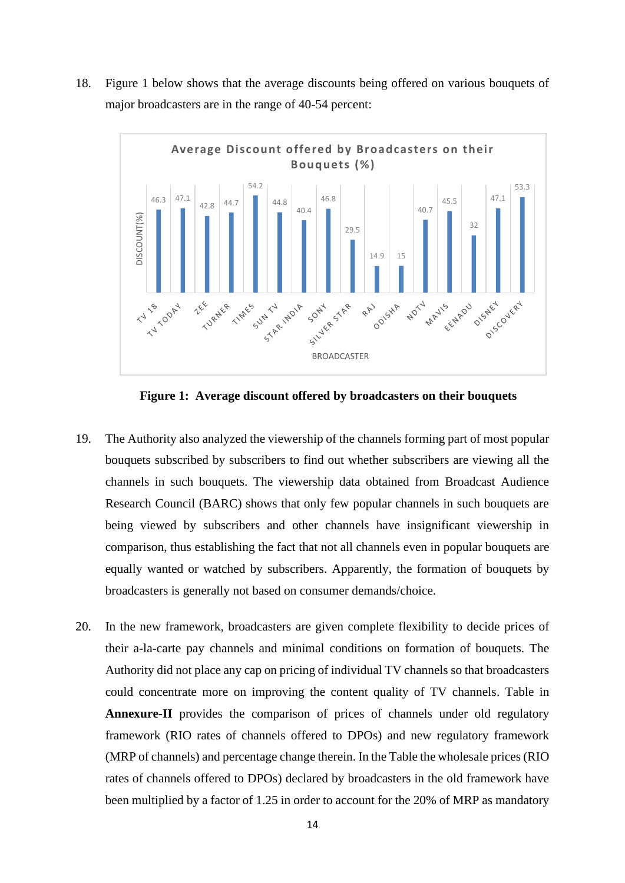18. Figure 1 below shows that the average discounts being offered on various bouquets of major broadcasters are in the range of 40-54 percent:

**Average Discount offered by Broadcasters on their Bouquets (%)**

| BROADCASTER | DISCOUNT(%) |
|---|---|
| TV 18 | 46.3 |
| TV TODAY | 47.1 |
| ZEE | 42.8 |
| TURNER | 44.7 |
| TIMES | 54.2 |
| SUN TV | 44.8 |
| STAR INDIA | 40.4 |
| SONY | 46.8 |
| SILVER STAR | 29.5 |
| RAJ | 14.9 |
| ODISHA | 15 |
| NDTV | 40.7 |
| MAVIS | 45.5 |
| EENADU | 32 |
| DISNEY | 47.1 |
| DISCOVERY | 53.3 |

**Figure 1: Average discount offered by broadcasters on their bouquets**

19. The Authority also analyzed the viewership of the channels forming part of most popular bouquets subscribed by subscribers to find out whether subscribers are viewing all the channels in such bouquets. The viewership data obtained from Broadcast Audience Research Council (BARC) shows that only few popular channels in such bouquets are being viewed by subscribers and other channels have insignificant viewership in comparison, thus establishing the fact that not all channels even in popular bouquets are equally wanted or watched by subscribers. Apparently, the formation of bouquets by broadcasters is generally not based on consumer demands/choice.

20. In the new framework, broadcasters are given complete flexibility to decide prices of their a-la-carte pay channels and minimal conditions on formation of bouquets. The Authority did not place any cap on pricing of individual TV channels so that broadcasters could concentrate more on improving the content quality of TV channels. Table in **Annexure-II** provides the comparison of prices of channels under old regulatory framework (RIO rates of channels offered to DPOs) and new regulatory framework (MRP of channels) and percentage change therein. In the Table the wholesale prices (RIO rates of channels offered to DPOs) declared by broadcasters in the old framework have been multiplied by a factor of 1.25 in order to account for the 20% of MRP as mandatory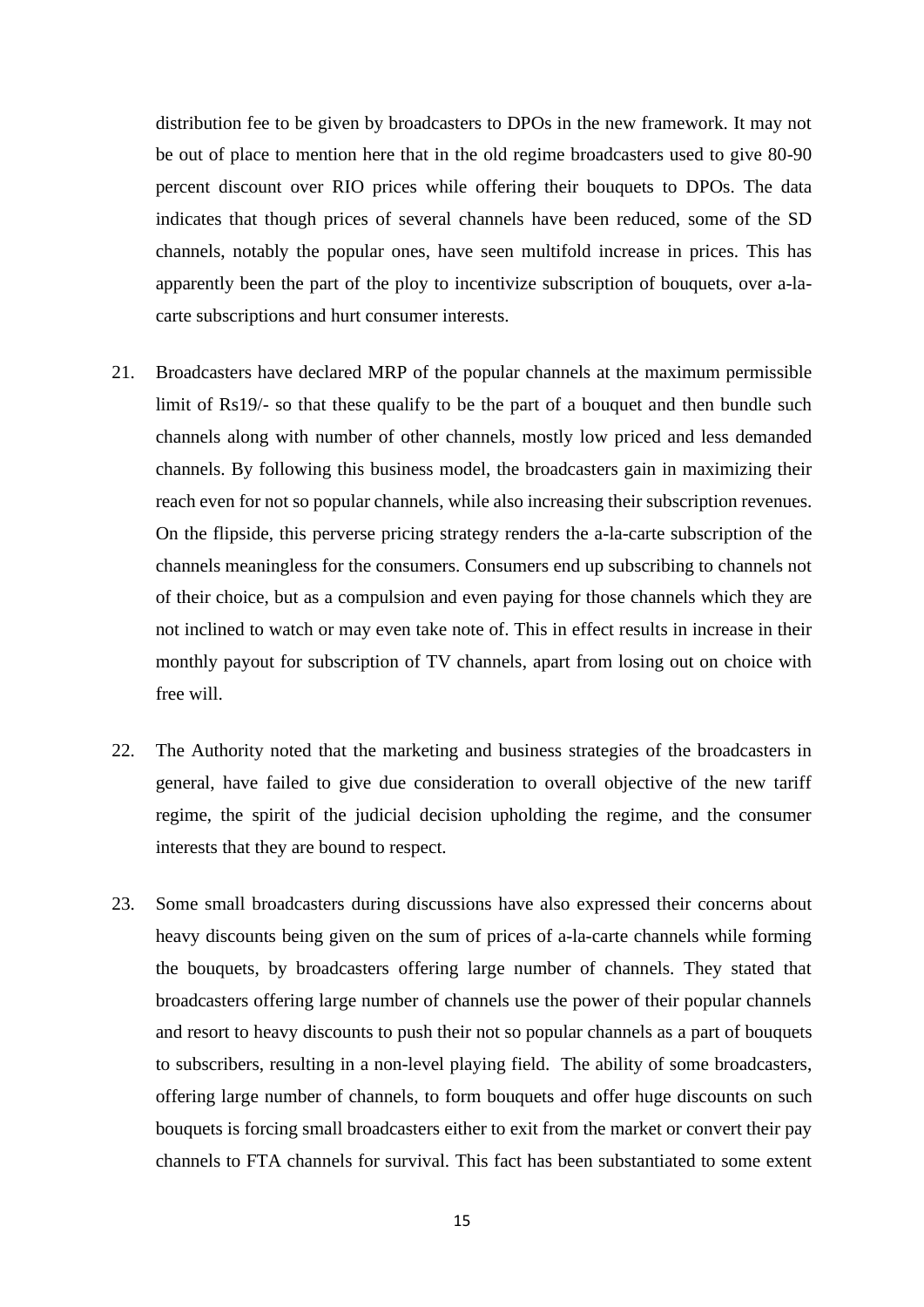distribution fee to be given by broadcasters to DPOs in the new framework. It may not be out of place to mention here that in the old regime broadcasters used to give 80-90 percent discount over RIO prices while offering their bouquets to DPOs. The data indicates that though prices of several channels have been reduced, some of the SD channels, notably the popular ones, have seen multifold increase in prices. This has apparently been the part of the ploy to incentivize subscription of bouquets, over a-la-carte subscriptions and hurt consumer interests.

21. Broadcasters have declared MRP of the popular channels at the maximum permissible limit of Rs19/- so that these qualify to be the part of a bouquet and then bundle such channels along with number of other channels, mostly low priced and less demanded channels. By following this business model, the broadcasters gain in maximizing their reach even for not so popular channels, while also increasing their subscription revenues. On the flipside, this perverse pricing strategy renders the a-la-carte subscription of the channels meaningless for the consumers. Consumers end up subscribing to channels not of their choice, but as a compulsion and even paying for those channels which they are not inclined to watch or may even take note of. This in effect results in increase in their monthly payout for subscription of TV channels, apart from losing out on choice with free will.

22. The Authority noted that the marketing and business strategies of the broadcasters in general, have failed to give due consideration to overall objective of the new tariff regime, the spirit of the judicial decision upholding the regime, and the consumer interests that they are bound to respect.

23. Some small broadcasters during discussions have also expressed their concerns about heavy discounts being given on the sum of prices of a-la-carte channels while forming the bouquets, by broadcasters offering large number of channels. They stated that broadcasters offering large number of channels use the power of their popular channels and resort to heavy discounts to push their not so popular channels as a part of bouquets to subscribers, resulting in a non-level playing field. The ability of some broadcasters, offering large number of channels, to form bouquets and offer huge discounts on such bouquets is forcing small broadcasters either to exit from the market or convert their pay channels to FTA channels for survival. This fact has been substantiated to some extent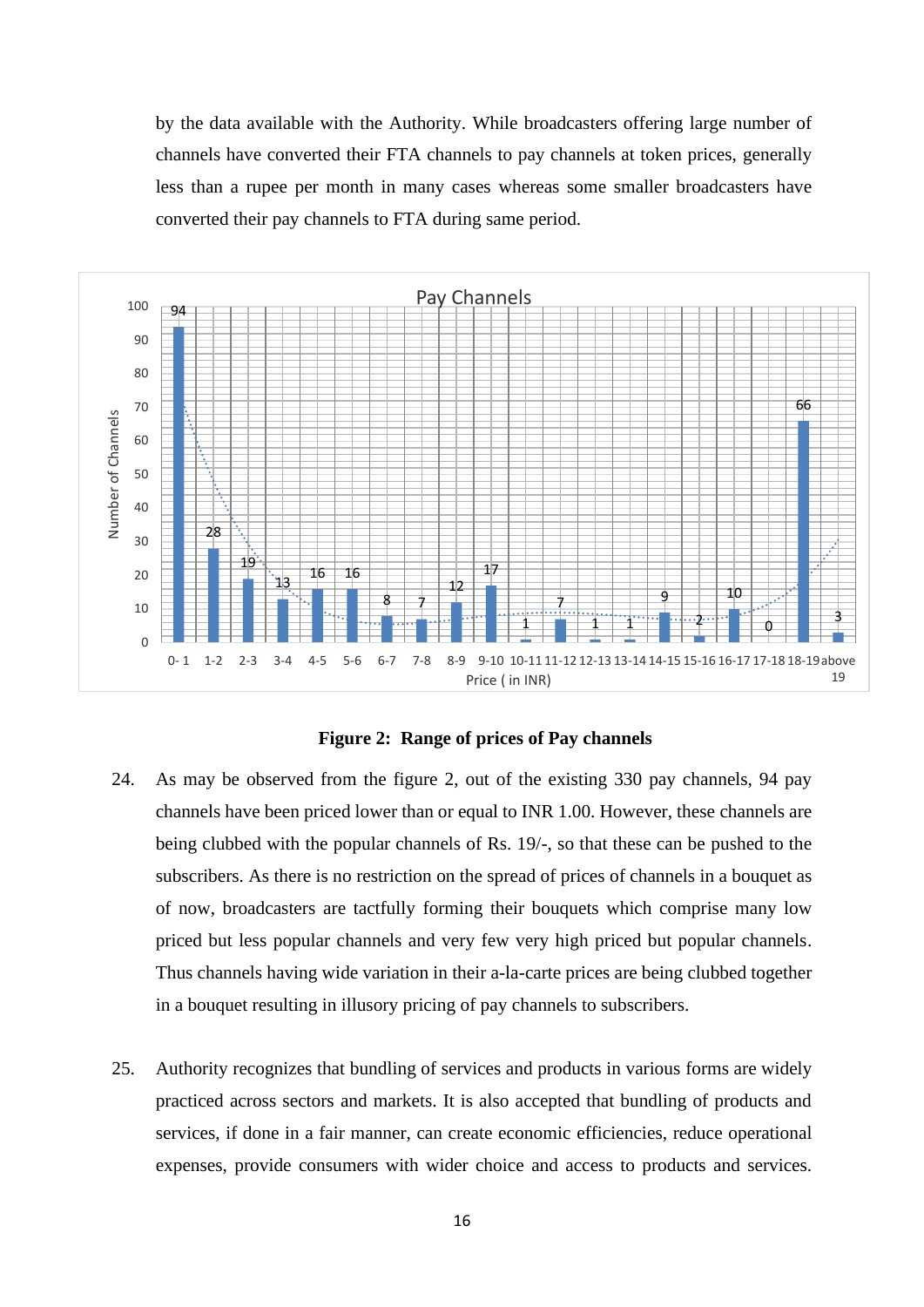by the data available with the Authority. While broadcasters offering large number of channels have converted their FTA channels to pay channels at token prices, generally less than a rupee per month in many cases whereas some smaller broadcasters have converted their pay channels to FTA during same period.

**Figure 2: Range of prices of Pay channels**

24. As may be observed from the figure 2, out of the existing 330 pay channels, 94 pay channels have been priced lower than or equal to INR 1.00. However, these channels are being clubbed with the popular channels of Rs. 19/-, so that these can be pushed to the subscribers. As there is no restriction on the spread of prices of channels in a bouquet as of now, broadcasters are tactfully forming their bouquets which comprise many low priced but less popular channels and very few very high priced but popular channels. Thus channels having wide variation in their a-la-carte prices are being clubbed together in a bouquet resulting in illusory pricing of pay channels to subscribers.

25. Authority recognizes that bundling of services and products in various forms are widely practiced across sectors and markets. It is also accepted that bundling of products and services, if done in a fair manner, can create economic efficiencies, reduce operational expenses, provide consumers with wider choice and access to products and services.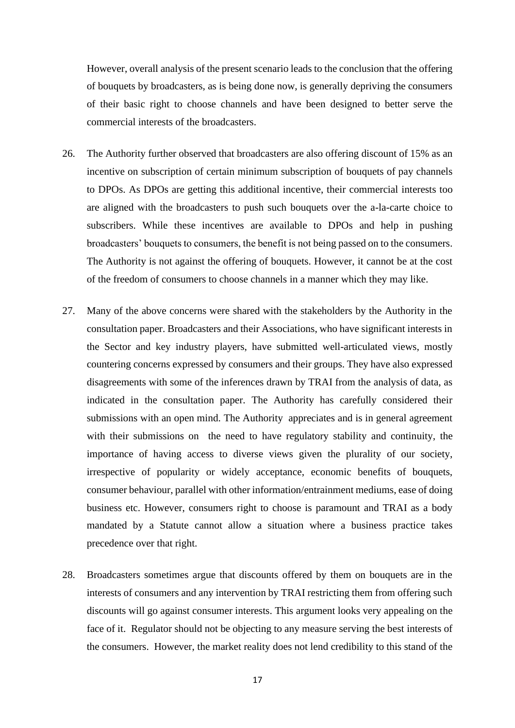However, overall analysis of the present scenario leads to the conclusion that the offering of bouquets by broadcasters, as is being done now, is generally depriving the consumers of their basic right to choose channels and have been designed to better serve the commercial interests of the broadcasters.

26. The Authority further observed that broadcasters are also offering discount of 15% as an incentive on subscription of certain minimum subscription of bouquets of pay channels to DPOs. As DPOs are getting this additional incentive, their commercial interests too are aligned with the broadcasters to push such bouquets over the a-la-carte choice to subscribers. While these incentives are available to DPOs and help in pushing broadcasters' bouquets to consumers, the benefit is not being passed on to the consumers. The Authority is not against the offering of bouquets. However, it cannot be at the cost of the freedom of consumers to choose channels in a manner which they may like.

27. Many of the above concerns were shared with the stakeholders by the Authority in the consultation paper. Broadcasters and their Associations, who have significant interests in the Sector and key industry players, have submitted well-articulated views, mostly countering concerns expressed by consumers and their groups. They have also expressed disagreements with some of the inferences drawn by TRAI from the analysis of data, as indicated in the consultation paper. The Authority has carefully considered their submissions with an open mind. The Authority appreciates and is in general agreement with their submissions on the need to have regulatory stability and continuity, the importance of having access to diverse views given the plurality of our society, irrespective of popularity or widely acceptance, economic benefits of bouquets, consumer behaviour, parallel with other information/entrainment mediums, ease of doing business etc. However, consumers right to choose is paramount and TRAI as a body mandated by a Statute cannot allow a situation where a business practice takes precedence over that right.

28. Broadcasters sometimes argue that discounts offered by them on bouquets are in the interests of consumers and any intervention by TRAI restricting them from offering such discounts will go against consumer interests. This argument looks very appealing on the face of it. Regulator should not be objecting to any measure serving the best interests of the consumers. However, the market reality does not lend credibility to this stand of the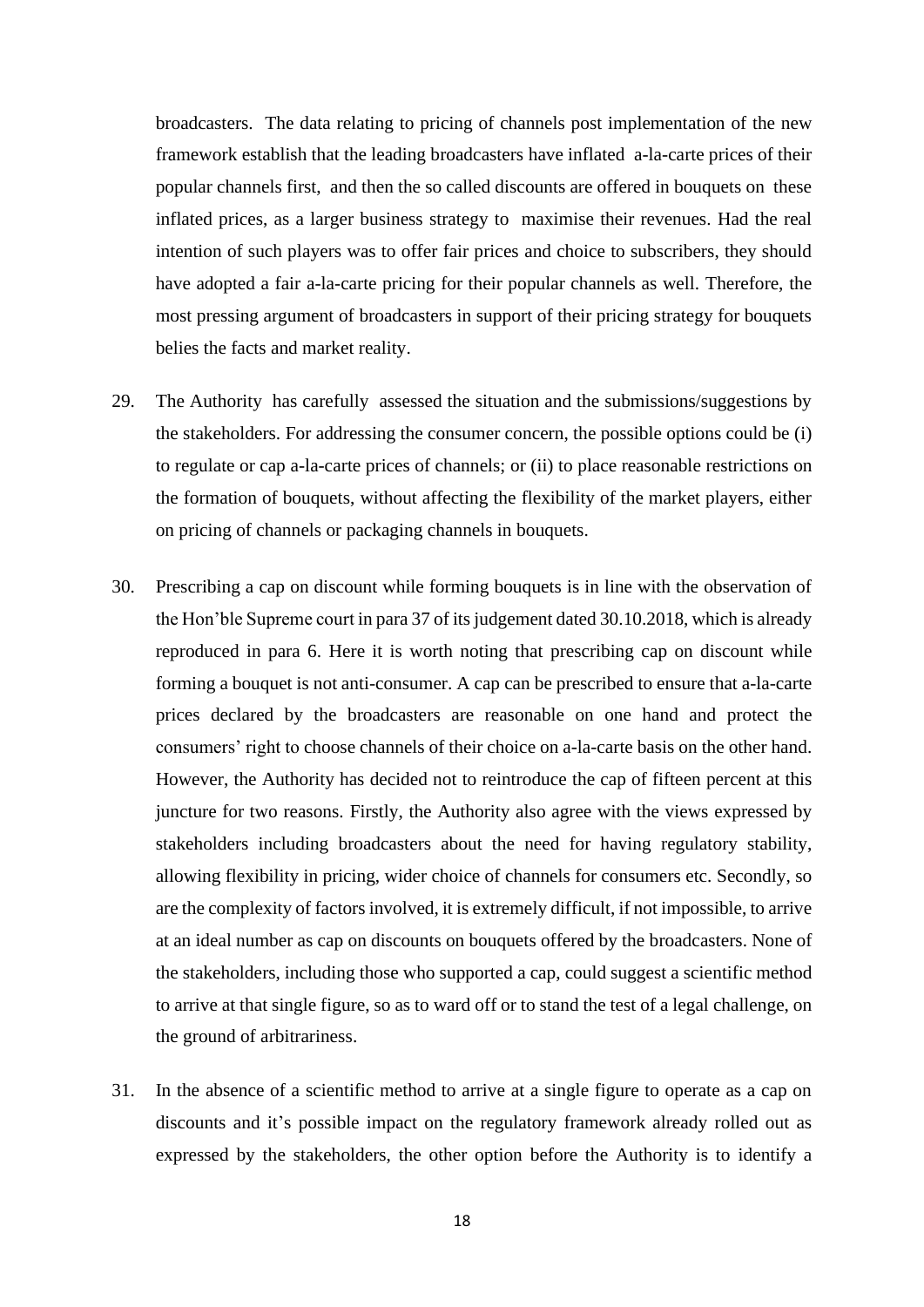broadcasters. The data relating to pricing of channels post implementation of the new framework establish that the leading broadcasters have inflated a-la-carte prices of their popular channels first, and then the so called discounts are offered in bouquets on these inflated prices, as a larger business strategy to maximise their revenues. Had the real intention of such players was to offer fair prices and choice to subscribers, they should have adopted a fair a-la-carte pricing for their popular channels as well. Therefore, the most pressing argument of broadcasters in support of their pricing strategy for bouquets belies the facts and market reality.

29. The Authority has carefully assessed the situation and the submissions/suggestions by the stakeholders. For addressing the consumer concern, the possible options could be (i) to regulate or cap a-la-carte prices of channels; or (ii) to place reasonable restrictions on the formation of bouquets, without affecting the flexibility of the market players, either on pricing of channels or packaging channels in bouquets.

30. Prescribing a cap on discount while forming bouquets is in line with the observation of the Hon'ble Supreme court in para 37 of its judgement dated 30.10.2018, which is already reproduced in para 6. Here it is worth noting that prescribing cap on discount while forming a bouquet is not anti-consumer. A cap can be prescribed to ensure that a-la-carte prices declared by the broadcasters are reasonable on one hand and protect the consumers' right to choose channels of their choice on a-la-carte basis on the other hand. However, the Authority has decided not to reintroduce the cap of fifteen percent at this juncture for two reasons. Firstly, the Authority also agree with the views expressed by stakeholders including broadcasters about the need for having regulatory stability, allowing flexibility in pricing, wider choice of channels for consumers etc. Secondly, so are the complexity of factors involved, it is extremely difficult, if not impossible, to arrive at an ideal number as cap on discounts on bouquets offered by the broadcasters. None of the stakeholders, including those who supported a cap, could suggest a scientific method to arrive at that single figure, so as to ward off or to stand the test of a legal challenge, on the ground of arbitrariness.

31. In the absence of a scientific method to arrive at a single figure to operate as a cap on discounts and it's possible impact on the regulatory framework already rolled out as expressed by the stakeholders, the other option before the Authority is to identify a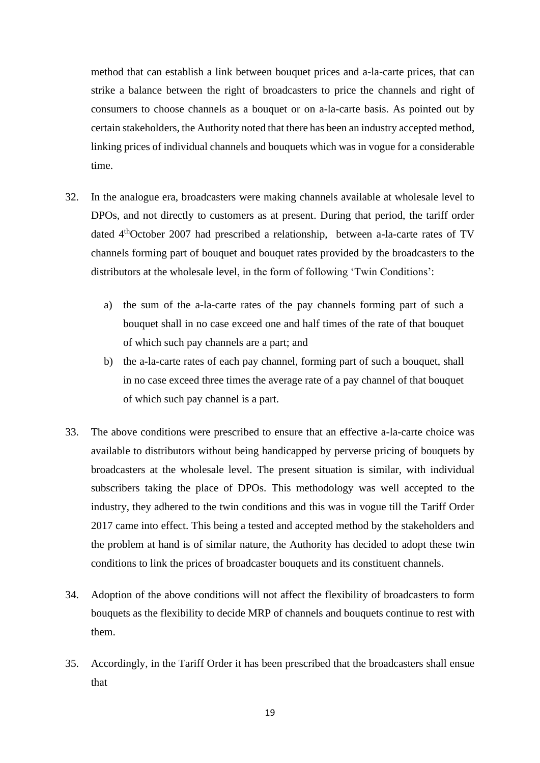method that can establish a link between bouquet prices and a-la-carte prices, that can strike a balance between the right of broadcasters to price the channels and right of consumers to choose channels as a bouquet or on a-la-carte basis. As pointed out by certain stakeholders, the Authority noted that there has been an industry accepted method, linking prices of individual channels and bouquets which was in vogue for a considerable time.

32. In the analogue era, broadcasters were making channels available at wholesale level to DPOs, and not directly to customers as at present. During that period, the tariff order dated 4th October 2007 had prescribed a relationship, between a-la-carte rates of TV channels forming part of bouquet and bouquet rates provided by the broadcasters to the distributors at the wholesale level, in the form of following 'Twin Conditions':

    a) the sum of the a-la-carte rates of the pay channels forming part of such a bouquet shall in no case exceed one and half times of the rate of that bouquet of which such pay channels are a part; and
    b) the a-la-carte rates of each pay channel, forming part of such a bouquet, shall in no case exceed three times the average rate of a pay channel of that bouquet of which such pay channel is a part.

33. The above conditions were prescribed to ensure that an effective a-la-carte choice was available to distributors without being handicapped by perverse pricing of bouquets by broadcasters at the wholesale level. The present situation is similar, with individual subscribers taking the place of DPOs. This methodology was well accepted to the industry, they adhered to the twin conditions and this was in vogue till the Tariff Order 2017 came into effect. This being a tested and accepted method by the stakeholders and the problem at hand is of similar nature, the Authority has decided to adopt these twin conditions to link the prices of broadcaster bouquets and its constituent channels.

34. Adoption of the above conditions will not affect the flexibility of broadcasters to form bouquets as the flexibility to decide MRP of channels and bouquets continue to rest with them.

35. Accordingly, in the Tariff Order it has been prescribed that the broadcasters shall ensue that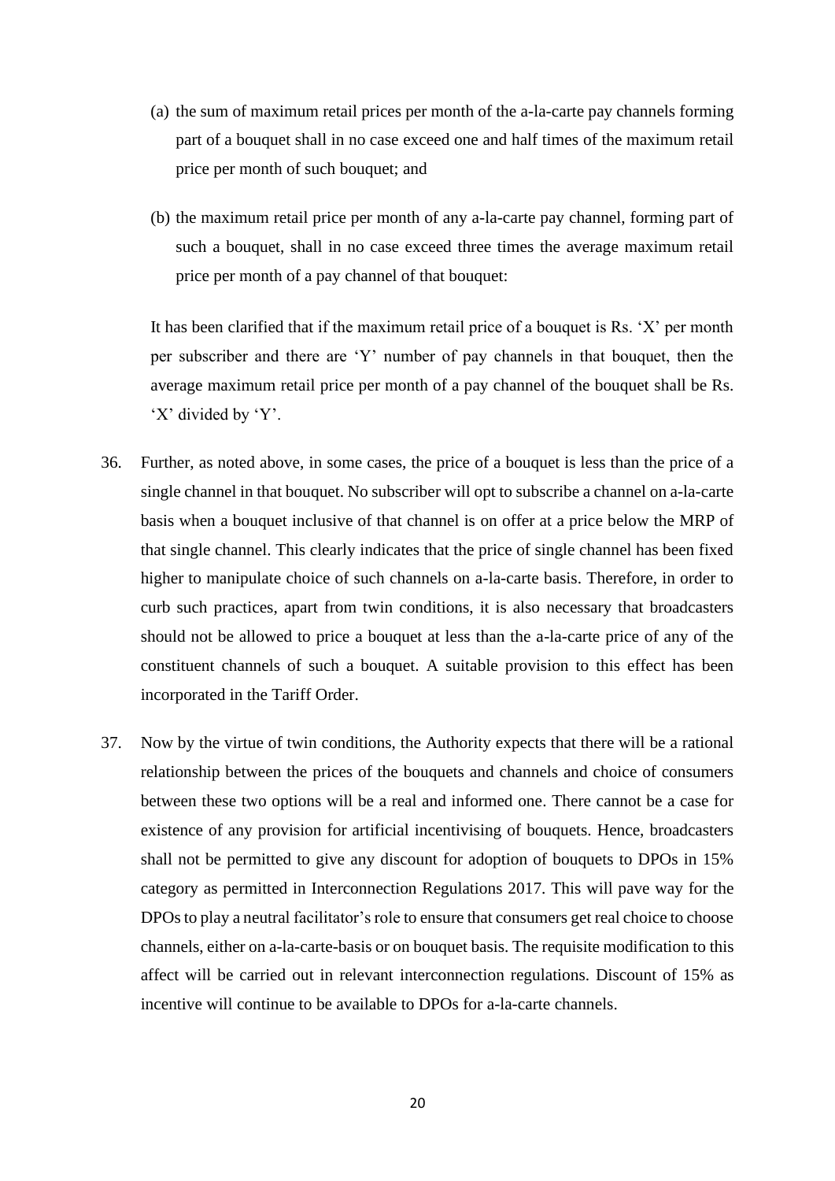(a) the sum of maximum retail prices per month of the a-la-carte pay channels forming part of a bouquet shall in no case exceed one and half times of the maximum retail price per month of such bouquet; and

(b) the maximum retail price per month of any a-la-carte pay channel, forming part of such a bouquet, shall in no case exceed three times the average maximum retail price per month of a pay channel of that bouquet:

It has been clarified that if the maximum retail price of a bouquet is Rs. 'X' per month per subscriber and there are 'Y' number of pay channels in that bouquet, then the average maximum retail price per month of a pay channel of the bouquet shall be Rs. 'X' divided by 'Y'.

36. Further, as noted above, in some cases, the price of a bouquet is less than the price of a single channel in that bouquet. No subscriber will opt to subscribe a channel on a-la-carte basis when a bouquet inclusive of that channel is on offer at a price below the MRP of that single channel. This clearly indicates that the price of single channel has been fixed higher to manipulate choice of such channels on a-la-carte basis. Therefore, in order to curb such practices, apart from twin conditions, it is also necessary that broadcasters should not be allowed to price a bouquet at less than the a-la-carte price of any of the constituent channels of such a bouquet. A suitable provision to this effect has been incorporated in the Tariff Order.

37. Now by the virtue of twin conditions, the Authority expects that there will be a rational relationship between the prices of the bouquets and channels and choice of consumers between these two options will be a real and informed one. There cannot be a case for existence of any provision for artificial incentivising of bouquets. Hence, broadcasters shall not be permitted to give any discount for adoption of bouquets to DPOs in 15% category as permitted in Interconnection Regulations 2017. This will pave way for the DPOs to play a neutral facilitator's role to ensure that consumers get real choice to choose channels, either on a-la-carte-basis or on bouquet basis. The requisite modification to this affect will be carried out in relevant interconnection regulations. Discount of 15% as incentive will continue to be available to DPOs for a-la-carte channels.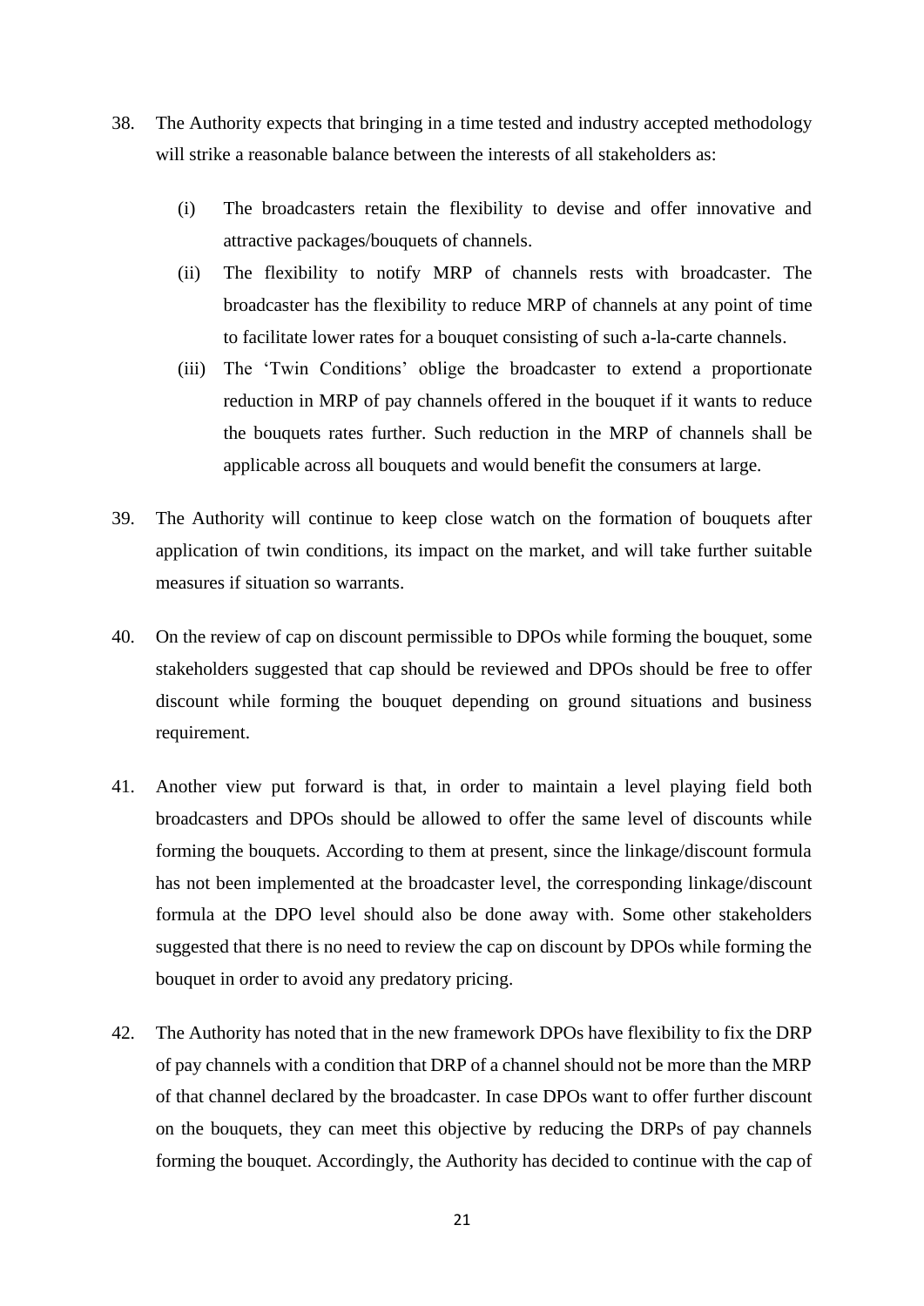38. The Authority expects that bringing in a time tested and industry accepted methodology will strike a reasonable balance between the interests of all stakeholders as:

    (i) The broadcasters retain the flexibility to devise and offer innovative and attractive packages/bouquets of channels.
    
    (ii) The flexibility to notify MRP of channels rests with broadcaster. The broadcaster has the flexibility to reduce MRP of channels at any point of time to facilitate lower rates for a bouquet consisting of such a-la-carte channels.
    
    (iii) The 'Twin Conditions' oblige the broadcaster to extend a proportionate reduction in MRP of pay channels offered in the bouquet if it wants to reduce the bouquets rates further. Such reduction in the MRP of channels shall be applicable across all bouquets and would benefit the consumers at large.

39. The Authority will continue to keep close watch on the formation of bouquets after application of twin conditions, its impact on the market, and will take further suitable measures if situation so warrants.

40. On the review of cap on discount permissible to DPOs while forming the bouquet, some stakeholders suggested that cap should be reviewed and DPOs should be free to offer discount while forming the bouquet depending on ground situations and business requirement.

41. Another view put forward is that, in order to maintain a level playing field both broadcasters and DPOs should be allowed to offer the same level of discounts while forming the bouquets. According to them at present, since the linkage/discount formula has not been implemented at the broadcaster level, the corresponding linkage/discount formula at the DPO level should also be done away with. Some other stakeholders suggested that there is no need to review the cap on discount by DPOs while forming the bouquet in order to avoid any predatory pricing.

42. The Authority has noted that in the new framework DPOs have flexibility to fix the DRP of pay channels with a condition that DRP of a channel should not be more than the MRP of that channel declared by the broadcaster. In case DPOs want to offer further discount on the bouquets, they can meet this objective by reducing the DRPs of pay channels forming the bouquet. Accordingly, the Authority has decided to continue with the cap of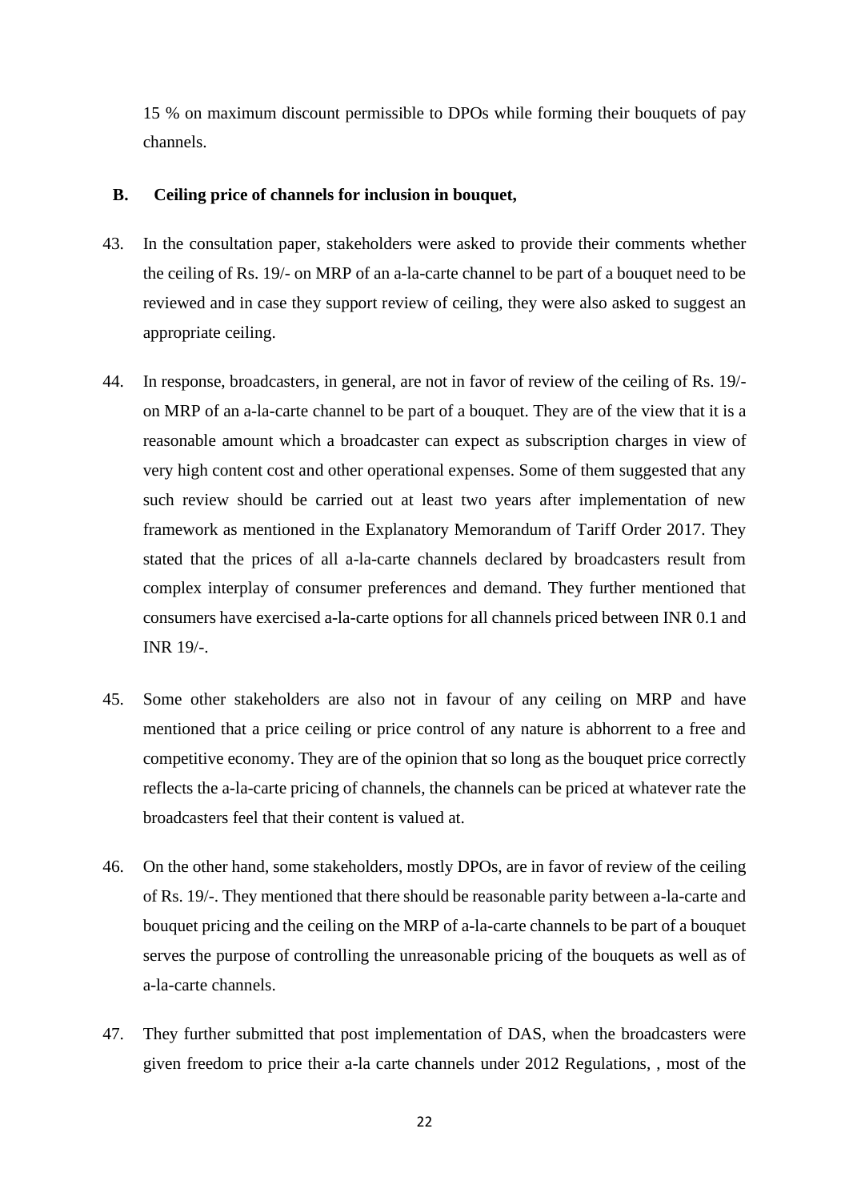15 % on maximum discount permissible to DPOs while forming their bouquets of pay channels.

## B. Ceiling price of channels for inclusion in bouquet,

43. In the consultation paper, stakeholders were asked to provide their comments whether the ceiling of Rs. 19/- on MRP of an a-la-carte channel to be part of a bouquet need to be reviewed and in case they support review of ceiling, they were also asked to suggest an appropriate ceiling.

44. In response, broadcasters, in general, are not in favor of review of the ceiling of Rs. 19/- on MRP of an a-la-carte channel to be part of a bouquet. They are of the view that it is a reasonable amount which a broadcaster can expect as subscription charges in view of very high content cost and other operational expenses. Some of them suggested that any such review should be carried out at least two years after implementation of new framework as mentioned in the Explanatory Memorandum of Tariff Order 2017. They stated that the prices of all a-la-carte channels declared by broadcasters result from complex interplay of consumer preferences and demand. They further mentioned that consumers have exercised a-la-carte options for all channels priced between INR 0.1 and INR 19/-.

45. Some other stakeholders are also not in favour of any ceiling on MRP and have mentioned that a price ceiling or price control of any nature is abhorrent to a free and competitive economy. They are of the opinion that so long as the bouquet price correctly reflects the a-la-carte pricing of channels, the channels can be priced at whatever rate the broadcasters feel that their content is valued at.

46. On the other hand, some stakeholders, mostly DPOs, are in favor of review of the ceiling of Rs. 19/-. They mentioned that there should be reasonable parity between a-la-carte and bouquet pricing and the ceiling on the MRP of a-la-carte channels to be part of a bouquet serves the purpose of controlling the unreasonable pricing of the bouquets as well as of a-la-carte channels.

47. They further submitted that post implementation of DAS, when the broadcasters were given freedom to price their a-la carte channels under 2012 Regulations, , most of the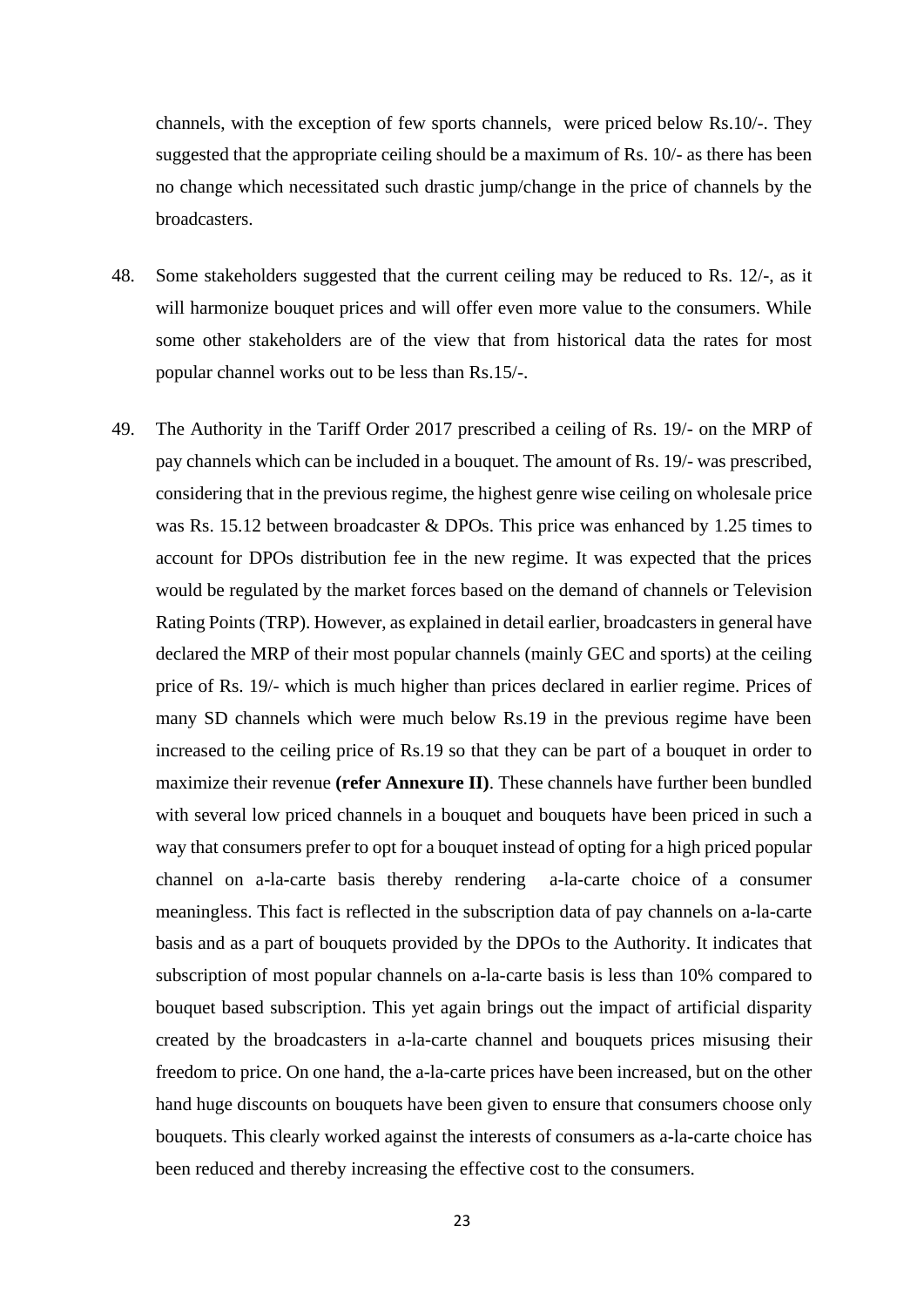channels, with the exception of few sports channels, were priced below Rs.10/-. They suggested that the appropriate ceiling should be a maximum of Rs. 10/- as there has been no change which necessitated such drastic jump/change in the price of channels by the broadcasters.

48. Some stakeholders suggested that the current ceiling may be reduced to Rs. 12/-, as it will harmonize bouquet prices and will offer even more value to the consumers. While some other stakeholders are of the view that from historical data the rates for most popular channel works out to be less than Rs.15/-.

49. The Authority in the Tariff Order 2017 prescribed a ceiling of Rs. 19/- on the MRP of pay channels which can be included in a bouquet. The amount of Rs. 19/- was prescribed, considering that in the previous regime, the highest genre wise ceiling on wholesale price was Rs. 15.12 between broadcaster & DPOs. This price was enhanced by 1.25 times to account for DPOs distribution fee in the new regime. It was expected that the prices would be regulated by the market forces based on the demand of channels or Television Rating Points (TRP). However, as explained in detail earlier, broadcasters in general have declared the MRP of their most popular channels (mainly GEC and sports) at the ceiling price of Rs. 19/- which is much higher than prices declared in earlier regime. Prices of many SD channels which were much below Rs.19 in the previous regime have been increased to the ceiling price of Rs.19 so that they can be part of a bouquet in order to maximize their revenue **(refer Annexure II)**. These channels have further been bundled with several low priced channels in a bouquet and bouquets have been priced in such a way that consumers prefer to opt for a bouquet instead of opting for a high priced popular channel on a-la-carte basis thereby rendering a-la-carte choice of a consumer meaningless. This fact is reflected in the subscription data of pay channels on a-la-carte basis and as a part of bouquets provided by the DPOs to the Authority. It indicates that subscription of most popular channels on a-la-carte basis is less than 10% compared to bouquet based subscription. This yet again brings out the impact of artificial disparity created by the broadcasters in a-la-carte channel and bouquets prices misusing their freedom to price. On one hand, the a-la-carte prices have been increased, but on the other hand huge discounts on bouquets have been given to ensure that consumers choose only bouquets. This clearly worked against the interests of consumers as a-la-carte choice has been reduced and thereby increasing the effective cost to the consumers.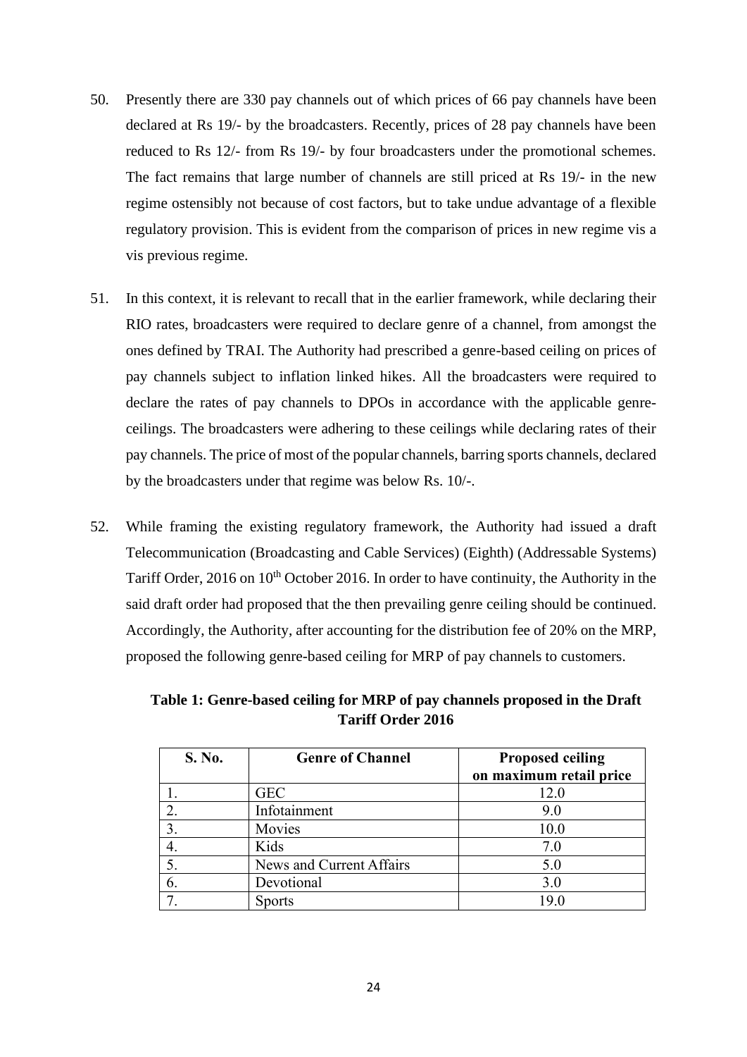50. Presently there are 330 pay channels out of which prices of 66 pay channels have been declared at Rs 19/- by the broadcasters. Recently, prices of 28 pay channels have been reduced to Rs 12/- from Rs 19/- by four broadcasters under the promotional schemes. The fact remains that large number of channels are still priced at Rs 19/- in the new regime ostensibly not because of cost factors, but to take undue advantage of a flexible regulatory provision. This is evident from the comparison of prices in new regime vis a vis previous regime.

51. In this context, it is relevant to recall that in the earlier framework, while declaring their RIO rates, broadcasters were required to declare genre of a channel, from amongst the ones defined by TRAI. The Authority had prescribed a genre-based ceiling on prices of pay channels subject to inflation linked hikes. All the broadcasters were required to declare the rates of pay channels to DPOs in accordance with the applicable genre-ceilings. The broadcasters were adhering to these ceilings while declaring rates of their pay channels. The price of most of the popular channels, barring sports channels, declared by the broadcasters under that regime was below Rs. 10/-.

52. While framing the existing regulatory framework, the Authority had issued a draft Telecommunication (Broadcasting and Cable Services) (Eighth) (Addressable Systems) Tariff Order, 2016 on 10th October 2016. In order to have continuity, the Authority in the said draft order had proposed that the then prevailing genre ceiling should be continued. Accordingly, the Authority, after accounting for the distribution fee of 20% on the MRP, proposed the following genre-based ceiling for MRP of pay channels to customers.

**Table 1: Genre-based ceiling for MRP of pay channels proposed in the Draft Tariff Order 2016**

| S. No. | Genre of Channel | Proposed ceiling on maximum retail price |
|---|---|---|
| 1. | GEC | 12.0 |
| 2. | Infotainment | 9.0 |
| 3. | Movies | 10.0 |
| 4. | Kids | 7.0 |
| 5. | News and Current Affairs | 5.0 |
| 6. | Devotional | 3.0 |
| 7. | Sports | 19.0 |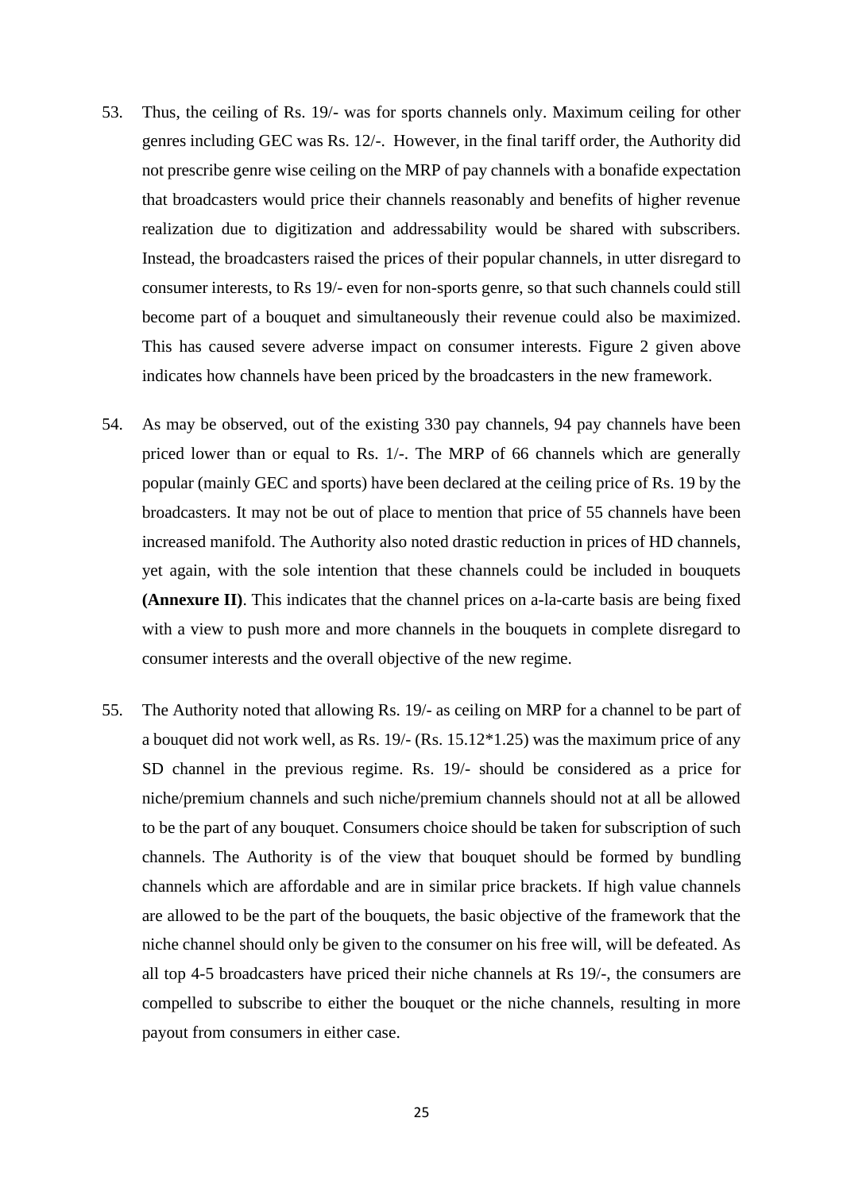53. Thus, the ceiling of Rs. 19/- was for sports channels only. Maximum ceiling for other genres including GEC was Rs. 12/-. However, in the final tariff order, the Authority did not prescribe genre wise ceiling on the MRP of pay channels with a bonafide expectation that broadcasters would price their channels reasonably and benefits of higher revenue realization due to digitization and addressability would be shared with subscribers. Instead, the broadcasters raised the prices of their popular channels, in utter disregard to consumer interests, to Rs 19/- even for non-sports genre, so that such channels could still become part of a bouquet and simultaneously their revenue could also be maximized. This has caused severe adverse impact on consumer interests. Figure 2 given above indicates how channels have been priced by the broadcasters in the new framework.

54. As may be observed, out of the existing 330 pay channels, 94 pay channels have been priced lower than or equal to Rs. 1/-. The MRP of 66 channels which are generally popular (mainly GEC and sports) have been declared at the ceiling price of Rs. 19 by the broadcasters. It may not be out of place to mention that price of 55 channels have been increased manifold. The Authority also noted drastic reduction in prices of HD channels, yet again, with the sole intention that these channels could be included in bouquets **(Annexure II)**. This indicates that the channel prices on a-la-carte basis are being fixed with a view to push more and more channels in the bouquets in complete disregard to consumer interests and the overall objective of the new regime.

55. The Authority noted that allowing Rs. 19/- as ceiling on MRP for a channel to be part of a bouquet did not work well, as Rs. 19/- (Rs. 15.12*1.25) was the maximum price of any SD channel in the previous regime. Rs. 19/- should be considered as a price for niche/premium channels and such niche/premium channels should not at all be allowed to be the part of any bouquet. Consumers choice should be taken for subscription of such channels. The Authority is of the view that bouquet should be formed by bundling channels which are affordable and are in similar price brackets. If high value channels are allowed to be the part of the bouquets, the basic objective of the framework that the niche channel should only be given to the consumer on his free will, will be defeated. As all top 4-5 broadcasters have priced their niche channels at Rs 19/-, the consumers are compelled to subscribe to either the bouquet or the niche channels, resulting in more payout from consumers in either case.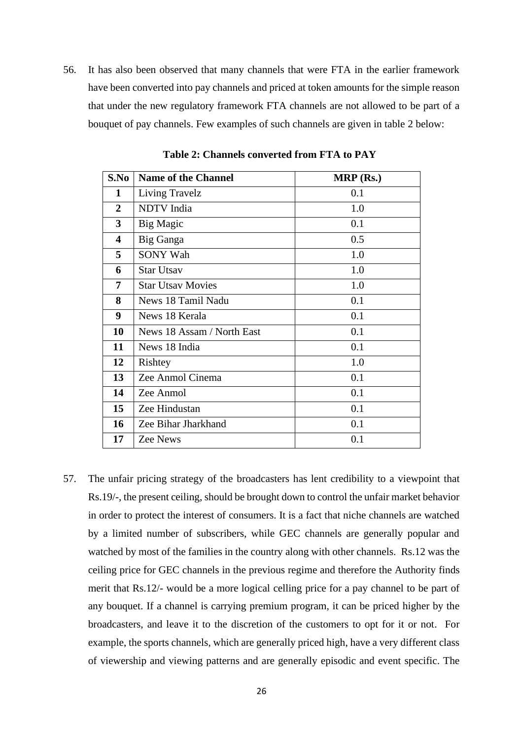56. It has also been observed that many channels that were FTA in the earlier framework have been converted into pay channels and priced at token amounts for the simple reason that under the new regulatory framework FTA channels are not allowed to be part of a bouquet of pay channels. Few examples of such channels are given in table 2 below:

**Table 2: Channels converted from FTA to PAY**

| S.No | Name of the Channel | MRP (Rs.) |
|---|---|---|
| **1** | Living Travelz | 0.1 |
| **2** | NDTV India | 1.0 |
| **3** | Big Magic | 0.1 |
| **4** | Big Ganga | 0.5 |
| **5** | SONY Wah | 1.0 |
| **6** | Star Utsav | 1.0 |
| **7** | Star Utsav Movies | 1.0 |
| **8** | News 18 Tamil Nadu | 0.1 |
| **9** | News 18 Kerala | 0.1 |
| **10** | News 18 Assam / North East | 0.1 |
| **11** | News 18 India | 0.1 |
| **12** | Rishtey | 1.0 |
| **13** | Zee Anmol Cinema | 0.1 |
| **14** | Zee Anmol | 0.1 |
| **15** | Zee Hindustan | 0.1 |
| **16** | Zee Bihar Jharkhand | 0.1 |
| **17** | Zee News | 0.1 |

57. The unfair pricing strategy of the broadcasters has lent credibility to a viewpoint that Rs.19/-, the present ceiling, should be brought down to control the unfair market behavior in order to protect the interest of consumers. It is a fact that niche channels are watched by a limited number of subscribers, while GEC channels are generally popular and watched by most of the families in the country along with other channels. Rs.12 was the ceiling price for GEC channels in the previous regime and therefore the Authority finds merit that Rs.12/- would be a more logical celling price for a pay channel to be part of any bouquet. If a channel is carrying premium program, it can be priced higher by the broadcasters, and leave it to the discretion of the customers to opt for it or not. For example, the sports channels, which are generally priced high, have a very different class of viewership and viewing patterns and are generally episodic and event specific. The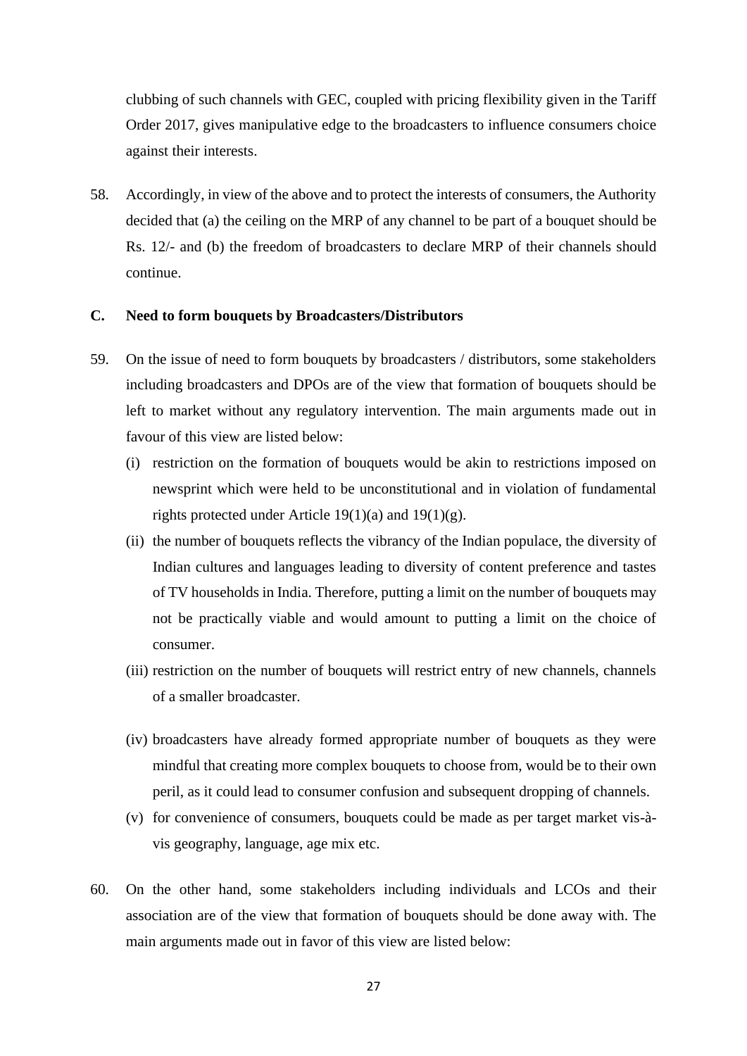clubbing of such channels with GEC, coupled with pricing flexibility given in the Tariff Order 2017, gives manipulative edge to the broadcasters to influence consumers choice against their interests.

58. Accordingly, in view of the above and to protect the interests of consumers, the Authority decided that (a) the ceiling on the MRP of any channel to be part of a bouquet should be Rs. 12/- and (b) the freedom of broadcasters to declare MRP of their channels should continue.

**C. Need to form bouquets by Broadcasters/Distributors**

59. On the issue of need to form bouquets by broadcasters / distributors, some stakeholders including broadcasters and DPOs are of the view that formation of bouquets should be left to market without any regulatory intervention. The main arguments made out in favour of this view are listed below:

    (i) restriction on the formation of bouquets would be akin to restrictions imposed on newsprint which were held to be unconstitutional and in violation of fundamental rights protected under Article 19(1)(a) and 19(1)(g).

    (ii) the number of bouquets reflects the vibrancy of the Indian populace, the diversity of Indian cultures and languages leading to diversity of content preference and tastes of TV households in India. Therefore, putting a limit on the number of bouquets may not be practically viable and would amount to putting a limit on the choice of consumer.

    (iii) restriction on the number of bouquets will restrict entry of new channels, channels of a smaller broadcaster.

    (iv) broadcasters have already formed appropriate number of bouquets as they were mindful that creating more complex bouquets to choose from, would be to their own peril, as it could lead to consumer confusion and subsequent dropping of channels.

    (v) for convenience of consumers, bouquets could be made as per target market vis-à-vis geography, language, age mix etc.

60. On the other hand, some stakeholders including individuals and LCOs and their association are of the view that formation of bouquets should be done away with. The main arguments made out in favor of this view are listed below: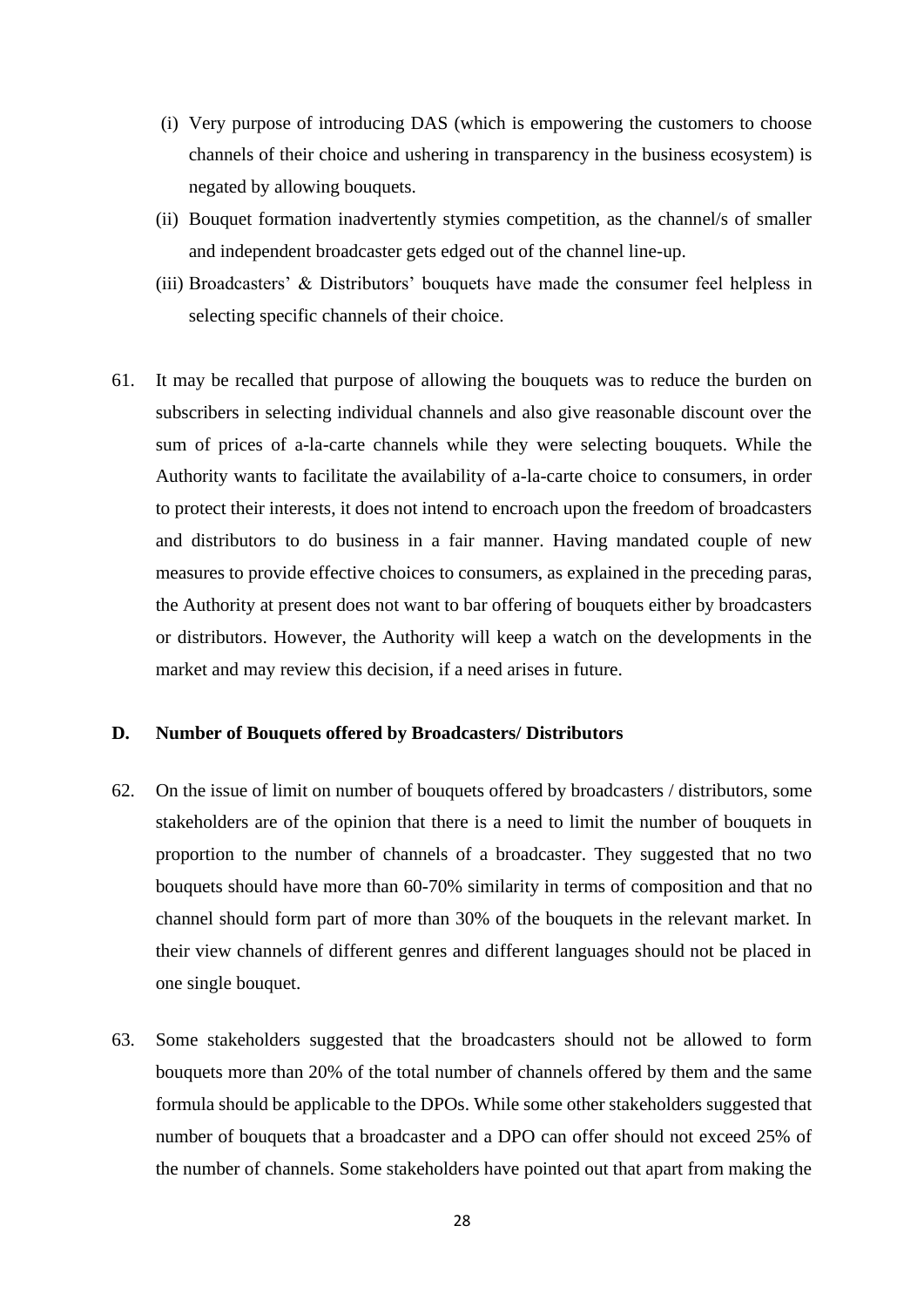(i) Very purpose of introducing DAS (which is empowering the customers to choose channels of their choice and ushering in transparency in the business ecosystem) is negated by allowing bouquets.

(ii) Bouquet formation inadvertently stymies competition, as the channel/s of smaller and independent broadcaster gets edged out of the channel line-up.

(iii) Broadcasters' & Distributors' bouquets have made the consumer feel helpless in selecting specific channels of their choice.

61. It may be recalled that purpose of allowing the bouquets was to reduce the burden on subscribers in selecting individual channels and also give reasonable discount over the sum of prices of a-la-carte channels while they were selecting bouquets. While the Authority wants to facilitate the availability of a-la-carte choice to consumers, in order to protect their interests, it does not intend to encroach upon the freedom of broadcasters and distributors to do business in a fair manner. Having mandated couple of new measures to provide effective choices to consumers, as explained in the preceding paras, the Authority at present does not want to bar offering of bouquets either by broadcasters or distributors. However, the Authority will keep a watch on the developments in the market and may review this decision, if a need arises in future.

## D. Number of Bouquets offered by Broadcasters/ Distributors

62. On the issue of limit on number of bouquets offered by broadcasters / distributors, some stakeholders are of the opinion that there is a need to limit the number of bouquets in proportion to the number of channels of a broadcaster. They suggested that no two bouquets should have more than 60-70% similarity in terms of composition and that no channel should form part of more than 30% of the bouquets in the relevant market. In their view channels of different genres and different languages should not be placed in one single bouquet.

63. Some stakeholders suggested that the broadcasters should not be allowed to form bouquets more than 20% of the total number of channels offered by them and the same formula should be applicable to the DPOs. While some other stakeholders suggested that number of bouquets that a broadcaster and a DPO can offer should not exceed 25% of the number of channels. Some stakeholders have pointed out that apart from making the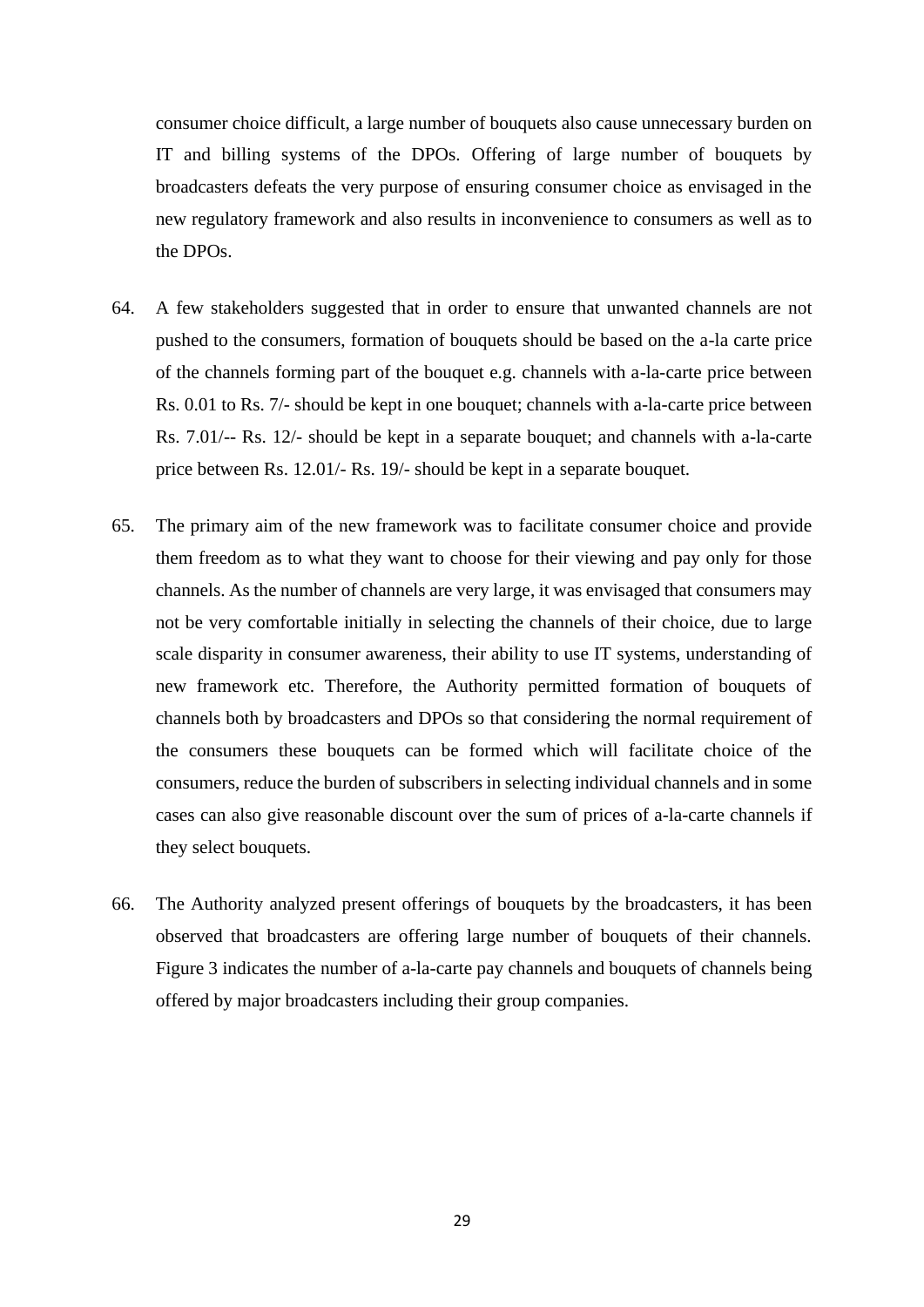consumer choice difficult, a large number of bouquets also cause unnecessary burden on IT and billing systems of the DPOs. Offering of large number of bouquets by broadcasters defeats the very purpose of ensuring consumer choice as envisaged in the new regulatory framework and also results in inconvenience to consumers as well as to the DPOs.

64. A few stakeholders suggested that in order to ensure that unwanted channels are not pushed to the consumers, formation of bouquets should be based on the a-la carte price of the channels forming part of the bouquet e.g. channels with a-la-carte price between Rs. 0.01 to Rs. 7/- should be kept in one bouquet; channels with a-la-carte price between Rs. 7.01/-- Rs. 12/- should be kept in a separate bouquet; and channels with a-la-carte price between Rs. 12.01/- Rs. 19/- should be kept in a separate bouquet.

65. The primary aim of the new framework was to facilitate consumer choice and provide them freedom as to what they want to choose for their viewing and pay only for those channels. As the number of channels are very large, it was envisaged that consumers may not be very comfortable initially in selecting the channels of their choice, due to large scale disparity in consumer awareness, their ability to use IT systems, understanding of new framework etc. Therefore, the Authority permitted formation of bouquets of channels both by broadcasters and DPOs so that considering the normal requirement of the consumers these bouquets can be formed which will facilitate choice of the consumers, reduce the burden of subscribers in selecting individual channels and in some cases can also give reasonable discount over the sum of prices of a-la-carte channels if they select bouquets.

66. The Authority analyzed present offerings of bouquets by the broadcasters, it has been observed that broadcasters are offering large number of bouquets of their channels. Figure 3 indicates the number of a-la-carte pay channels and bouquets of channels being offered by major broadcasters including their group companies.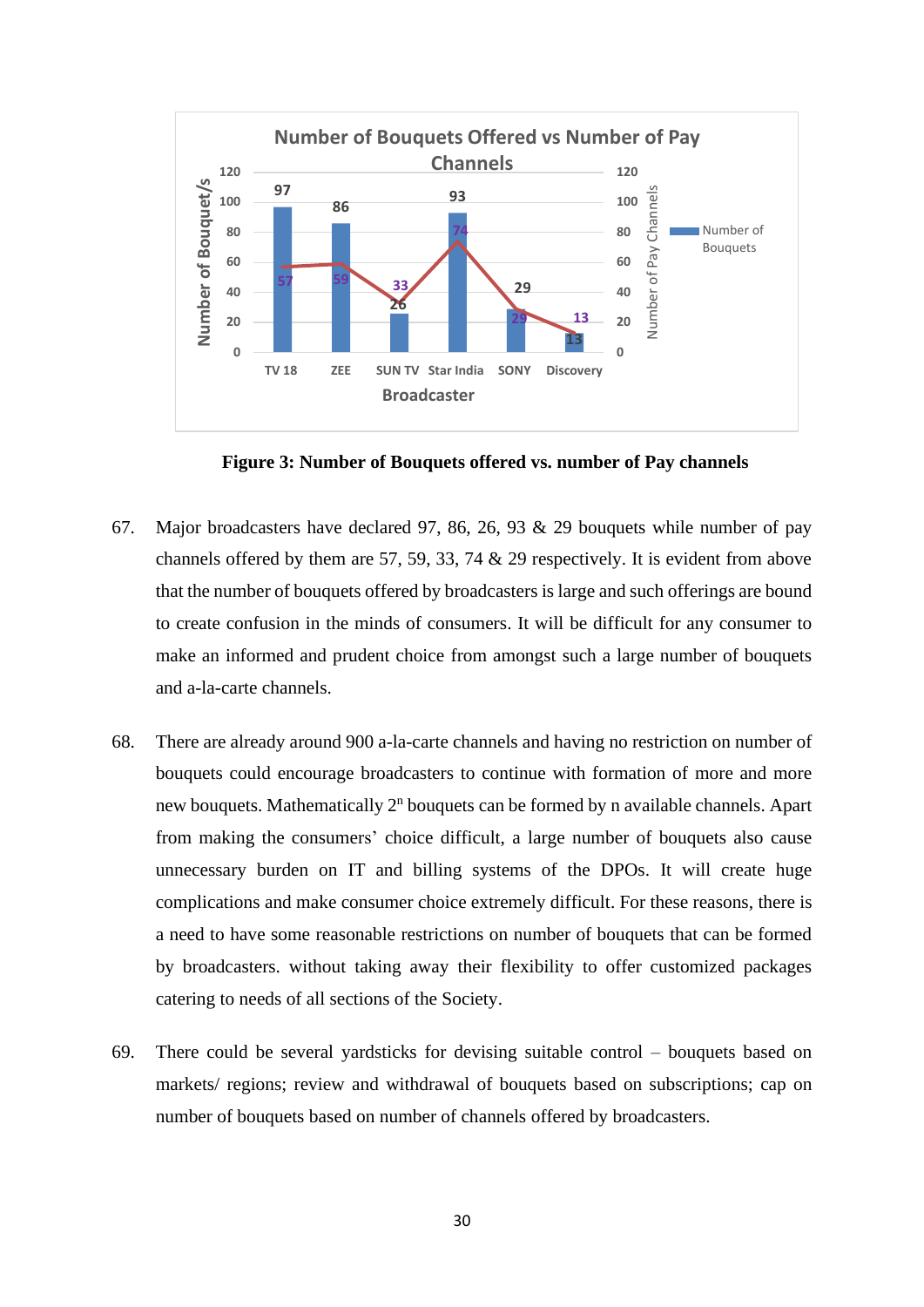Number of Bouquets Offered vs Number of Pay Channels

| Broadcaster | Number of Bouquets | Number of Pay Channels |
|---|---|---|
| TV 18 | 97 | 57 |
| ZEE | 86 | 59 |
| SUN TV | 26 | 33 |
| Star India | 93 | 74 |
| SONY | 29 | 29 |
| Discovery | 13 | 13 |

**Figure 3: Number of Bouquets offered vs. number of Pay channels**

67. Major broadcasters have declared 97, 86, 26, 93 & 29 bouquets while number of pay channels offered by them are 57, 59, 33, 74 & 29 respectively. It is evident from above that the number of bouquets offered by broadcasters is large and such offerings are bound to create confusion in the minds of consumers. It will be difficult for any consumer to make an informed and prudent choice from amongst such a large number of bouquets and a-la-carte channels.

68. There are already around 900 a-la-carte channels and having no restriction on number of bouquets could encourage broadcasters to continue with formation of more and more new bouquets. Mathematically $2^n$ bouquets can be formed by n available channels. Apart from making the consumers' choice difficult, a large number of bouquets also cause unnecessary burden on IT and billing systems of the DPOs. It will create huge complications and make consumer choice extremely difficult. For these reasons, there is a need to have some reasonable restrictions on number of bouquets that can be formed by broadcasters. without taking away their flexibility to offer customized packages catering to needs of all sections of the Society.

69. There could be several yardsticks for devising suitable control – bouquets based on markets/ regions; review and withdrawal of bouquets based on subscriptions; cap on number of bouquets based on number of channels offered by broadcasters.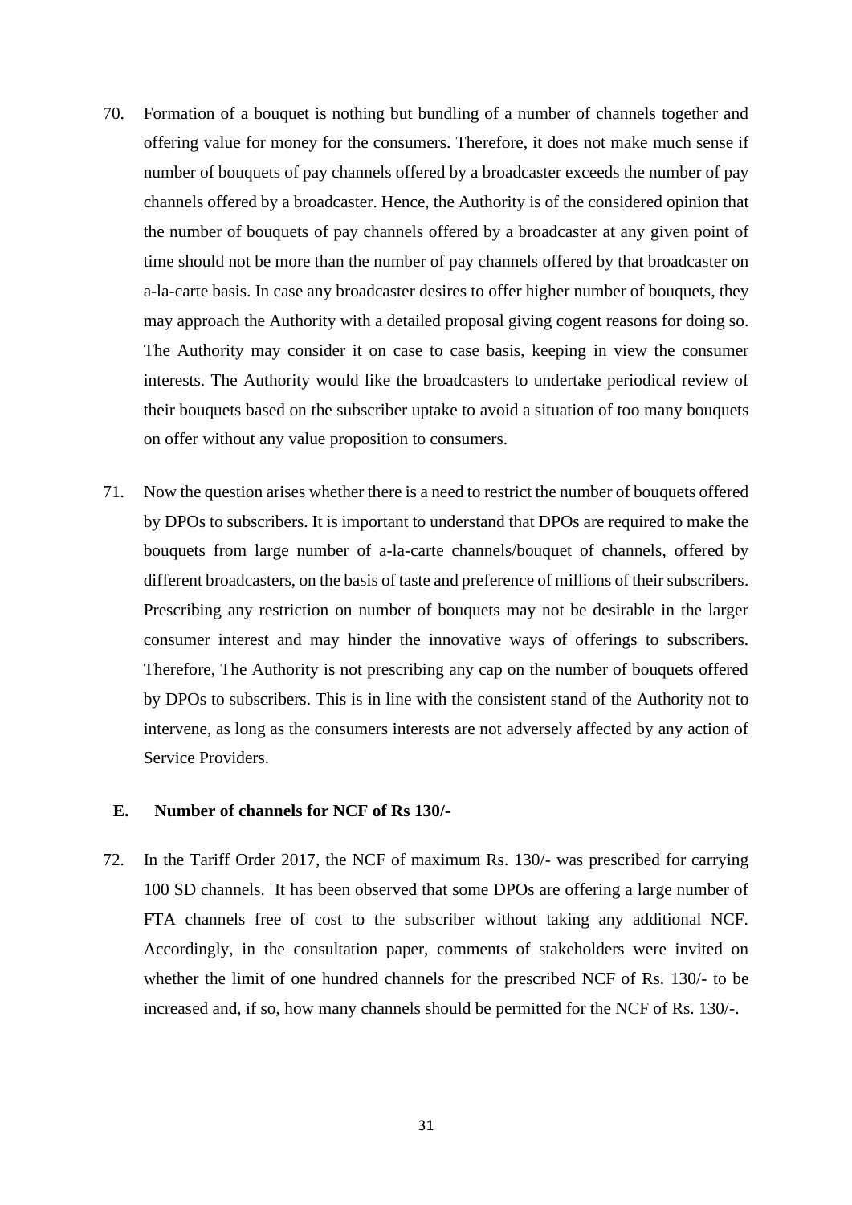70. Formation of a bouquet is nothing but bundling of a number of channels together and offering value for money for the consumers. Therefore, it does not make much sense if number of bouquets of pay channels offered by a broadcaster exceeds the number of pay channels offered by a broadcaster. Hence, the Authority is of the considered opinion that the number of bouquets of pay channels offered by a broadcaster at any given point of time should not be more than the number of pay channels offered by that broadcaster on a-la-carte basis. In case any broadcaster desires to offer higher number of bouquets, they may approach the Authority with a detailed proposal giving cogent reasons for doing so. The Authority may consider it on case to case basis, keeping in view the consumer interests. The Authority would like the broadcasters to undertake periodical review of their bouquets based on the subscriber uptake to avoid a situation of too many bouquets on offer without any value proposition to consumers.

71. Now the question arises whether there is a need to restrict the number of bouquets offered by DPOs to subscribers. It is important to understand that DPOs are required to make the bouquets from large number of a-la-carte channels/bouquet of channels, offered by different broadcasters, on the basis of taste and preference of millions of their subscribers. Prescribing any restriction on number of bouquets may not be desirable in the larger consumer interest and may hinder the innovative ways of offerings to subscribers. Therefore, The Authority is not prescribing any cap on the number of bouquets offered by DPOs to subscribers. This is in line with the consistent stand of the Authority not to intervene, as long as the consumers interests are not adversely affected by any action of Service Providers.

## E. Number of channels for NCF of Rs 130/-

72. In the Tariff Order 2017, the NCF of maximum Rs. 130/- was prescribed for carrying 100 SD channels. It has been observed that some DPOs are offering a large number of FTA channels free of cost to the subscriber without taking any additional NCF. Accordingly, in the consultation paper, comments of stakeholders were invited on whether the limit of one hundred channels for the prescribed NCF of Rs. 130/- to be increased and, if so, how many channels should be permitted for the NCF of Rs. 130/-.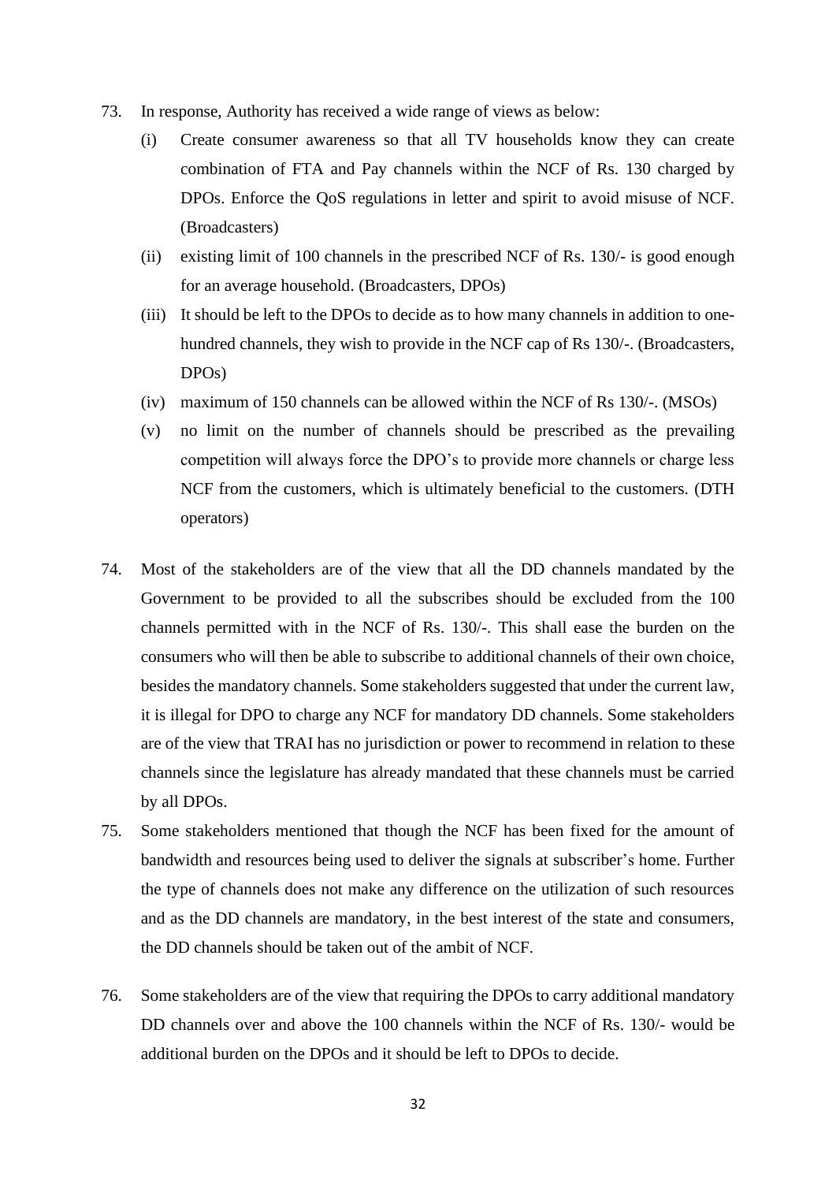73. In response, Authority has received a wide range of views as below:

    (i) Create consumer awareness so that all TV households know they can create combination of FTA and Pay channels within the NCF of Rs. 130 charged by DPOs. Enforce the QoS regulations in letter and spirit to avoid misuse of NCF. (Broadcasters)

    (ii) existing limit of 100 channels in the prescribed NCF of Rs. 130/- is good enough for an average household. (Broadcasters, DPOs)

    (iii) It should be left to the DPOs to decide as to how many channels in addition to one-hundred channels, they wish to provide in the NCF cap of Rs 130/-. (Broadcasters, DPOs)

    (iv) maximum of 150 channels can be allowed within the NCF of Rs 130/-. (MSOs)

    (v) no limit on the number of channels should be prescribed as the prevailing competition will always force the DPO's to provide more channels or charge less NCF from the customers, which is ultimately beneficial to the customers. (DTH operators)

74. Most of the stakeholders are of the view that all the DD channels mandated by the Government to be provided to all the subscribes should be excluded from the 100 channels permitted with in the NCF of Rs. 130/-. This shall ease the burden on the consumers who will then be able to subscribe to additional channels of their own choice, besides the mandatory channels. Some stakeholders suggested that under the current law, it is illegal for DPO to charge any NCF for mandatory DD channels. Some stakeholders are of the view that TRAI has no jurisdiction or power to recommend in relation to these channels since the legislature has already mandated that these channels must be carried by all DPOs.

75. Some stakeholders mentioned that though the NCF has been fixed for the amount of bandwidth and resources being used to deliver the signals at subscriber's home. Further the type of channels does not make any difference on the utilization of such resources and as the DD channels are mandatory, in the best interest of the state and consumers, the DD channels should be taken out of the ambit of NCF.

76. Some stakeholders are of the view that requiring the DPOs to carry additional mandatory DD channels over and above the 100 channels within the NCF of Rs. 130/- would be additional burden on the DPOs and it should be left to DPOs to decide.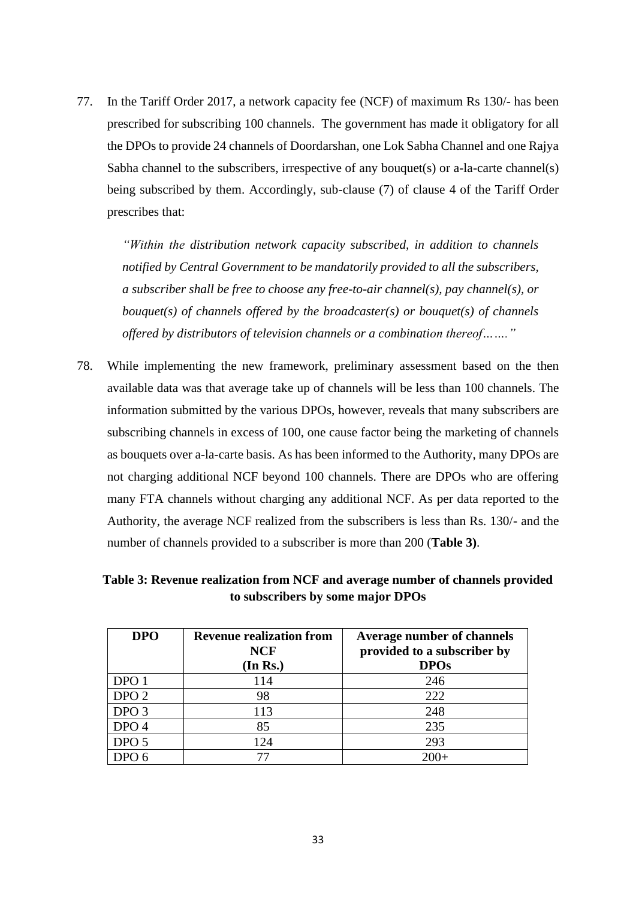77. In the Tariff Order 2017, a network capacity fee (NCF) of maximum Rs 130/- has been prescribed for subscribing 100 channels. The government has made it obligatory for all the DPOs to provide 24 channels of Doordarshan, one Lok Sabha Channel and one Rajya Sabha channel to the subscribers, irrespective of any bouquet(s) or a-la-carte channel(s) being subscribed by them. Accordingly, sub-clause (7) of clause 4 of the Tariff Order prescribes that:

*"Within the distribution network capacity subscribed, in addition to channels notified by Central Government to be mandatorily provided to all the subscribers, a subscriber shall be free to choose any free-to-air channel(s), pay channel(s), or bouquet(s) of channels offered by the broadcaster(s) or bouquet(s) of channels offered by distributors of television channels or a combination thereof……."*

78. While implementing the new framework, preliminary assessment based on the then available data was that average take up of channels will be less than 100 channels. The information submitted by the various DPOs, however, reveals that many subscribers are subscribing channels in excess of 100, one cause factor being the marketing of channels as bouquets over a-la-carte basis. As has been informed to the Authority, many DPOs are not charging additional NCF beyond 100 channels. There are DPOs who are offering many FTA channels without charging any additional NCF. As per data reported to the Authority, the average NCF realized from the subscribers is less than Rs. 130/- and the number of channels provided to a subscriber is more than 200 (**Table 3)**.

**Table 3: Revenue realization from NCF and average number of channels provided to subscribers by some major DPOs**

| DPO | Revenue realization from NCF (In Rs.) | Average number of channels provided to a subscriber by DPOs |
|---|---|---|
| DPO 1 | 114 | 246 |
| DPO 2 | 98 | 222 |
| DPO 3 | 113 | 248 |
| DPO 4 | 85 | 235 |
| DPO 5 | 124 | 293 |
| DPO 6 | 77 | 200+ |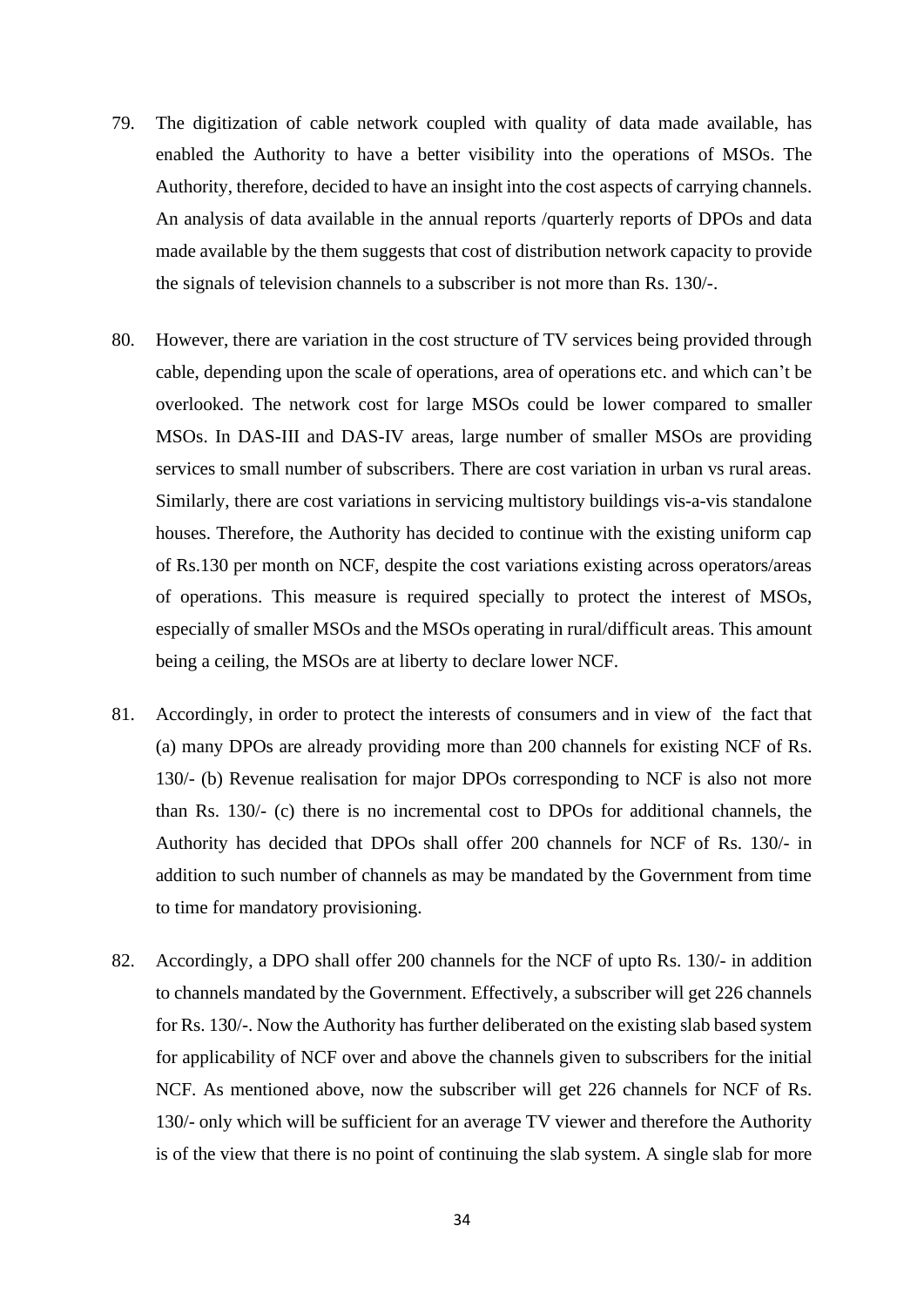79. The digitization of cable network coupled with quality of data made available, has enabled the Authority to have a better visibility into the operations of MSOs. The Authority, therefore, decided to have an insight into the cost aspects of carrying channels. An analysis of data available in the annual reports /quarterly reports of DPOs and data made available by the them suggests that cost of distribution network capacity to provide the signals of television channels to a subscriber is not more than Rs. 130/-.

80. However, there are variation in the cost structure of TV services being provided through cable, depending upon the scale of operations, area of operations etc. and which can't be overlooked. The network cost for large MSOs could be lower compared to smaller MSOs. In DAS-III and DAS-IV areas, large number of smaller MSOs are providing services to small number of subscribers. There are cost variation in urban vs rural areas. Similarly, there are cost variations in servicing multistory buildings vis-a-vis standalone houses. Therefore, the Authority has decided to continue with the existing uniform cap of Rs.130 per month on NCF, despite the cost variations existing across operators/areas of operations. This measure is required specially to protect the interest of MSOs, especially of smaller MSOs and the MSOs operating in rural/difficult areas. This amount being a ceiling, the MSOs are at liberty to declare lower NCF.

81. Accordingly, in order to protect the interests of consumers and in view of the fact that (a) many DPOs are already providing more than 200 channels for existing NCF of Rs. 130/- (b) Revenue realisation for major DPOs corresponding to NCF is also not more than Rs. 130/- (c) there is no incremental cost to DPOs for additional channels, the Authority has decided that DPOs shall offer 200 channels for NCF of Rs. 130/- in addition to such number of channels as may be mandated by the Government from time to time for mandatory provisioning.

82. Accordingly, a DPO shall offer 200 channels for the NCF of upto Rs. 130/- in addition to channels mandated by the Government. Effectively, a subscriber will get 226 channels for Rs. 130/-. Now the Authority has further deliberated on the existing slab based system for applicability of NCF over and above the channels given to subscribers for the initial NCF. As mentioned above, now the subscriber will get 226 channels for NCF of Rs. 130/- only which will be sufficient for an average TV viewer and therefore the Authority is of the view that there is no point of continuing the slab system. A single slab for more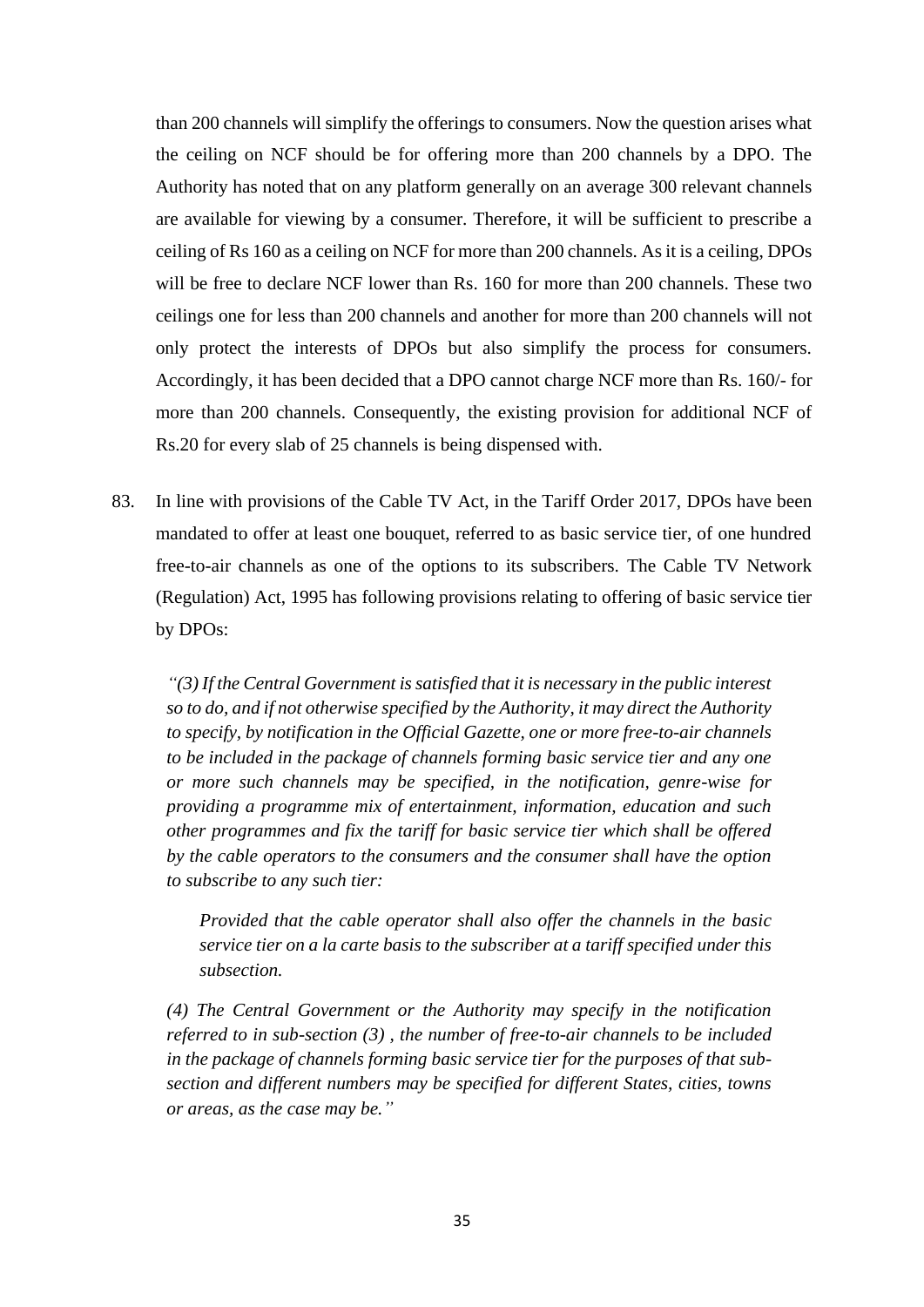than 200 channels will simplify the offerings to consumers. Now the question arises what the ceiling on NCF should be for offering more than 200 channels by a DPO. The Authority has noted that on any platform generally on an average 300 relevant channels are available for viewing by a consumer. Therefore, it will be sufficient to prescribe a ceiling of Rs 160 as a ceiling on NCF for more than 200 channels. As it is a ceiling, DPOs will be free to declare NCF lower than Rs. 160 for more than 200 channels. These two ceilings one for less than 200 channels and another for more than 200 channels will not only protect the interests of DPOs but also simplify the process for consumers. Accordingly, it has been decided that a DPO cannot charge NCF more than Rs. 160/- for more than 200 channels. Consequently, the existing provision for additional NCF of Rs.20 for every slab of 25 channels is being dispensed with.

83. In line with provisions of the Cable TV Act, in the Tariff Order 2017, DPOs have been mandated to offer at least one bouquet, referred to as basic service tier, of one hundred free-to-air channels as one of the options to its subscribers. The Cable TV Network (Regulation) Act, 1995 has following provisions relating to offering of basic service tier by DPOs:

> *"(3) If the Central Government is satisfied that it is necessary in the public interest so to do, and if not otherwise specified by the Authority, it may direct the Authority to specify, by notification in the Official Gazette, one or more free-to-air channels to be included in the package of channels forming basic service tier and any one or more such channels may be specified, in the notification, genre-wise for providing a programme mix of entertainment, information, education and such other programmes and fix the tariff for basic service tier which shall be offered by the cable operators to the consumers and the consumer shall have the option to subscribe to any such tier:*
>
> > *Provided that the cable operator shall also offer the channels in the basic service tier on a la carte basis to the subscriber at a tariff specified under this subsection.*
>
> *(4) The Central Government or the Authority may specify in the notification referred to in sub-section (3) , the number of free-to-air channels to be included in the package of channels forming basic service tier for the purposes of that sub-section and different numbers may be specified for different States, cities, towns or areas, as the case may be."*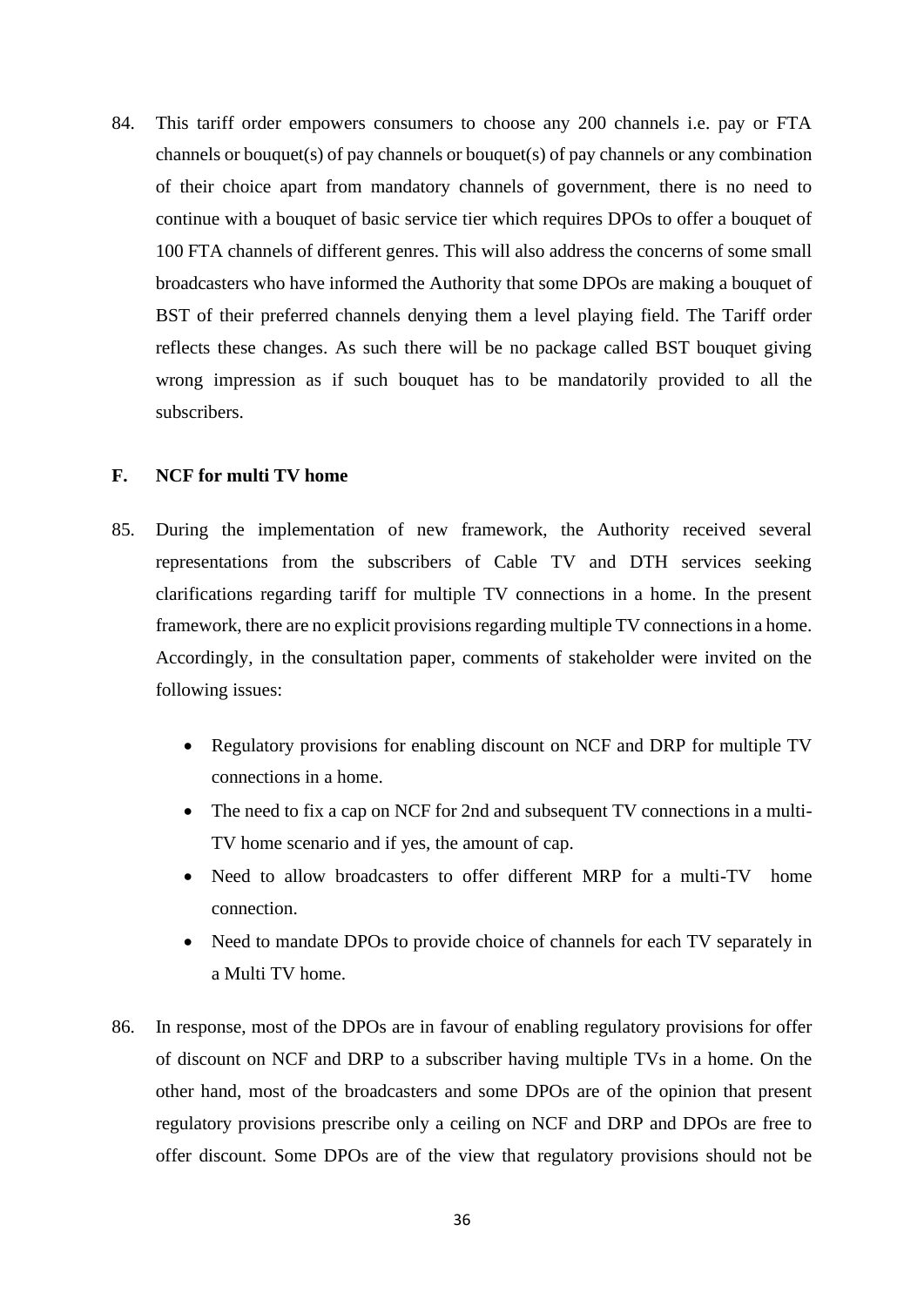84. This tariff order empowers consumers to choose any 200 channels i.e. pay or FTA channels or bouquet(s) of pay channels or bouquet(s) of pay channels or any combination of their choice apart from mandatory channels of government, there is no need to continue with a bouquet of basic service tier which requires DPOs to offer a bouquet of 100 FTA channels of different genres. This will also address the concerns of some small broadcasters who have informed the Authority that some DPOs are making a bouquet of BST of their preferred channels denying them a level playing field. The Tariff order reflects these changes. As such there will be no package called BST bouquet giving wrong impression as if such bouquet has to be mandatorily provided to all the subscribers.

## F. NCF for multi TV home

85. During the implementation of new framework, the Authority received several representations from the subscribers of Cable TV and DTH services seeking clarifications regarding tariff for multiple TV connections in a home. In the present framework, there are no explicit provisions regarding multiple TV connections in a home. Accordingly, in the consultation paper, comments of stakeholder were invited on the following issues:

- Regulatory provisions for enabling discount on NCF and DRP for multiple TV connections in a home.
- The need to fix a cap on NCF for 2nd and subsequent TV connections in a multi-TV home scenario and if yes, the amount of cap.
- Need to allow broadcasters to offer different MRP for a multi-TV home connection.
- Need to mandate DPOs to provide choice of channels for each TV separately in a Multi TV home.

86. In response, most of the DPOs are in favour of enabling regulatory provisions for offer of discount on NCF and DRP to a subscriber having multiple TVs in a home. On the other hand, most of the broadcasters and some DPOs are of the opinion that present regulatory provisions prescribe only a ceiling on NCF and DRP and DPOs are free to offer discount. Some DPOs are of the view that regulatory provisions should not be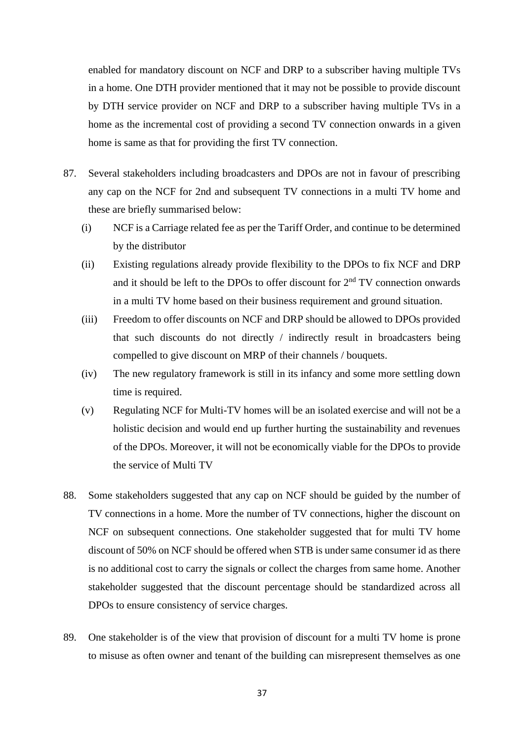enabled for mandatory discount on NCF and DRP to a subscriber having multiple TVs in a home. One DTH provider mentioned that it may not be possible to provide discount by DTH service provider on NCF and DRP to a subscriber having multiple TVs in a home as the incremental cost of providing a second TV connection onwards in a given home is same as that for providing the first TV connection.

87. Several stakeholders including broadcasters and DPOs are not in favour of prescribing any cap on the NCF for 2nd and subsequent TV connections in a multi TV home and these are briefly summarised below:

    (i) NCF is a Carriage related fee as per the Tariff Order, and continue to be determined by the distributor

    (ii) Existing regulations already provide flexibility to the DPOs to fix NCF and DRP and it should be left to the DPOs to offer discount for 2nd TV connection onwards in a multi TV home based on their business requirement and ground situation.

    (iii) Freedom to offer discounts on NCF and DRP should be allowed to DPOs provided that such discounts do not directly / indirectly result in broadcasters being compelled to give discount on MRP of their channels / bouquets.

    (iv) The new regulatory framework is still in its infancy and some more settling down time is required.

    (v) Regulating NCF for Multi-TV homes will be an isolated exercise and will not be a holistic decision and would end up further hurting the sustainability and revenues of the DPOs. Moreover, it will not be economically viable for the DPOs to provide the service of Multi TV

88. Some stakeholders suggested that any cap on NCF should be guided by the number of TV connections in a home. More the number of TV connections, higher the discount on NCF on subsequent connections. One stakeholder suggested that for multi TV home discount of 50% on NCF should be offered when STB is under same consumer id as there is no additional cost to carry the signals or collect the charges from same home. Another stakeholder suggested that the discount percentage should be standardized across all DPOs to ensure consistency of service charges.

89. One stakeholder is of the view that provision of discount for a multi TV home is prone to misuse as often owner and tenant of the building can misrepresent themselves as one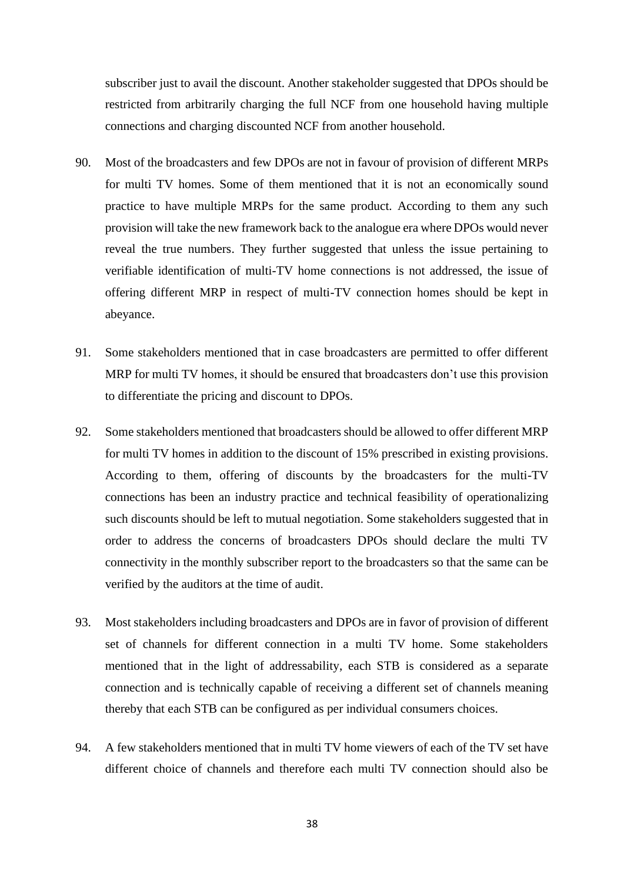subscriber just to avail the discount. Another stakeholder suggested that DPOs should be restricted from arbitrarily charging the full NCF from one household having multiple connections and charging discounted NCF from another household.

90. Most of the broadcasters and few DPOs are not in favour of provision of different MRPs for multi TV homes. Some of them mentioned that it is not an economically sound practice to have multiple MRPs for the same product. According to them any such provision will take the new framework back to the analogue era where DPOs would never reveal the true numbers. They further suggested that unless the issue pertaining to verifiable identification of multi-TV home connections is not addressed, the issue of offering different MRP in respect of multi-TV connection homes should be kept in abeyance.

91. Some stakeholders mentioned that in case broadcasters are permitted to offer different MRP for multi TV homes, it should be ensured that broadcasters don't use this provision to differentiate the pricing and discount to DPOs.

92. Some stakeholders mentioned that broadcasters should be allowed to offer different MRP for multi TV homes in addition to the discount of 15% prescribed in existing provisions. According to them, offering of discounts by the broadcasters for the multi-TV connections has been an industry practice and technical feasibility of operationalizing such discounts should be left to mutual negotiation. Some stakeholders suggested that in order to address the concerns of broadcasters DPOs should declare the multi TV connectivity in the monthly subscriber report to the broadcasters so that the same can be verified by the auditors at the time of audit.

93. Most stakeholders including broadcasters and DPOs are in favor of provision of different set of channels for different connection in a multi TV home. Some stakeholders mentioned that in the light of addressability, each STB is considered as a separate connection and is technically capable of receiving a different set of channels meaning thereby that each STB can be configured as per individual consumers choices.

94. A few stakeholders mentioned that in multi TV home viewers of each of the TV set have different choice of channels and therefore each multi TV connection should also be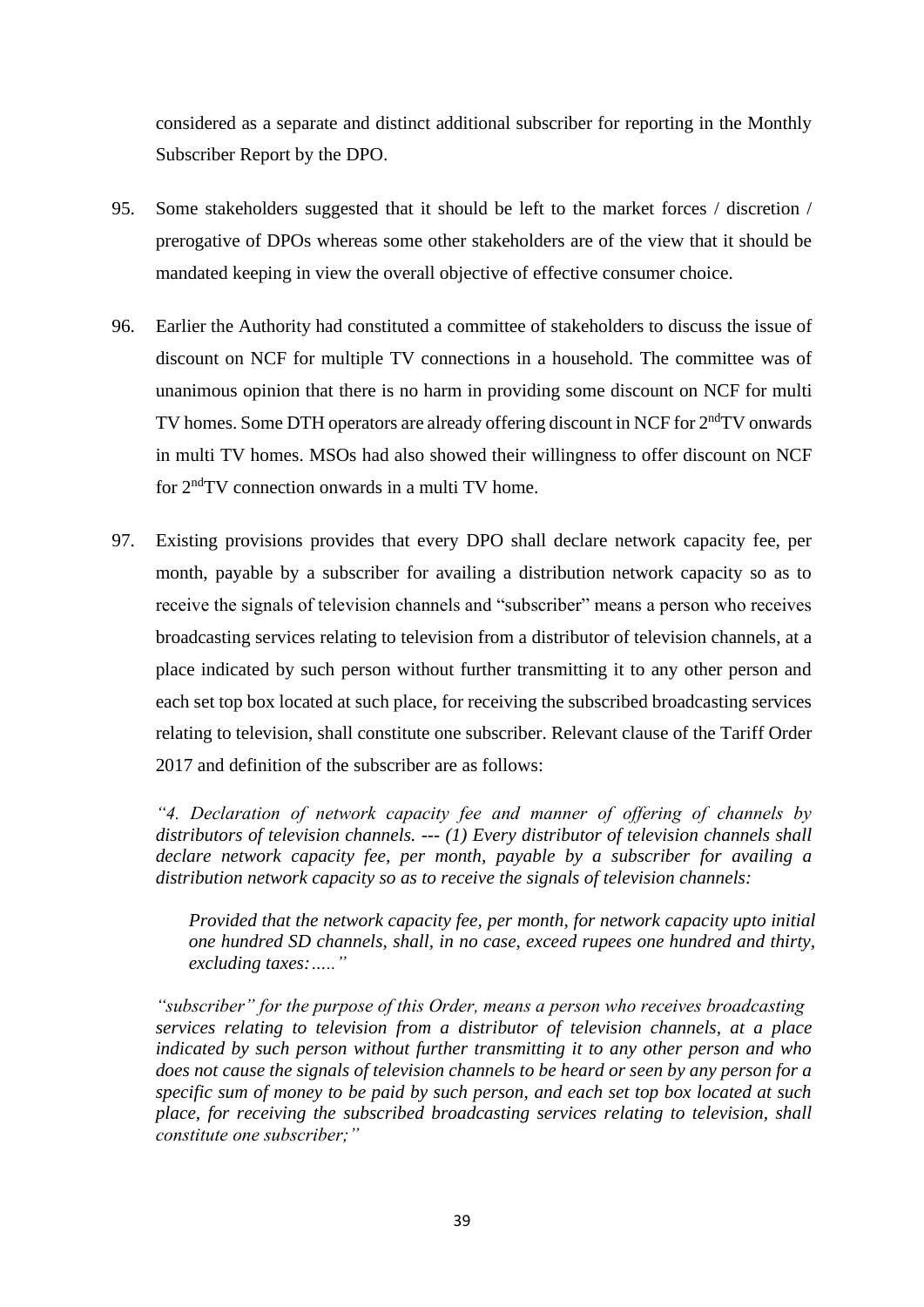considered as a separate and distinct additional subscriber for reporting in the Monthly Subscriber Report by the DPO.

95. Some stakeholders suggested that it should be left to the market forces / discretion / prerogative of DPOs whereas some other stakeholders are of the view that it should be mandated keeping in view the overall objective of effective consumer choice.

96. Earlier the Authority had constituted a committee of stakeholders to discuss the issue of discount on NCF for multiple TV connections in a household. The committee was of unanimous opinion that there is no harm in providing some discount on NCF for multi TV homes. Some DTH operators are already offering discount in NCF for 2nd TV onwards in multi TV homes. MSOs had also showed their willingness to offer discount on NCF for 2nd TV connection onwards in a multi TV home.

97. Existing provisions provides that every DPO shall declare network capacity fee, per month, payable by a subscriber for availing a distribution network capacity so as to receive the signals of television channels and "subscriber" means a person who receives broadcasting services relating to television from a distributor of television channels, at a place indicated by such person without further transmitting it to any other person and each set top box located at such place, for receiving the subscribed broadcasting services relating to television, shall constitute one subscriber. Relevant clause of the Tariff Order 2017 and definition of the subscriber are as follows:

*"4. Declaration of network capacity fee and manner of offering of channels by distributors of television channels. --- (1) Every distributor of television channels shall declare network capacity fee, per month, payable by a subscriber for availing a distribution network capacity so as to receive the signals of television channels:*

> *Provided that the network capacity fee, per month, for network capacity upto initial one hundred SD channels, shall, in no case, exceed rupees one hundred and thirty, excluding taxes:….."*

*"subscriber" for the purpose of this Order, means a person who receives broadcasting services relating to television from a distributor of television channels, at a place indicated by such person without further transmitting it to any other person and who does not cause the signals of television channels to be heard or seen by any person for a specific sum of money to be paid by such person, and each set top box located at such place, for receiving the subscribed broadcasting services relating to television, shall constitute one subscriber;"*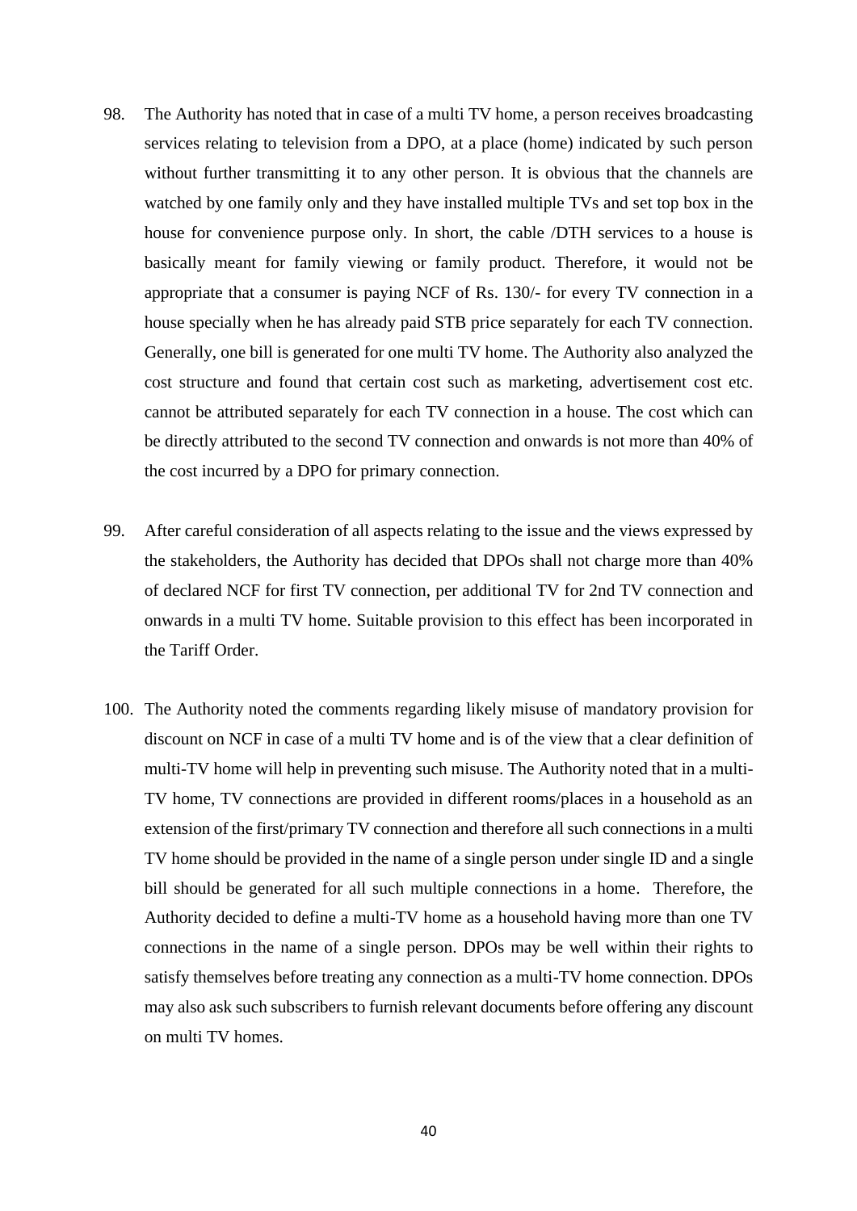98. The Authority has noted that in case of a multi TV home, a person receives broadcasting services relating to television from a DPO, at a place (home) indicated by such person without further transmitting it to any other person. It is obvious that the channels are watched by one family only and they have installed multiple TVs and set top box in the house for convenience purpose only. In short, the cable /DTH services to a house is basically meant for family viewing or family product. Therefore, it would not be appropriate that a consumer is paying NCF of Rs. 130/- for every TV connection in a house specially when he has already paid STB price separately for each TV connection. Generally, one bill is generated for one multi TV home. The Authority also analyzed the cost structure and found that certain cost such as marketing, advertisement cost etc. cannot be attributed separately for each TV connection in a house. The cost which can be directly attributed to the second TV connection and onwards is not more than 40% of the cost incurred by a DPO for primary connection.

99. After careful consideration of all aspects relating to the issue and the views expressed by the stakeholders, the Authority has decided that DPOs shall not charge more than 40% of declared NCF for first TV connection, per additional TV for 2nd TV connection and onwards in a multi TV home. Suitable provision to this effect has been incorporated in the Tariff Order.

100. The Authority noted the comments regarding likely misuse of mandatory provision for discount on NCF in case of a multi TV home and is of the view that a clear definition of multi-TV home will help in preventing such misuse. The Authority noted that in a multi-TV home, TV connections are provided in different rooms/places in a household as an extension of the first/primary TV connection and therefore all such connections in a multi TV home should be provided in the name of a single person under single ID and a single bill should be generated for all such multiple connections in a home. Therefore, the Authority decided to define a multi-TV home as a household having more than one TV connections in the name of a single person. DPOs may be well within their rights to satisfy themselves before treating any connection as a multi-TV home connection. DPOs may also ask such subscribers to furnish relevant documents before offering any discount on multi TV homes.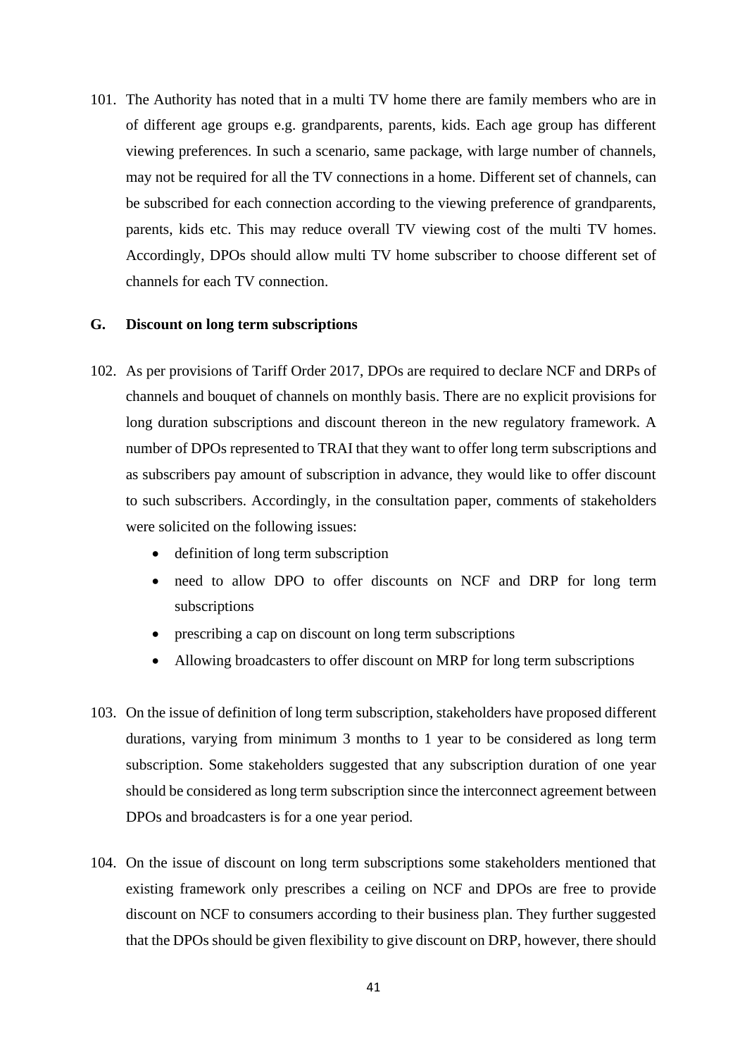101. The Authority has noted that in a multi TV home there are family members who are in of different age groups e.g. grandparents, parents, kids. Each age group has different viewing preferences. In such a scenario, same package, with large number of channels, may not be required for all the TV connections in a home. Different set of channels, can be subscribed for each connection according to the viewing preference of grandparents, parents, kids etc. This may reduce overall TV viewing cost of the multi TV homes. Accordingly, DPOs should allow multi TV home subscriber to choose different set of channels for each TV connection.

### G. Discount on long term subscriptions

102. As per provisions of Tariff Order 2017, DPOs are required to declare NCF and DRPs of channels and bouquet of channels on monthly basis. There are no explicit provisions for long duration subscriptions and discount thereon in the new regulatory framework. A number of DPOs represented to TRAI that they want to offer long term subscriptions and as subscribers pay amount of subscription in advance, they would like to offer discount to such subscribers. Accordingly, in the consultation paper, comments of stakeholders were solicited on the following issues:

    - definition of long term subscription
    - need to allow DPO to offer discounts on NCF and DRP for long term subscriptions
    - prescribing a cap on discount on long term subscriptions
    - Allowing broadcasters to offer discount on MRP for long term subscriptions

103. On the issue of definition of long term subscription, stakeholders have proposed different durations, varying from minimum 3 months to 1 year to be considered as long term subscription. Some stakeholders suggested that any subscription duration of one year should be considered as long term subscription since the interconnect agreement between DPOs and broadcasters is for a one year period.

104. On the issue of discount on long term subscriptions some stakeholders mentioned that existing framework only prescribes a ceiling on NCF and DPOs are free to provide discount on NCF to consumers according to their business plan. They further suggested that the DPOs should be given flexibility to give discount on DRP, however, there should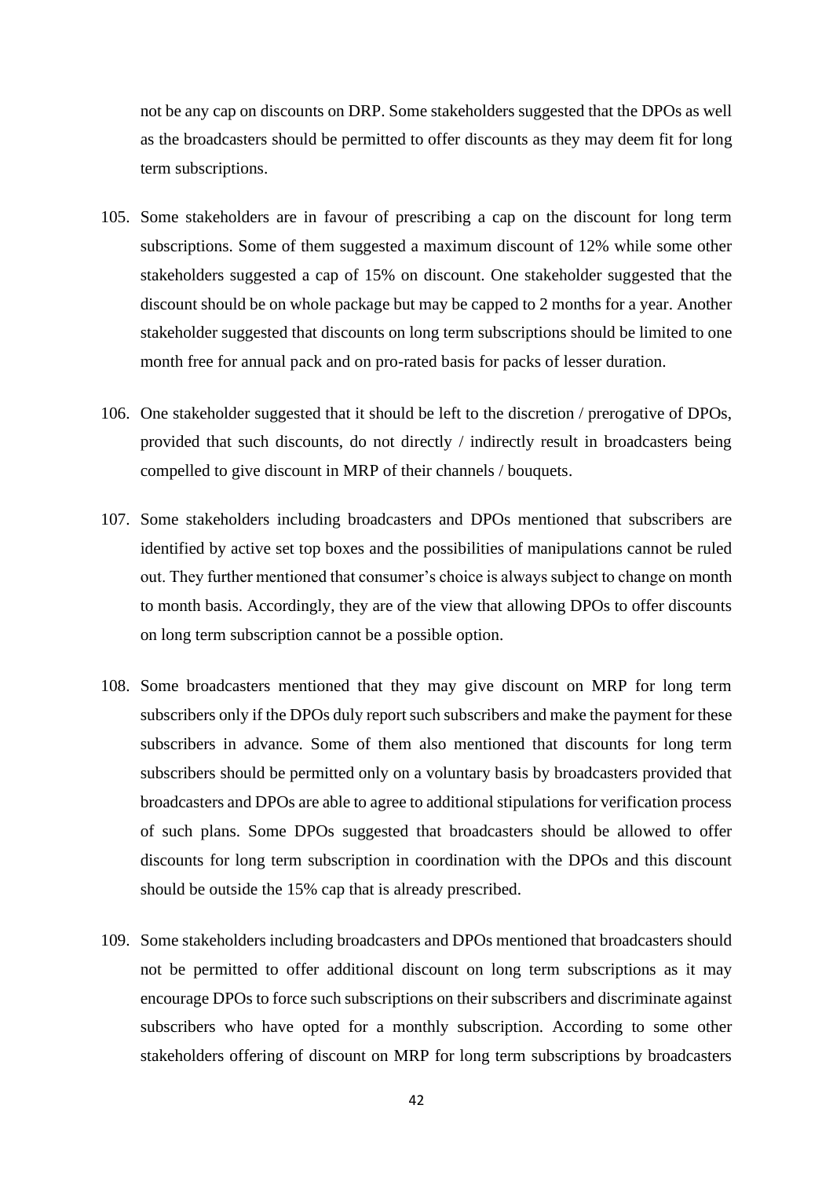not be any cap on discounts on DRP. Some stakeholders suggested that the DPOs as well as the broadcasters should be permitted to offer discounts as they may deem fit for long term subscriptions.

105. Some stakeholders are in favour of prescribing a cap on the discount for long term subscriptions. Some of them suggested a maximum discount of 12% while some other stakeholders suggested a cap of 15% on discount. One stakeholder suggested that the discount should be on whole package but may be capped to 2 months for a year. Another stakeholder suggested that discounts on long term subscriptions should be limited to one month free for annual pack and on pro-rated basis for packs of lesser duration.

106. One stakeholder suggested that it should be left to the discretion / prerogative of DPOs, provided that such discounts, do not directly / indirectly result in broadcasters being compelled to give discount in MRP of their channels / bouquets.

107. Some stakeholders including broadcasters and DPOs mentioned that subscribers are identified by active set top boxes and the possibilities of manipulations cannot be ruled out. They further mentioned that consumer's choice is always subject to change on month to month basis. Accordingly, they are of the view that allowing DPOs to offer discounts on long term subscription cannot be a possible option.

108. Some broadcasters mentioned that they may give discount on MRP for long term subscribers only if the DPOs duly report such subscribers and make the payment for these subscribers in advance. Some of them also mentioned that discounts for long term subscribers should be permitted only on a voluntary basis by broadcasters provided that broadcasters and DPOs are able to agree to additional stipulations for verification process of such plans. Some DPOs suggested that broadcasters should be allowed to offer discounts for long term subscription in coordination with the DPOs and this discount should be outside the 15% cap that is already prescribed.

109. Some stakeholders including broadcasters and DPOs mentioned that broadcasters should not be permitted to offer additional discount on long term subscriptions as it may encourage DPOs to force such subscriptions on their subscribers and discriminate against subscribers who have opted for a monthly subscription. According to some other stakeholders offering of discount on MRP for long term subscriptions by broadcasters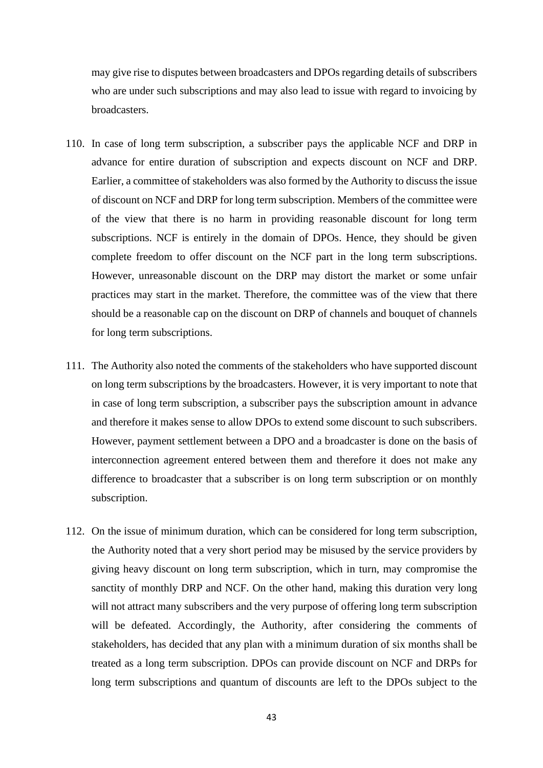may give rise to disputes between broadcasters and DPOs regarding details of subscribers who are under such subscriptions and may also lead to issue with regard to invoicing by broadcasters.

110. In case of long term subscription, a subscriber pays the applicable NCF and DRP in advance for entire duration of subscription and expects discount on NCF and DRP. Earlier, a committee of stakeholders was also formed by the Authority to discuss the issue of discount on NCF and DRP for long term subscription. Members of the committee were of the view that there is no harm in providing reasonable discount for long term subscriptions. NCF is entirely in the domain of DPOs. Hence, they should be given complete freedom to offer discount on the NCF part in the long term subscriptions. However, unreasonable discount on the DRP may distort the market or some unfair practices may start in the market. Therefore, the committee was of the view that there should be a reasonable cap on the discount on DRP of channels and bouquet of channels for long term subscriptions.

111. The Authority also noted the comments of the stakeholders who have supported discount on long term subscriptions by the broadcasters. However, it is very important to note that in case of long term subscription, a subscriber pays the subscription amount in advance and therefore it makes sense to allow DPOs to extend some discount to such subscribers. However, payment settlement between a DPO and a broadcaster is done on the basis of interconnection agreement entered between them and therefore it does not make any difference to broadcaster that a subscriber is on long term subscription or on monthly subscription.

112. On the issue of minimum duration, which can be considered for long term subscription, the Authority noted that a very short period may be misused by the service providers by giving heavy discount on long term subscription, which in turn, may compromise the sanctity of monthly DRP and NCF. On the other hand, making this duration very long will not attract many subscribers and the very purpose of offering long term subscription will be defeated. Accordingly, the Authority, after considering the comments of stakeholders, has decided that any plan with a minimum duration of six months shall be treated as a long term subscription. DPOs can provide discount on NCF and DRPs for long term subscriptions and quantum of discounts are left to the DPOs subject to the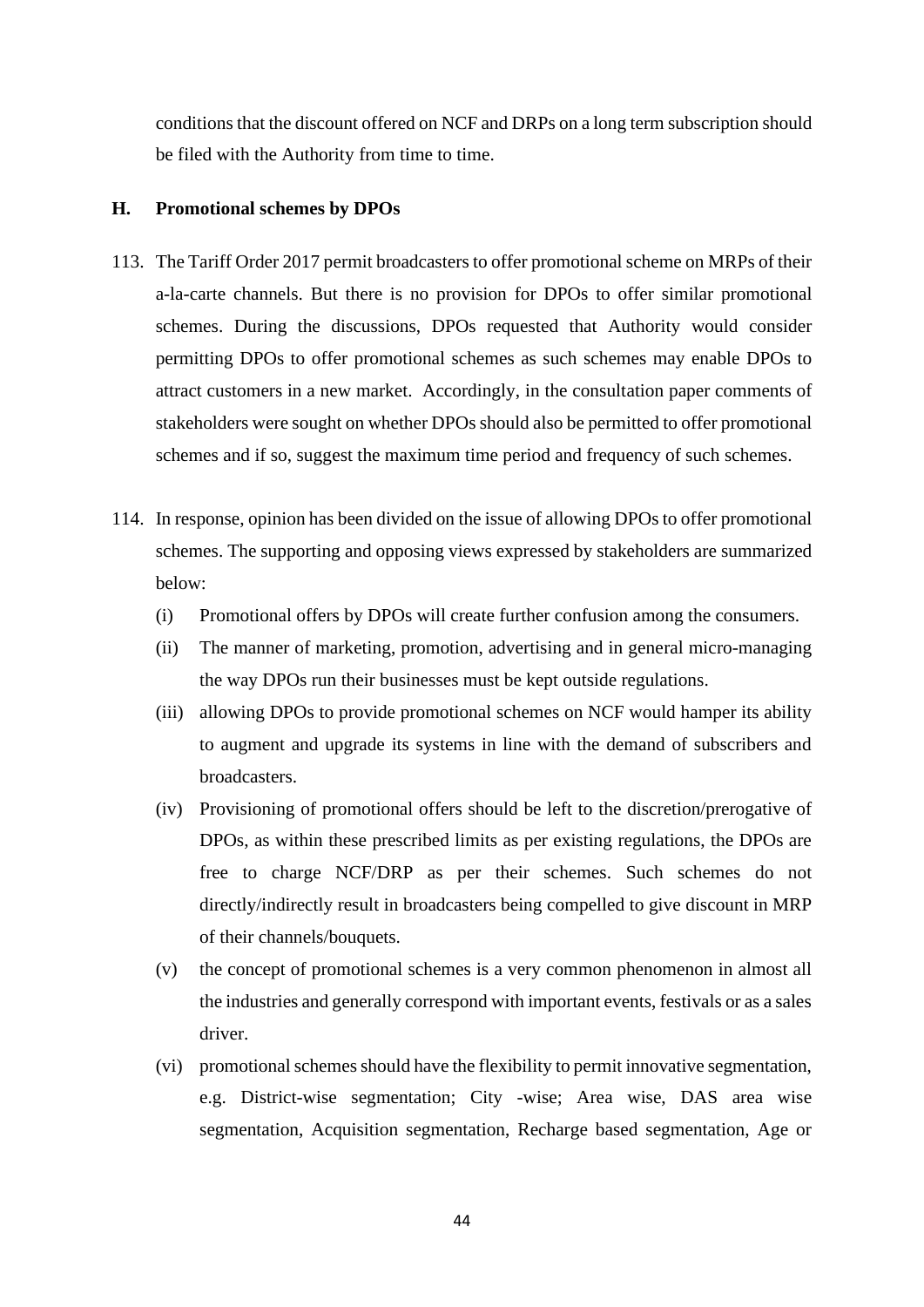conditions that the discount offered on NCF and DRPs on a long term subscription should be filed with the Authority from time to time.

## H. Promotional schemes by DPOs

113. The Tariff Order 2017 permit broadcasters to offer promotional scheme on MRPs of their a-la-carte channels. But there is no provision for DPOs to offer similar promotional schemes. During the discussions, DPOs requested that Authority would consider permitting DPOs to offer promotional schemes as such schemes may enable DPOs to attract customers in a new market. Accordingly, in the consultation paper comments of stakeholders were sought on whether DPOs should also be permitted to offer promotional schemes and if so, suggest the maximum time period and frequency of such schemes.

114. In response, opinion has been divided on the issue of allowing DPOs to offer promotional schemes. The supporting and opposing views expressed by stakeholders are summarized below:

    (i) Promotional offers by DPOs will create further confusion among the consumers.

    (ii) The manner of marketing, promotion, advertising and in general micro-managing the way DPOs run their businesses must be kept outside regulations.

    (iii) allowing DPOs to provide promotional schemes on NCF would hamper its ability to augment and upgrade its systems in line with the demand of subscribers and broadcasters.

    (iv) Provisioning of promotional offers should be left to the discretion/prerogative of DPOs, as within these prescribed limits as per existing regulations, the DPOs are free to charge NCF/DRP as per their schemes. Such schemes do not directly/indirectly result in broadcasters being compelled to give discount in MRP of their channels/bouquets.

    (v) the concept of promotional schemes is a very common phenomenon in almost all the industries and generally correspond with important events, festivals or as a sales driver.

    (vi) promotional schemes should have the flexibility to permit innovative segmentation, e.g. District-wise segmentation; City -wise; Area wise, DAS area wise segmentation, Acquisition segmentation, Recharge based segmentation, Age or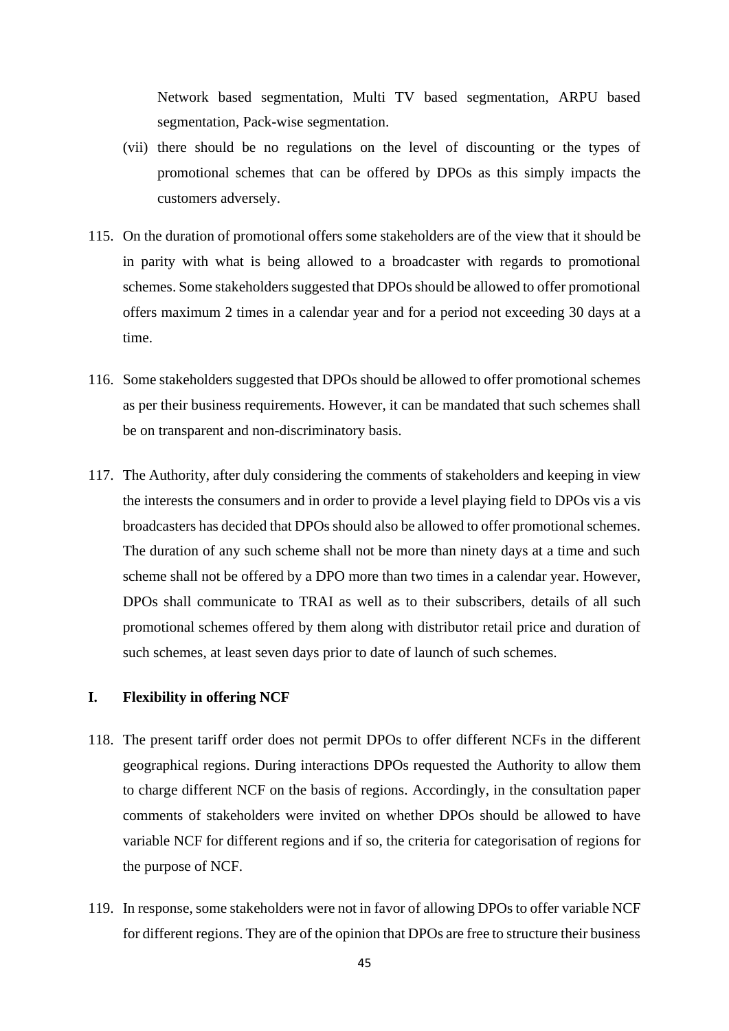Network based segmentation, Multi TV based segmentation, ARPU based segmentation, Pack-wise segmentation.

(vii) there should be no regulations on the level of discounting or the types of promotional schemes that can be offered by DPOs as this simply impacts the customers adversely.

115. On the duration of promotional offers some stakeholders are of the view that it should be in parity with what is being allowed to a broadcaster with regards to promotional schemes. Some stakeholders suggested that DPOs should be allowed to offer promotional offers maximum 2 times in a calendar year and for a period not exceeding 30 days at a time.

116. Some stakeholders suggested that DPOs should be allowed to offer promotional schemes as per their business requirements. However, it can be mandated that such schemes shall be on transparent and non-discriminatory basis.

117. The Authority, after duly considering the comments of stakeholders and keeping in view the interests the consumers and in order to provide a level playing field to DPOs vis a vis broadcasters has decided that DPOs should also be allowed to offer promotional schemes. The duration of any such scheme shall not be more than ninety days at a time and such scheme shall not be offered by a DPO more than two times in a calendar year. However, DPOs shall communicate to TRAI as well as to their subscribers, details of all such promotional schemes offered by them along with distributor retail price and duration of such schemes, at least seven days prior to date of launch of such schemes.

## I. Flexibility in offering NCF

118. The present tariff order does not permit DPOs to offer different NCFs in the different geographical regions. During interactions DPOs requested the Authority to allow them to charge different NCF on the basis of regions. Accordingly, in the consultation paper comments of stakeholders were invited on whether DPOs should be allowed to have variable NCF for different regions and if so, the criteria for categorisation of regions for the purpose of NCF.

119. In response, some stakeholders were not in favor of allowing DPOs to offer variable NCF for different regions. They are of the opinion that DPOs are free to structure their business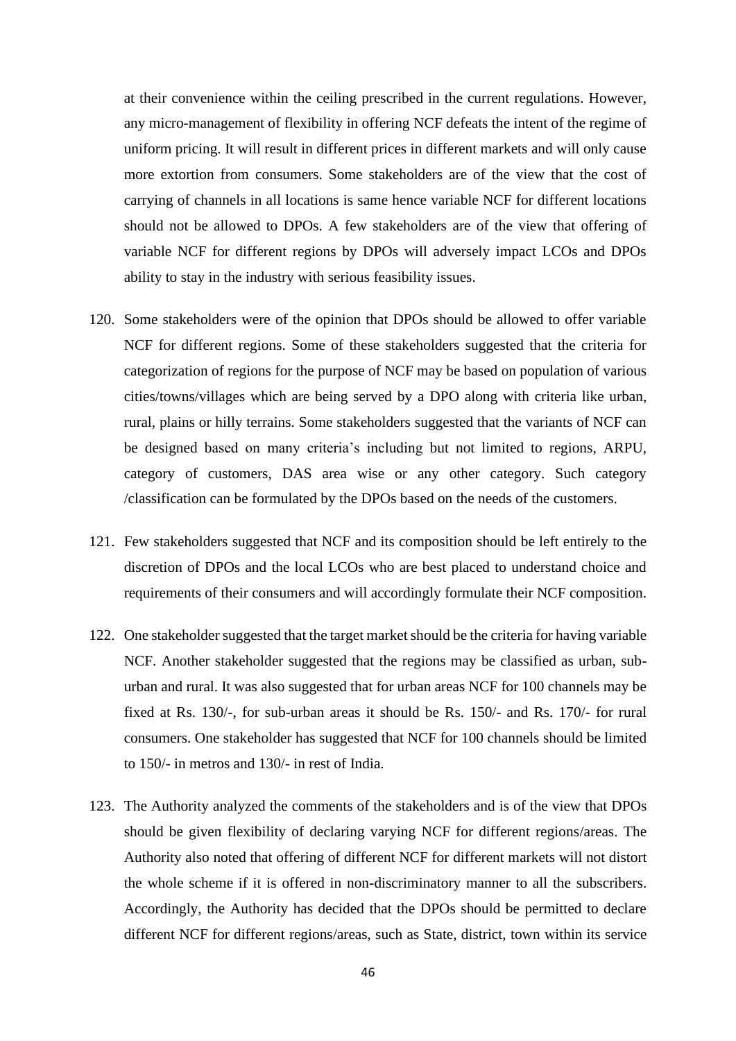at their convenience within the ceiling prescribed in the current regulations. However, any micro-management of flexibility in offering NCF defeats the intent of the regime of uniform pricing. It will result in different prices in different markets and will only cause more extortion from consumers. Some stakeholders are of the view that the cost of carrying of channels in all locations is same hence variable NCF for different locations should not be allowed to DPOs. A few stakeholders are of the view that offering of variable NCF for different regions by DPOs will adversely impact LCOs and DPOs ability to stay in the industry with serious feasibility issues.

120. Some stakeholders were of the opinion that DPOs should be allowed to offer variable NCF for different regions. Some of these stakeholders suggested that the criteria for categorization of regions for the purpose of NCF may be based on population of various cities/towns/villages which are being served by a DPO along with criteria like urban, rural, plains or hilly terrains. Some stakeholders suggested that the variants of NCF can be designed based on many criteria's including but not limited to regions, ARPU, category of customers, DAS area wise or any other category. Such category /classification can be formulated by the DPOs based on the needs of the customers.

121. Few stakeholders suggested that NCF and its composition should be left entirely to the discretion of DPOs and the local LCOs who are best placed to understand choice and requirements of their consumers and will accordingly formulate their NCF composition.

122. One stakeholder suggested that the target market should be the criteria for having variable NCF. Another stakeholder suggested that the regions may be classified as urban, sub-urban and rural. It was also suggested that for urban areas NCF for 100 channels may be fixed at Rs. 130/-, for sub-urban areas it should be Rs. 150/- and Rs. 170/- for rural consumers. One stakeholder has suggested that NCF for 100 channels should be limited to 150/- in metros and 130/- in rest of India.

123. The Authority analyzed the comments of the stakeholders and is of the view that DPOs should be given flexibility of declaring varying NCF for different regions/areas. The Authority also noted that offering of different NCF for different markets will not distort the whole scheme if it is offered in non-discriminatory manner to all the subscribers. Accordingly, the Authority has decided that the DPOs should be permitted to declare different NCF for different regions/areas, such as State, district, town within its service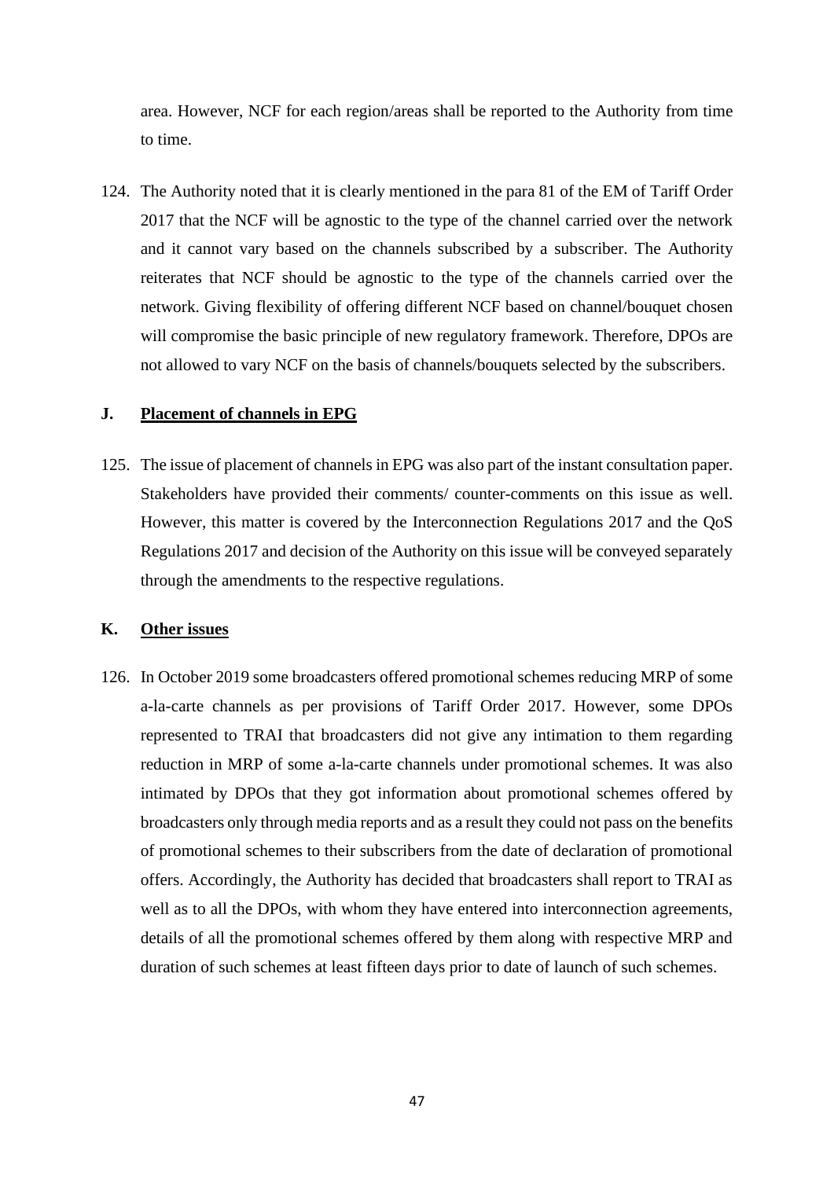area. However, NCF for each region/areas shall be reported to the Authority from time to time.

124. The Authority noted that it is clearly mentioned in the para 81 of the EM of Tariff Order 2017 that the NCF will be agnostic to the type of the channel carried over the network and it cannot vary based on the channels subscribed by a subscriber. The Authority reiterates that NCF should be agnostic to the type of the channels carried over the network. Giving flexibility of offering different NCF based on channel/bouquet chosen will compromise the basic principle of new regulatory framework. Therefore, DPOs are not allowed to vary NCF on the basis of channels/bouquets selected by the subscribers.

## J. Placement of channels in EPG

125. The issue of placement of channels in EPG was also part of the instant consultation paper. Stakeholders have provided their comments/ counter-comments on this issue as well. However, this matter is covered by the Interconnection Regulations 2017 and the QoS Regulations 2017 and decision of the Authority on this issue will be conveyed separately through the amendments to the respective regulations.

## K. Other issues

126. In October 2019 some broadcasters offered promotional schemes reducing MRP of some a-la-carte channels as per provisions of Tariff Order 2017. However, some DPOs represented to TRAI that broadcasters did not give any intimation to them regarding reduction in MRP of some a-la-carte channels under promotional schemes. It was also intimated by DPOs that they got information about promotional schemes offered by broadcasters only through media reports and as a result they could not pass on the benefits of promotional schemes to their subscribers from the date of declaration of promotional offers. Accordingly, the Authority has decided that broadcasters shall report to TRAI as well as to all the DPOs, with whom they have entered into interconnection agreements, details of all the promotional schemes offered by them along with respective MRP and duration of such schemes at least fifteen days prior to date of launch of such schemes.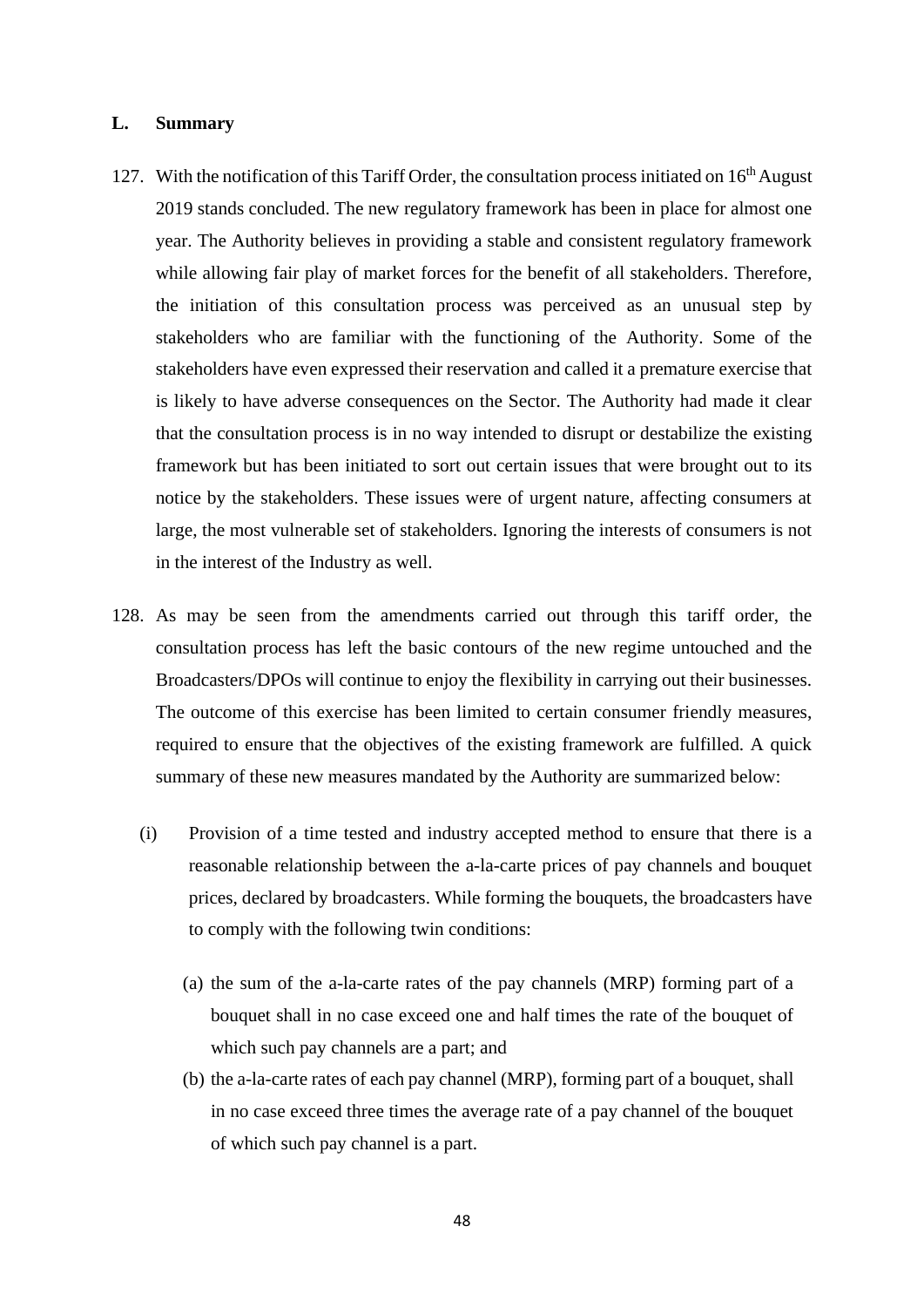## L. Summary

127. With the notification of this Tariff Order, the consultation process initiated on 16th August 2019 stands concluded. The new regulatory framework has been in place for almost one year. The Authority believes in providing a stable and consistent regulatory framework while allowing fair play of market forces for the benefit of all stakeholders. Therefore, the initiation of this consultation process was perceived as an unusual step by stakeholders who are familiar with the functioning of the Authority. Some of the stakeholders have even expressed their reservation and called it a premature exercise that is likely to have adverse consequences on the Sector. The Authority had made it clear that the consultation process is in no way intended to disrupt or destabilize the existing framework but has been initiated to sort out certain issues that were brought out to its notice by the stakeholders. These issues were of urgent nature, affecting consumers at large, the most vulnerable set of stakeholders. Ignoring the interests of consumers is not in the interest of the Industry as well.

128. As may be seen from the amendments carried out through this tariff order, the consultation process has left the basic contours of the new regime untouched and the Broadcasters/DPOs will continue to enjoy the flexibility in carrying out their businesses. The outcome of this exercise has been limited to certain consumer friendly measures, required to ensure that the objectives of the existing framework are fulfilled. A quick summary of these new measures mandated by the Authority are summarized below:

    (i) Provision of a time tested and industry accepted method to ensure that there is a reasonable relationship between the a-la-carte prices of pay channels and bouquet prices, declared by broadcasters. While forming the bouquets, the broadcasters have to comply with the following twin conditions:

        (a) the sum of the a-la-carte rates of the pay channels (MRP) forming part of a bouquet shall in no case exceed one and half times the rate of the bouquet of which such pay channels are a part; and

        (b) the a-la-carte rates of each pay channel (MRP), forming part of a bouquet, shall in no case exceed three times the average rate of a pay channel of the bouquet of which such pay channel is a part.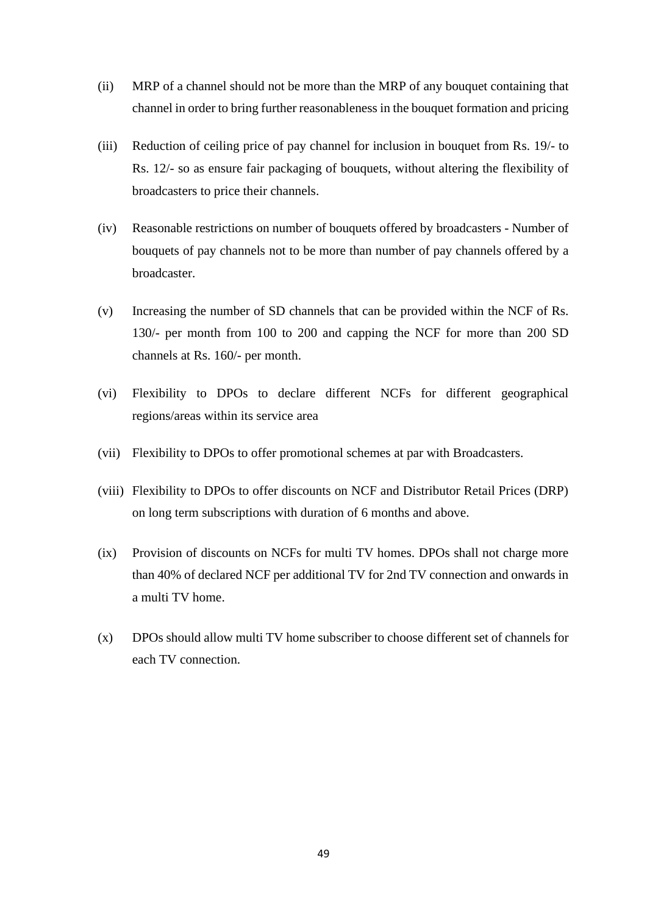(ii) MRP of a channel should not be more than the MRP of any bouquet containing that channel in order to bring further reasonableness in the bouquet formation and pricing

(iii) Reduction of ceiling price of pay channel for inclusion in bouquet from Rs. 19/- to Rs. 12/- so as ensure fair packaging of bouquets, without altering the flexibility of broadcasters to price their channels.

(iv) Reasonable restrictions on number of bouquets offered by broadcasters - Number of bouquets of pay channels not to be more than number of pay channels offered by a broadcaster.

(v) Increasing the number of SD channels that can be provided within the NCF of Rs. 130/- per month from 100 to 200 and capping the NCF for more than 200 SD channels at Rs. 160/- per month.

(vi) Flexibility to DPOs to declare different NCFs for different geographical regions/areas within its service area

(vii) Flexibility to DPOs to offer promotional schemes at par with Broadcasters.

(viii) Flexibility to DPOs to offer discounts on NCF and Distributor Retail Prices (DRP) on long term subscriptions with duration of 6 months and above.

(ix) Provision of discounts on NCFs for multi TV homes. DPOs shall not charge more than 40% of declared NCF per additional TV for 2nd TV connection and onwards in a multi TV home.

(x) DPOs should allow multi TV home subscriber to choose different set of channels for each TV connection.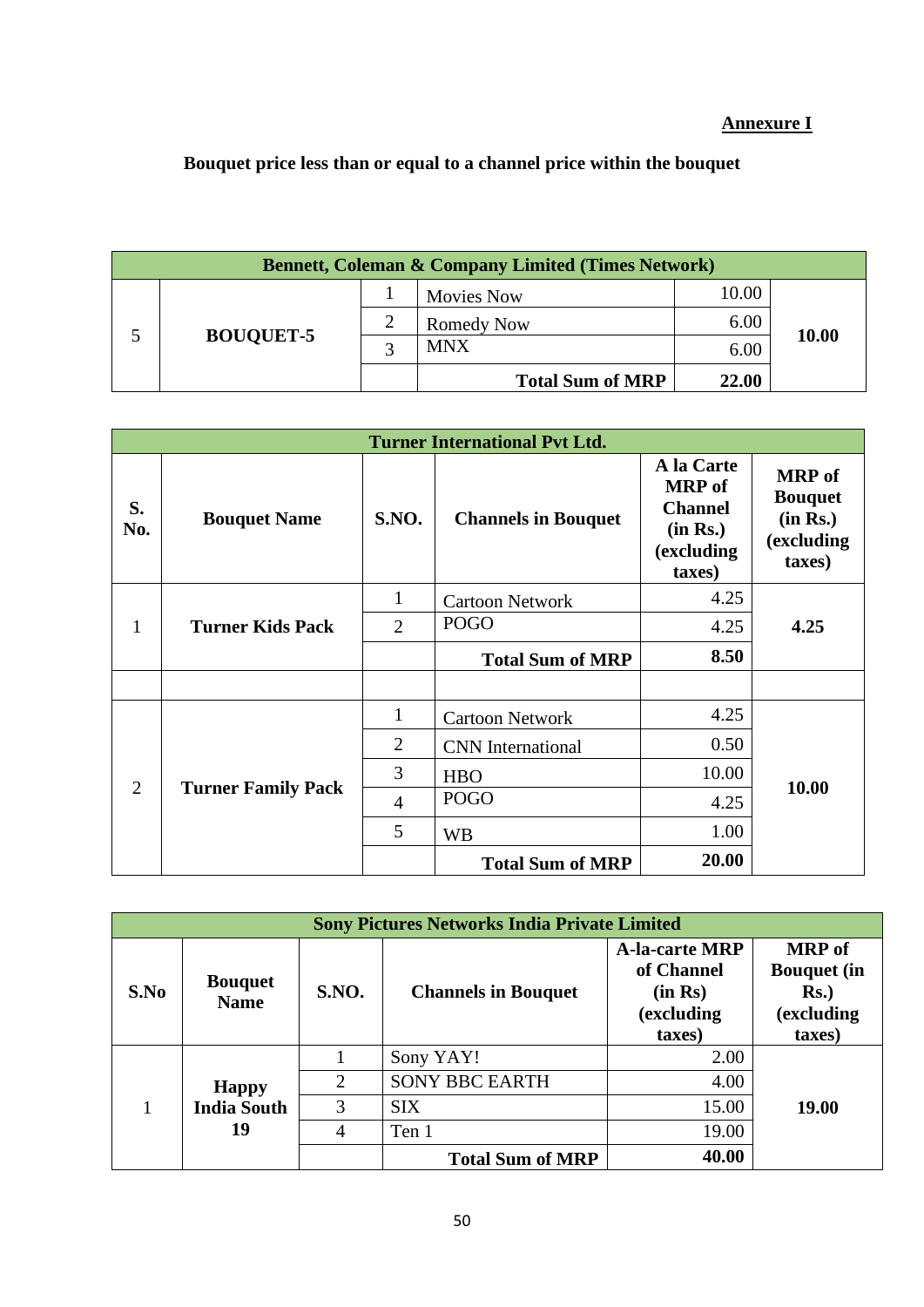**Annexure I**

**Bouquet price less than or equal to a channel price within the bouquet**

| Bennett, Coleman & Company Limited (Times Network) | | | | | |
|---|---|---|---|---|---|
| 5 | **BOUQUET-5** | 1 | Movies Now | 10.00 | **10.00** |
| | | 2 | Romedy Now | 6.00 | |
| | | 3 | MNX | 6.00 | |
| | | | **Total Sum of MRP** | **22.00** | |

| Turner International Pvt Ltd. | | | | | |
|---|---|---|---|---|---|
| **S. No.** | **Bouquet Name** | **S.NO.** | **Channels in Bouquet** | **A la Carte MRP of Channel (in Rs.) (excluding taxes)** | **MRP of Bouquet (in Rs.) (excluding taxes)** |
| 1 | **Turner Kids Pack** | 1 | Cartoon Network | 4.25 | **4.25** |
| | | 2 | POGO | 4.25 | |
| | | | **Total Sum of MRP** | **8.50** | |
| | | | | | |
| 2 | **Turner Family Pack** | 1 | Cartoon Network | 4.25 | **10.00** |
| | | 2 | CNN International | 0.50 | |
| | | 3 | HBO | 10.00 | |
| | | 4 | POGO | 4.25 | |
| | | 5 | WB | 1.00 | |
| | | | **Total Sum of MRP** | **20.00** | |

| Sony Pictures Networks India Private Limited | | | | | |
|---|---|---|---|---|---|
| **S.No** | **Bouquet Name** | **S.NO.** | **Channels in Bouquet** | **A-la-carte MRP of Channel (in Rs) (excluding taxes)** | **MRP of Bouquet (in Rs.) (excluding taxes)** |
| 1 | **Happy India South 19** | 1 | Sony YAY! | 2.00 | **19.00** |
| | | 2 | SONY BBC EARTH | 4.00 | |
| | | 3 | SIX | 15.00 | |
| | | 4 | Ten 1 | 19.00 | |
| | | | **Total Sum of MRP** | **40.00** | |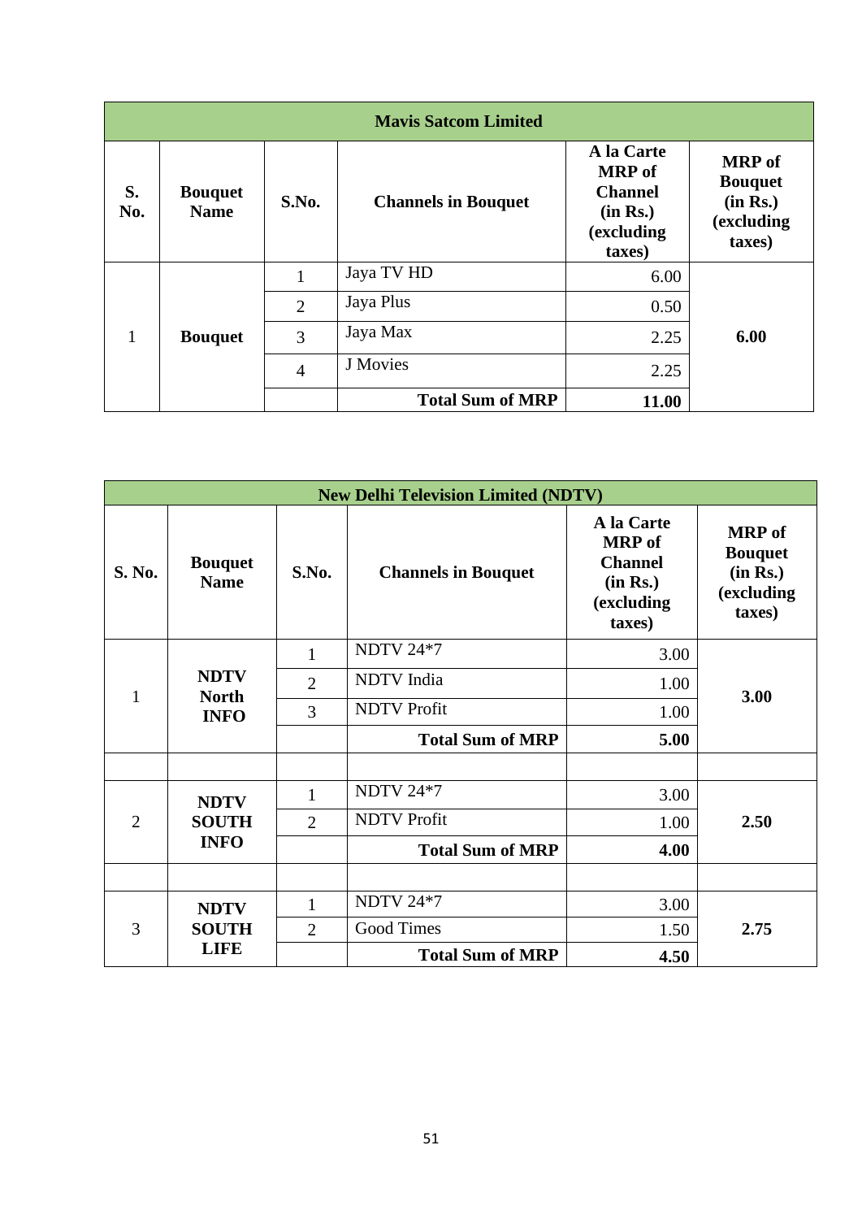| Mavis Satcom Limited | | | | | |
|---|---|---|---|---|---|
| **S. No.** | **Bouquet Name** | **S.No.** | **Channels in Bouquet** | **A la Carte MRP of Channel (in Rs.) (excluding taxes)** | **MRP of Bouquet (in Rs.) (excluding taxes)** |
| 1 | **Bouquet** | 1 | Jaya TV HD | 6.00 | **6.00** |
| | | 2 | Jaya Plus | 0.50 | |
| | | 3 | Jaya Max | 2.25 | |
| | | 4 | J Movies | 2.25 | |
| | | | **Total Sum of MRP** | **11.00** | |

| New Delhi Television Limited (NDTV) | | | | | |
|---|---|---|---|---|---|
| **S. No.** | **Bouquet Name** | **S.No.** | **Channels in Bouquet** | **A la Carte MRP of Channel (in Rs.) (excluding taxes)** | **MRP of Bouquet (in Rs.) (excluding taxes)** |
| 1 | **NDTV North INFO** | 1 | NDTV 24*7 | 3.00 | **3.00** |
| | | 2 | NDTV India | 1.00 | |
| | | 3 | NDTV Profit | 1.00 | |
| | | | **Total Sum of MRP** | **5.00** | |
| | | | | | |
| 2 | **NDTV SOUTH INFO** | 1 | NDTV 24*7 | 3.00 | **2.50** |
| | | 2 | NDTV Profit | 1.00 | |
| | | | **Total Sum of MRP** | **4.00** | |
| | | | | | |
| 3 | **NDTV SOUTH LIFE** | 1 | NDTV 24*7 | 3.00 | **2.75** |
| | | 2 | Good Times | 1.50 | |
| | | | **Total Sum of MRP** | **4.50** | |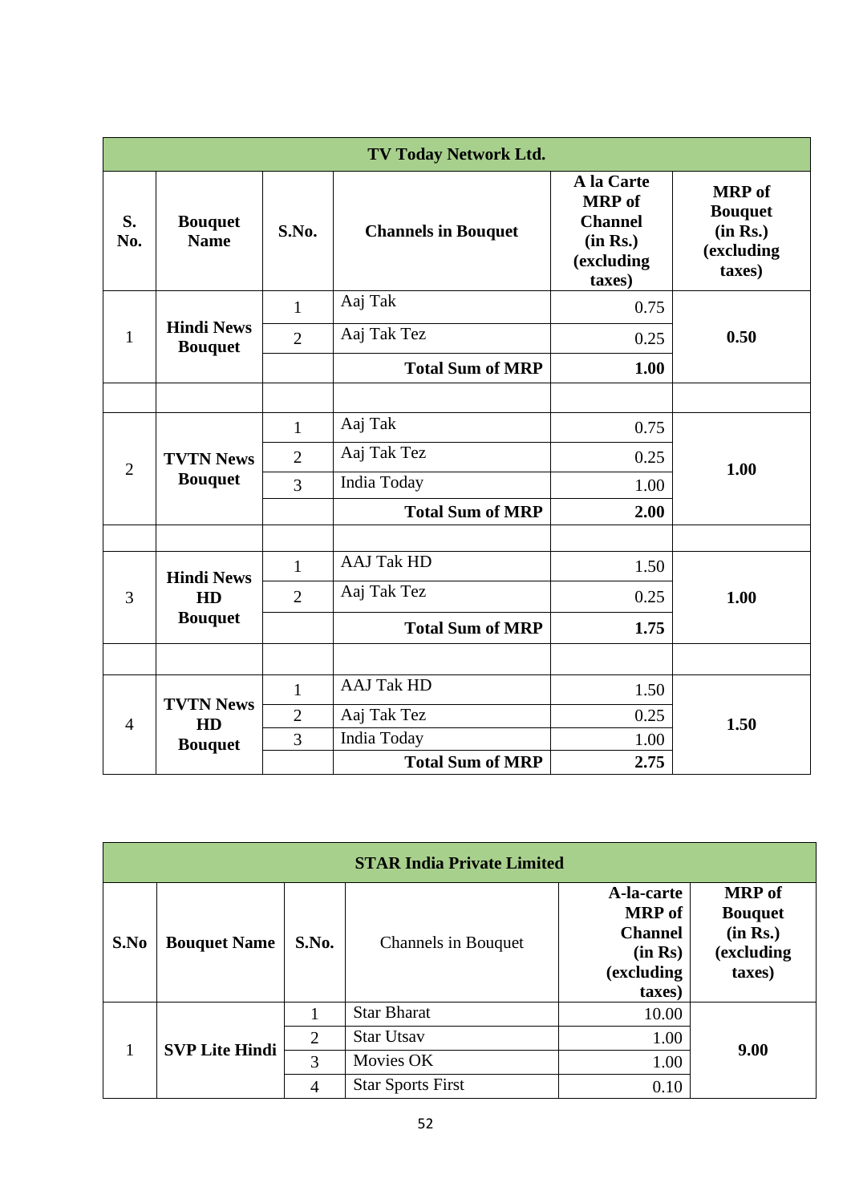| TV Today Network Ltd. | | | | | |
|---|---|---|---|---|---|
| **S. No.** | **Bouquet Name** | **S.No.** | **Channels in Bouquet** | **A la Carte MRP of Channel (in Rs.) (excluding taxes)** | **MRP of Bouquet (in Rs.) (excluding taxes)** |
| 1 | **Hindi News Bouquet** | 1 | Aaj Tak | 0.75 | **0.50** |
| | | 2 | Aaj Tak Tez | 0.25 | |
| | | | **Total Sum of MRP** | **1.00** | |
| | | | | | |
| 2 | **TVTN News Bouquet** | 1 | Aaj Tak | 0.75 | **1.00** |
| | | 2 | Aaj Tak Tez | 0.25 | |
| | | 3 | India Today | 1.00 | |
| | | | **Total Sum of MRP** | **2.00** | |
| | | | | | |
| 3 | **Hindi News HD Bouquet** | 1 | AAJ Tak HD | 1.50 | **1.00** |
| | | 2 | Aaj Tak Tez | 0.25 | |
| | | | **Total Sum of MRP** | **1.75** | |
| | | | | | |
| 4 | **TVTN News HD Bouquet** | 1 | AAJ Tak HD | 1.50 | **1.50** |
| | | 2 | Aaj Tak Tez | 0.25 | |
| | | 3 | India Today | 1.00 | |
| | | | **Total Sum of MRP** | **2.75** | |

| STAR India Private Limited | | | | | |
|---|---|---|---|---|---|
| **S.No** | **Bouquet Name** | **S.No.** | Channels in Bouquet | **A-la-carte MRP of Channel (in Rs) (excluding taxes)** | **MRP of Bouquet (in Rs.) (excluding taxes)** |
| 1 | **SVP Lite Hindi** | 1 | Star Bharat | 10.00 | **9.00** |
| | | 2 | Star Utsav | 1.00 | |
| | | 3 | Movies OK | 1.00 | |
| | | 4 | Star Sports First | 0.10 | |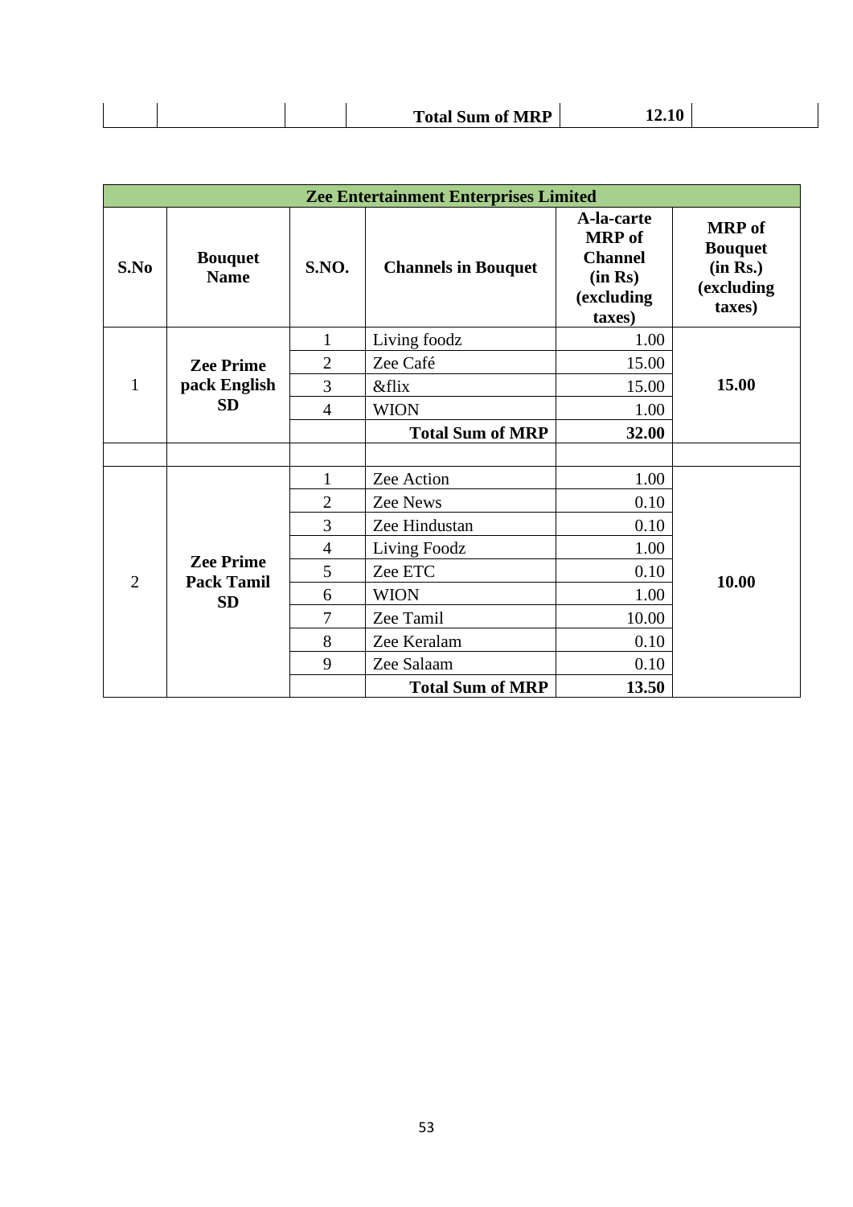| | | | Total Sum of MRP | 12.10 | |
|---|---|---|---|---|---|

| Zee Entertainment Enterprises Limited | | | | | |
|---|---|---|---|---|---|
| **S.No** | **Bouquet Name** | **S.NO.** | **Channels in Bouquet** | **A-la-carte MRP of Channel (in Rs) (excluding taxes)** | **MRP of Bouquet (in Rs.) (excluding taxes)** |
| 1 | **Zee Prime pack English SD** | 1 | Living foodz | 1.00 | **15.00** |
| | | 2 | Zee Café | 15.00 | |
| | | 3 | &flix | 15.00 | |
| | | 4 | WION | 1.00 | |
| | | | **Total Sum of MRP** | **32.00** | |
| | | | | | |
| 2 | **Zee Prime Pack Tamil SD** | 1 | Zee Action | 1.00 | **10.00** |
| | | 2 | Zee News | 0.10 | |
| | | 3 | Zee Hindustan | 0.10 | |
| | | 4 | Living Foodz | 1.00 | |
| | | 5 | Zee ETC | 0.10 | |
| | | 6 | WION | 1.00 | |
| | | 7 | Zee Tamil | 10.00 | |
| | | 8 | Zee Keralam | 0.10 | |
| | | 9 | Zee Salaam | 0.10 | |
| | | | **Total Sum of MRP** | **13.50** | |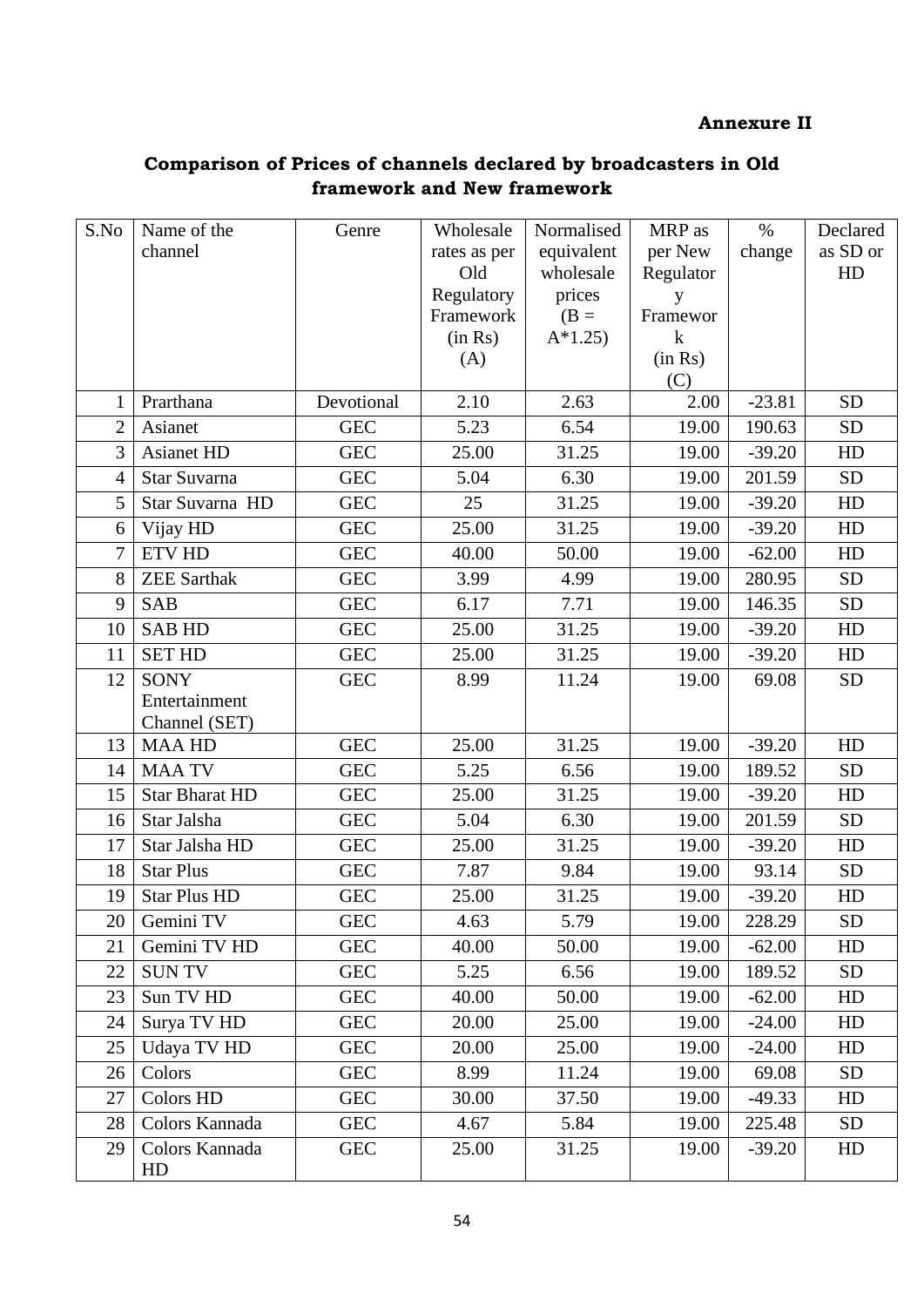**Annexure II**

## Comparison of Prices of channels declared by broadcasters in Old framework and New framework

| S.No | Name of the channel | Genre | Wholesale rates as per Old Regulatory Framework (in Rs) (A) | Normalised equivalent wholesale prices (B = A*1.25) | MRP as per New Regulatory Framework (in Rs) (C) | % change | Declared as SD or HD |
|---|---|---|---|---|---|---|---|
| 1 | Prarthana | Devotional | 2.10 | 2.63 | 2.00 | -23.81 | SD |
| 2 | Asianet | GEC | 5.23 | 6.54 | 19.00 | 190.63 | SD |
| 3 | Asianet HD | GEC | 25.00 | 31.25 | 19.00 | -39.20 | HD |
| 4 | Star Suvarna | GEC | 5.04 | 6.30 | 19.00 | 201.59 | SD |
| 5 | Star Suvarna HD | GEC | 25 | 31.25 | 19.00 | -39.20 | HD |
| 6 | Vijay HD | GEC | 25.00 | 31.25 | 19.00 | -39.20 | HD |
| 7 | ETV HD | GEC | 40.00 | 50.00 | 19.00 | -62.00 | HD |
| 8 | ZEE Sarthak | GEC | 3.99 | 4.99 | 19.00 | 280.95 | SD |
| 9 | SAB | GEC | 6.17 | 7.71 | 19.00 | 146.35 | SD |
| 10 | SAB HD | GEC | 25.00 | 31.25 | 19.00 | -39.20 | HD |
| 11 | SET HD | GEC | 25.00 | 31.25 | 19.00 | -39.20 | HD |
| 12 | SONY Entertainment Channel (SET) | GEC | 8.99 | 11.24 | 19.00 | 69.08 | SD |
| 13 | MAA HD | GEC | 25.00 | 31.25 | 19.00 | -39.20 | HD |
| 14 | MAA TV | GEC | 5.25 | 6.56 | 19.00 | 189.52 | SD |
| 15 | Star Bharat HD | GEC | 25.00 | 31.25 | 19.00 | -39.20 | HD |
| 16 | Star Jalsha | GEC | 5.04 | 6.30 | 19.00 | 201.59 | SD |
| 17 | Star Jalsha HD | GEC | 25.00 | 31.25 | 19.00 | -39.20 | HD |
| 18 | Star Plus | GEC | 7.87 | 9.84 | 19.00 | 93.14 | SD |
| 19 | Star Plus HD | GEC | 25.00 | 31.25 | 19.00 | -39.20 | HD |
| 20 | Gemini TV | GEC | 4.63 | 5.79 | 19.00 | 228.29 | SD |
| 21 | Gemini TV HD | GEC | 40.00 | 50.00 | 19.00 | -62.00 | HD |
| 22 | SUN TV | GEC | 5.25 | 6.56 | 19.00 | 189.52 | SD |
| 23 | Sun TV HD | GEC | 40.00 | 50.00 | 19.00 | -62.00 | HD |
| 24 | Surya TV HD | GEC | 20.00 | 25.00 | 19.00 | -24.00 | HD |
| 25 | Udaya TV HD | GEC | 20.00 | 25.00 | 19.00 | -24.00 | HD |
| 26 | Colors | GEC | 8.99 | 11.24 | 19.00 | 69.08 | SD |
| 27 | Colors HD | GEC | 30.00 | 37.50 | 19.00 | -49.33 | HD |
| 28 | Colors Kannada | GEC | 4.67 | 5.84 | 19.00 | 225.48 | SD |
| 29 | Colors Kannada HD | GEC | 25.00 | 31.25 | 19.00 | -39.20 | HD |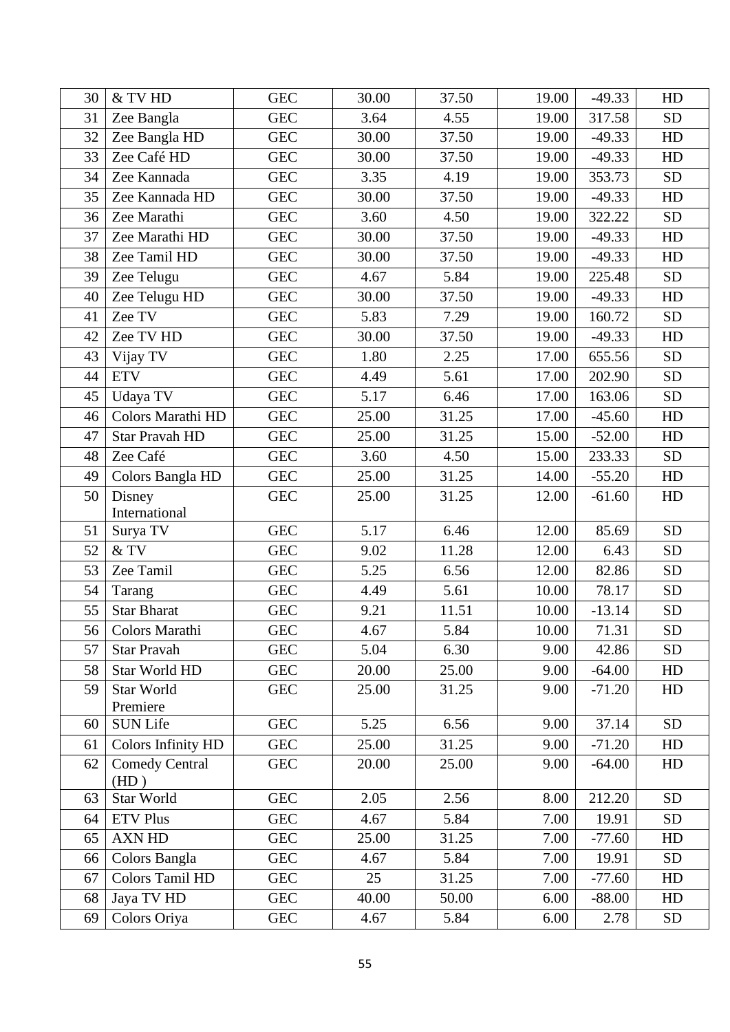| 30 | & TV HD | GEC | 30.00 | 37.50 | 19.00 | -49.33 | HD |
|---|---|---|---|---|---|---|---|
| 31 | Zee Bangla | GEC | 3.64 | 4.55 | 19.00 | 317.58 | SD |
| 32 | Zee Bangla HD | GEC | 30.00 | 37.50 | 19.00 | -49.33 | HD |
| 33 | Zee Café HD | GEC | 30.00 | 37.50 | 19.00 | -49.33 | HD |
| 34 | Zee Kannada | GEC | 3.35 | 4.19 | 19.00 | 353.73 | SD |
| 35 | Zee Kannada HD | GEC | 30.00 | 37.50 | 19.00 | -49.33 | HD |
| 36 | Zee Marathi | GEC | 3.60 | 4.50 | 19.00 | 322.22 | SD |
| 37 | Zee Marathi HD | GEC | 30.00 | 37.50 | 19.00 | -49.33 | HD |
| 38 | Zee Tamil HD | GEC | 30.00 | 37.50 | 19.00 | -49.33 | HD |
| 39 | Zee Telugu | GEC | 4.67 | 5.84 | 19.00 | 225.48 | SD |
| 40 | Zee Telugu HD | GEC | 30.00 | 37.50 | 19.00 | -49.33 | HD |
| 41 | Zee TV | GEC | 5.83 | 7.29 | 19.00 | 160.72 | SD |
| 42 | Zee TV HD | GEC | 30.00 | 37.50 | 19.00 | -49.33 | HD |
| 43 | Vijay TV | GEC | 1.80 | 2.25 | 17.00 | 655.56 | SD |
| 44 | ETV | GEC | 4.49 | 5.61 | 17.00 | 202.90 | SD |
| 45 | Udaya TV | GEC | 5.17 | 6.46 | 17.00 | 163.06 | SD |
| 46 | Colors Marathi HD | GEC | 25.00 | 31.25 | 17.00 | -45.60 | HD |
| 47 | Star Pravah HD | GEC | 25.00 | 31.25 | 15.00 | -52.00 | HD |
| 48 | Zee Café | GEC | 3.60 | 4.50 | 15.00 | 233.33 | SD |
| 49 | Colors Bangla HD | GEC | 25.00 | 31.25 | 14.00 | -55.20 | HD |
| 50 | Disney International | GEC | 25.00 | 31.25 | 12.00 | -61.60 | HD |
| 51 | Surya TV | GEC | 5.17 | 6.46 | 12.00 | 85.69 | SD |
| 52 | & TV | GEC | 9.02 | 11.28 | 12.00 | 6.43 | SD |
| 53 | Zee Tamil | GEC | 5.25 | 6.56 | 12.00 | 82.86 | SD |
| 54 | Tarang | GEC | 4.49 | 5.61 | 10.00 | 78.17 | SD |
| 55 | Star Bharat | GEC | 9.21 | 11.51 | 10.00 | -13.14 | SD |
| 56 | Colors Marathi | GEC | 4.67 | 5.84 | 10.00 | 71.31 | SD |
| 57 | Star Pravah | GEC | 5.04 | 6.30 | 9.00 | 42.86 | SD |
| 58 | Star World HD | GEC | 20.00 | 25.00 | 9.00 | -64.00 | HD |
| 59 | Star World Premiere | GEC | 25.00 | 31.25 | 9.00 | -71.20 | HD |
| 60 | SUN Life | GEC | 5.25 | 6.56 | 9.00 | 37.14 | SD |
| 61 | Colors Infinity HD | GEC | 25.00 | 31.25 | 9.00 | -71.20 | HD |
| 62 | Comedy Central (HD ) | GEC | 20.00 | 25.00 | 9.00 | -64.00 | HD |
| 63 | Star World | GEC | 2.05 | 2.56 | 8.00 | 212.20 | SD |
| 64 | ETV Plus | GEC | 4.67 | 5.84 | 7.00 | 19.91 | SD |
| 65 | AXN HD | GEC | 25.00 | 31.25 | 7.00 | -77.60 | HD |
| 66 | Colors Bangla | GEC | 4.67 | 5.84 | 7.00 | 19.91 | SD |
| 67 | Colors Tamil HD | GEC | 25 | 31.25 | 7.00 | -77.60 | HD |
| 68 | Jaya TV HD | GEC | 40.00 | 50.00 | 6.00 | -88.00 | HD |
| 69 | Colors Oriya | GEC | 4.67 | 5.84 | 6.00 | 2.78 | SD |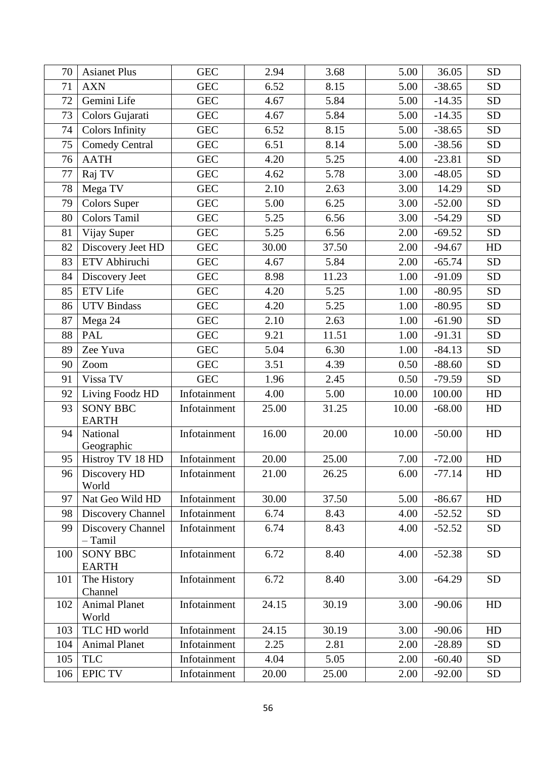| 70 | Asianet Plus | GEC | 2.94 | 3.68 | 5.00 | 36.05 | SD |
|---|---|---|---|---|---|---|---|
| 71 | AXN | GEC | 6.52 | 8.15 | 5.00 | -38.65 | SD |
| 72 | Gemini Life | GEC | 4.67 | 5.84 | 5.00 | -14.35 | SD |
| 73 | Colors Gujarati | GEC | 4.67 | 5.84 | 5.00 | -14.35 | SD |
| 74 | Colors Infinity | GEC | 6.52 | 8.15 | 5.00 | -38.65 | SD |
| 75 | Comedy Central | GEC | 6.51 | 8.14 | 5.00 | -38.56 | SD |
| 76 | AATH | GEC | 4.20 | 5.25 | 4.00 | -23.81 | SD |
| 77 | Raj TV | GEC | 4.62 | 5.78 | 3.00 | -48.05 | SD |
| 78 | Mega TV | GEC | 2.10 | 2.63 | 3.00 | 14.29 | SD |
| 79 | Colors Super | GEC | 5.00 | 6.25 | 3.00 | -52.00 | SD |
| 80 | Colors Tamil | GEC | 5.25 | 6.56 | 3.00 | -54.29 | SD |
| 81 | Vijay Super | GEC | 5.25 | 6.56 | 2.00 | -69.52 | SD |
| 82 | Discovery Jeet HD | GEC | 30.00 | 37.50 | 2.00 | -94.67 | HD |
| 83 | ETV Abhiruchi | GEC | 4.67 | 5.84 | 2.00 | -65.74 | SD |
| 84 | Discovery Jeet | GEC | 8.98 | 11.23 | 1.00 | -91.09 | SD |
| 85 | ETV Life | GEC | 4.20 | 5.25 | 1.00 | -80.95 | SD |
| 86 | UTV Bindass | GEC | 4.20 | 5.25 | 1.00 | -80.95 | SD |
| 87 | Mega 24 | GEC | 2.10 | 2.63 | 1.00 | -61.90 | SD |
| 88 | PAL | GEC | 9.21 | 11.51 | 1.00 | -91.31 | SD |
| 89 | Zee Yuva | GEC | 5.04 | 6.30 | 1.00 | -84.13 | SD |
| 90 | Zoom | GEC | 3.51 | 4.39 | 0.50 | -88.60 | SD |
| 91 | Vissa TV | GEC | 1.96 | 2.45 | 0.50 | -79.59 | SD |
| 92 | Living Foodz HD | Infotainment | 4.00 | 5.00 | 10.00 | 100.00 | HD |
| 93 | SONY BBC EARTH | Infotainment | 25.00 | 31.25 | 10.00 | -68.00 | HD |
| 94 | National Geographic | Infotainment | 16.00 | 20.00 | 10.00 | -50.00 | HD |
| 95 | Histroy TV 18 HD | Infotainment | 20.00 | 25.00 | 7.00 | -72.00 | HD |
| 96 | Discovery HD World | Infotainment | 21.00 | 26.25 | 6.00 | -77.14 | HD |
| 97 | Nat Geo Wild HD | Infotainment | 30.00 | 37.50 | 5.00 | -86.67 | HD |
| 98 | Discovery Channel | Infotainment | 6.74 | 8.43 | 4.00 | -52.52 | SD |
| 99 | Discovery Channel – Tamil | Infotainment | 6.74 | 8.43 | 4.00 | -52.52 | SD |
| 100 | SONY BBC EARTH | Infotainment | 6.72 | 8.40 | 4.00 | -52.38 | SD |
| 101 | The History Channel | Infotainment | 6.72 | 8.40 | 3.00 | -64.29 | SD |
| 102 | Animal Planet World | Infotainment | 24.15 | 30.19 | 3.00 | -90.06 | HD |
| 103 | TLC HD world | Infotainment | 24.15 | 30.19 | 3.00 | -90.06 | HD |
| 104 | Animal Planet | Infotainment | 2.25 | 2.81 | 2.00 | -28.89 | SD |
| 105 | TLC | Infotainment | 4.04 | 5.05 | 2.00 | -60.40 | SD |
| 106 | EPIC TV | Infotainment | 20.00 | 25.00 | 2.00 | -92.00 | SD |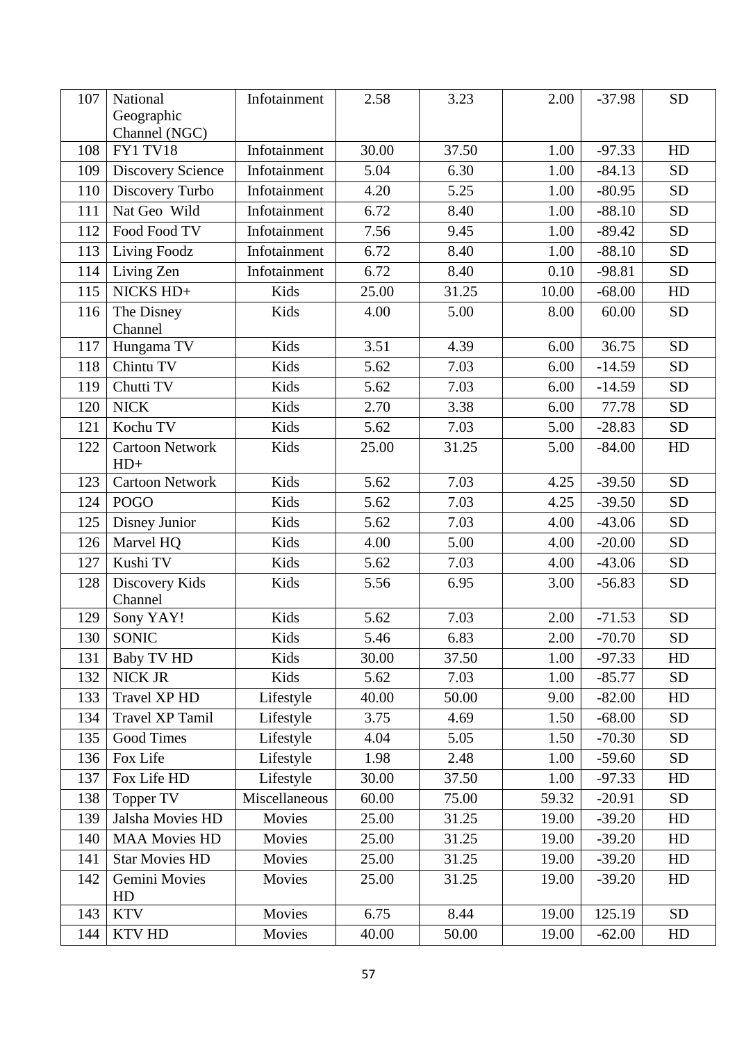| 107 | National Geographic Channel (NGC) | Infotainment | 2.58 | 3.23 | 2.00 | -37.98 | SD |
|---|---|---|---|---|---|---|---|
| 108 | FY1 TV18 | Infotainment | 30.00 | 37.50 | 1.00 | -97.33 | HD |
| 109 | Discovery Science | Infotainment | 5.04 | 6.30 | 1.00 | -84.13 | SD |
| 110 | Discovery Turbo | Infotainment | 4.20 | 5.25 | 1.00 | -80.95 | SD |
| 111 | Nat Geo Wild | Infotainment | 6.72 | 8.40 | 1.00 | -88.10 | SD |
| 112 | Food Food TV | Infotainment | 7.56 | 9.45 | 1.00 | -89.42 | SD |
| 113 | Living Foodz | Infotainment | 6.72 | 8.40 | 1.00 | -88.10 | SD |
| 114 | Living Zen | Infotainment | 6.72 | 8.40 | 0.10 | -98.81 | SD |
| 115 | NICKS HD+ | Kids | 25.00 | 31.25 | 10.00 | -68.00 | HD |
| 116 | The Disney Channel | Kids | 4.00 | 5.00 | 8.00 | 60.00 | SD |
| 117 | Hungama TV | Kids | 3.51 | 4.39 | 6.00 | 36.75 | SD |
| 118 | Chintu TV | Kids | 5.62 | 7.03 | 6.00 | -14.59 | SD |
| 119 | Chutti TV | Kids | 5.62 | 7.03 | 6.00 | -14.59 | SD |
| 120 | NICK | Kids | 2.70 | 3.38 | 6.00 | 77.78 | SD |
| 121 | Kochu TV | Kids | 5.62 | 7.03 | 5.00 | -28.83 | SD |
| 122 | Cartoon Network HD+ | Kids | 25.00 | 31.25 | 5.00 | -84.00 | HD |
| 123 | Cartoon Network | Kids | 5.62 | 7.03 | 4.25 | -39.50 | SD |
| 124 | POGO | Kids | 5.62 | 7.03 | 4.25 | -39.50 | SD |
| 125 | Disney Junior | Kids | 5.62 | 7.03 | 4.00 | -43.06 | SD |
| 126 | Marvel HQ | Kids | 4.00 | 5.00 | 4.00 | -20.00 | SD |
| 127 | Kushi TV | Kids | 5.62 | 7.03 | 4.00 | -43.06 | SD |
| 128 | Discovery Kids Channel | Kids | 5.56 | 6.95 | 3.00 | -56.83 | SD |
| 129 | Sony YAY! | Kids | 5.62 | 7.03 | 2.00 | -71.53 | SD |
| 130 | SONIC | Kids | 5.46 | 6.83 | 2.00 | -70.70 | SD |
| 131 | Baby TV HD | Kids | 30.00 | 37.50 | 1.00 | -97.33 | HD |
| 132 | NICK JR | Kids | 5.62 | 7.03 | 1.00 | -85.77 | SD |
| 133 | Travel XP HD | Lifestyle | 40.00 | 50.00 | 9.00 | -82.00 | HD |
| 134 | Travel XP Tamil | Lifestyle | 3.75 | 4.69 | 1.50 | -68.00 | SD |
| 135 | Good Times | Lifestyle | 4.04 | 5.05 | 1.50 | -70.30 | SD |
| 136 | Fox Life | Lifestyle | 1.98 | 2.48 | 1.00 | -59.60 | SD |
| 137 | Fox Life HD | Lifestyle | 30.00 | 37.50 | 1.00 | -97.33 | HD |
| 138 | Topper TV | Miscellaneous | 60.00 | 75.00 | 59.32 | -20.91 | SD |
| 139 | Jalsha Movies HD | Movies | 25.00 | 31.25 | 19.00 | -39.20 | HD |
| 140 | MAA Movies HD | Movies | 25.00 | 31.25 | 19.00 | -39.20 | HD |
| 141 | Star Movies HD | Movies | 25.00 | 31.25 | 19.00 | -39.20 | HD |
| 142 | Gemini Movies HD | Movies | 25.00 | 31.25 | 19.00 | -39.20 | HD |
| 143 | KTV | Movies | 6.75 | 8.44 | 19.00 | 125.19 | SD |
| 144 | KTV HD | Movies | 40.00 | 50.00 | 19.00 | -62.00 | HD |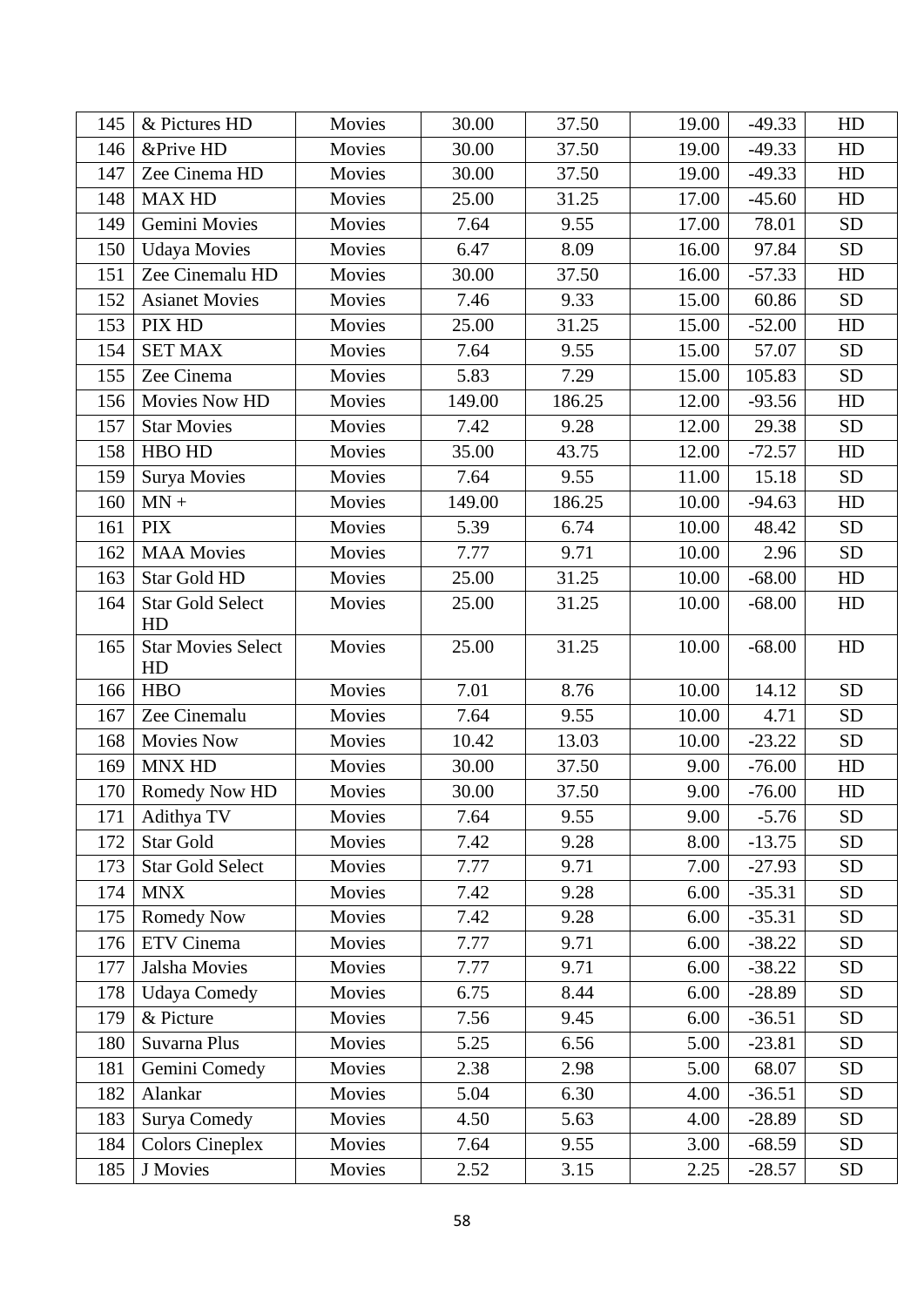| 145 | & Pictures HD | Movies | 30.00 | 37.50 | 19.00 | -49.33 | HD |
|---|---|---|---|---|---|---|---|
| 146 | &Prive HD | Movies | 30.00 | 37.50 | 19.00 | -49.33 | HD |
| 147 | Zee Cinema HD | Movies | 30.00 | 37.50 | 19.00 | -49.33 | HD |
| 148 | MAX HD | Movies | 25.00 | 31.25 | 17.00 | -45.60 | HD |
| 149 | Gemini Movies | Movies | 7.64 | 9.55 | 17.00 | 78.01 | SD |
| 150 | Udaya Movies | Movies | 6.47 | 8.09 | 16.00 | 97.84 | SD |
| 151 | Zee Cinemalu HD | Movies | 30.00 | 37.50 | 16.00 | -57.33 | HD |
| 152 | Asianet Movies | Movies | 7.46 | 9.33 | 15.00 | 60.86 | SD |
| 153 | PIX HD | Movies | 25.00 | 31.25 | 15.00 | -52.00 | HD |
| 154 | SET MAX | Movies | 7.64 | 9.55 | 15.00 | 57.07 | SD |
| 155 | Zee Cinema | Movies | 5.83 | 7.29 | 15.00 | 105.83 | SD |
| 156 | Movies Now HD | Movies | 149.00 | 186.25 | 12.00 | -93.56 | HD |
| 157 | Star Movies | Movies | 7.42 | 9.28 | 12.00 | 29.38 | SD |
| 158 | HBO HD | Movies | 35.00 | 43.75 | 12.00 | -72.57 | HD |
| 159 | Surya Movies | Movies | 7.64 | 9.55 | 11.00 | 15.18 | SD |
| 160 | MN + | Movies | 149.00 | 186.25 | 10.00 | -94.63 | HD |
| 161 | PIX | Movies | 5.39 | 6.74 | 10.00 | 48.42 | SD |
| 162 | MAA Movies | Movies | 7.77 | 9.71 | 10.00 | 2.96 | SD |
| 163 | Star Gold HD | Movies | 25.00 | 31.25 | 10.00 | -68.00 | HD |
| 164 | Star Gold Select HD | Movies | 25.00 | 31.25 | 10.00 | -68.00 | HD |
| 165 | Star Movies Select HD | Movies | 25.00 | 31.25 | 10.00 | -68.00 | HD |
| 166 | HBO | Movies | 7.01 | 8.76 | 10.00 | 14.12 | SD |
| 167 | Zee Cinemalu | Movies | 7.64 | 9.55 | 10.00 | 4.71 | SD |
| 168 | Movies Now | Movies | 10.42 | 13.03 | 10.00 | -23.22 | SD |
| 169 | MNX HD | Movies | 30.00 | 37.50 | 9.00 | -76.00 | HD |
| 170 | Romedy Now HD | Movies | 30.00 | 37.50 | 9.00 | -76.00 | HD |
| 171 | Adithya TV | Movies | 7.64 | 9.55 | 9.00 | -5.76 | SD |
| 172 | Star Gold | Movies | 7.42 | 9.28 | 8.00 | -13.75 | SD |
| 173 | Star Gold Select | Movies | 7.77 | 9.71 | 7.00 | -27.93 | SD |
| 174 | MNX | Movies | 7.42 | 9.28 | 6.00 | -35.31 | SD |
| 175 | Romedy Now | Movies | 7.42 | 9.28 | 6.00 | -35.31 | SD |
| 176 | ETV Cinema | Movies | 7.77 | 9.71 | 6.00 | -38.22 | SD |
| 177 | Jalsha Movies | Movies | 7.77 | 9.71 | 6.00 | -38.22 | SD |
| 178 | Udaya Comedy | Movies | 6.75 | 8.44 | 6.00 | -28.89 | SD |
| 179 | & Picture | Movies | 7.56 | 9.45 | 6.00 | -36.51 | SD |
| 180 | Suvarna Plus | Movies | 5.25 | 6.56 | 5.00 | -23.81 | SD |
| 181 | Gemini Comedy | Movies | 2.38 | 2.98 | 5.00 | 68.07 | SD |
| 182 | Alankar | Movies | 5.04 | 6.30 | 4.00 | -36.51 | SD |
| 183 | Surya Comedy | Movies | 4.50 | 5.63 | 4.00 | -28.89 | SD |
| 184 | Colors Cineplex | Movies | 7.64 | 9.55 | 3.00 | -68.59 | SD |
| 185 | J Movies | Movies | 2.52 | 3.15 | 2.25 | -28.57 | SD |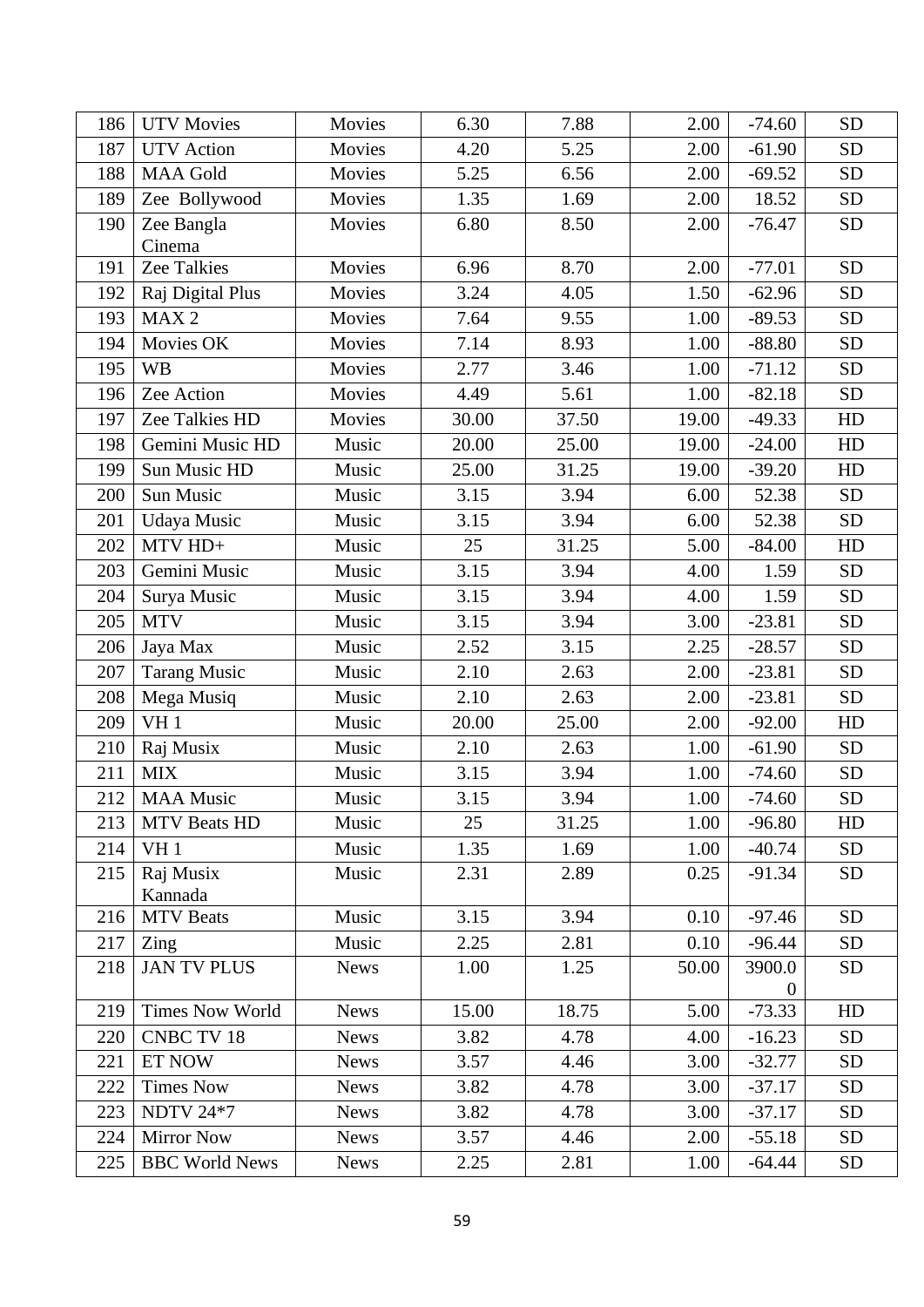| 186 | UTV Movies | Movies | 6.30 | 7.88 | 2.00 | -74.60 | SD |
|---|---|---|---|---|---|---|---|
| 187 | UTV Action | Movies | 4.20 | 5.25 | 2.00 | -61.90 | SD |
| 188 | MAA Gold | Movies | 5.25 | 6.56 | 2.00 | -69.52 | SD |
| 189 | Zee Bollywood | Movies | 1.35 | 1.69 | 2.00 | 18.52 | SD |
| 190 | Zee Bangla Cinema | Movies | 6.80 | 8.50 | 2.00 | -76.47 | SD |
| 191 | Zee Talkies | Movies | 6.96 | 8.70 | 2.00 | -77.01 | SD |
| 192 | Raj Digital Plus | Movies | 3.24 | 4.05 | 1.50 | -62.96 | SD |
| 193 | MAX 2 | Movies | 7.64 | 9.55 | 1.00 | -89.53 | SD |
| 194 | Movies OK | Movies | 7.14 | 8.93 | 1.00 | -88.80 | SD |
| 195 | WB | Movies | 2.77 | 3.46 | 1.00 | -71.12 | SD |
| 196 | Zee Action | Movies | 4.49 | 5.61 | 1.00 | -82.18 | SD |
| 197 | Zee Talkies HD | Movies | 30.00 | 37.50 | 19.00 | -49.33 | HD |
| 198 | Gemini Music HD | Music | 20.00 | 25.00 | 19.00 | -24.00 | HD |
| 199 | Sun Music HD | Music | 25.00 | 31.25 | 19.00 | -39.20 | HD |
| 200 | Sun Music | Music | 3.15 | 3.94 | 6.00 | 52.38 | SD |
| 201 | Udaya Music | Music | 3.15 | 3.94 | 6.00 | 52.38 | SD |
| 202 | MTV HD+ | Music | 25 | 31.25 | 5.00 | -84.00 | HD |
| 203 | Gemini Music | Music | 3.15 | 3.94 | 4.00 | 1.59 | SD |
| 204 | Surya Music | Music | 3.15 | 3.94 | 4.00 | 1.59 | SD |
| 205 | MTV | Music | 3.15 | 3.94 | 3.00 | -23.81 | SD |
| 206 | Jaya Max | Music | 2.52 | 3.15 | 2.25 | -28.57 | SD |
| 207 | Tarang Music | Music | 2.10 | 2.63 | 2.00 | -23.81 | SD |
| 208 | Mega Musiq | Music | 2.10 | 2.63 | 2.00 | -23.81 | SD |
| 209 | VH 1 | Music | 20.00 | 25.00 | 2.00 | -92.00 | HD |
| 210 | Raj Musix | Music | 2.10 | 2.63 | 1.00 | -61.90 | SD |
| 211 | MIX | Music | 3.15 | 3.94 | 1.00 | -74.60 | SD |
| 212 | MAA Music | Music | 3.15 | 3.94 | 1.00 | -74.60 | SD |
| 213 | MTV Beats HD | Music | 25 | 31.25 | 1.00 | -96.80 | HD |
| 214 | VH 1 | Music | 1.35 | 1.69 | 1.00 | -40.74 | SD |
| 215 | Raj Musix Kannada | Music | 2.31 | 2.89 | 0.25 | -91.34 | SD |
| 216 | MTV Beats | Music | 3.15 | 3.94 | 0.10 | -97.46 | SD |
| 217 | Zing | Music | 2.25 | 2.81 | 0.10 | -96.44 | SD |
| 218 | JAN TV PLUS | News | 1.00 | 1.25 | 50.00 | 3900.00 | SD |
| 219 | Times Now World | News | 15.00 | 18.75 | 5.00 | -73.33 | HD |
| 220 | CNBC TV 18 | News | 3.82 | 4.78 | 4.00 | -16.23 | SD |
| 221 | ET NOW | News | 3.57 | 4.46 | 3.00 | -32.77 | SD |
| 222 | Times Now | News | 3.82 | 4.78 | 3.00 | -37.17 | SD |
| 223 | NDTV 24*7 | News | 3.82 | 4.78 | 3.00 | -37.17 | SD |
| 224 | Mirror Now | News | 3.57 | 4.46 | 2.00 | -55.18 | SD |
| 225 | BBC World News | News | 2.25 | 2.81 | 1.00 | -64.44 | SD |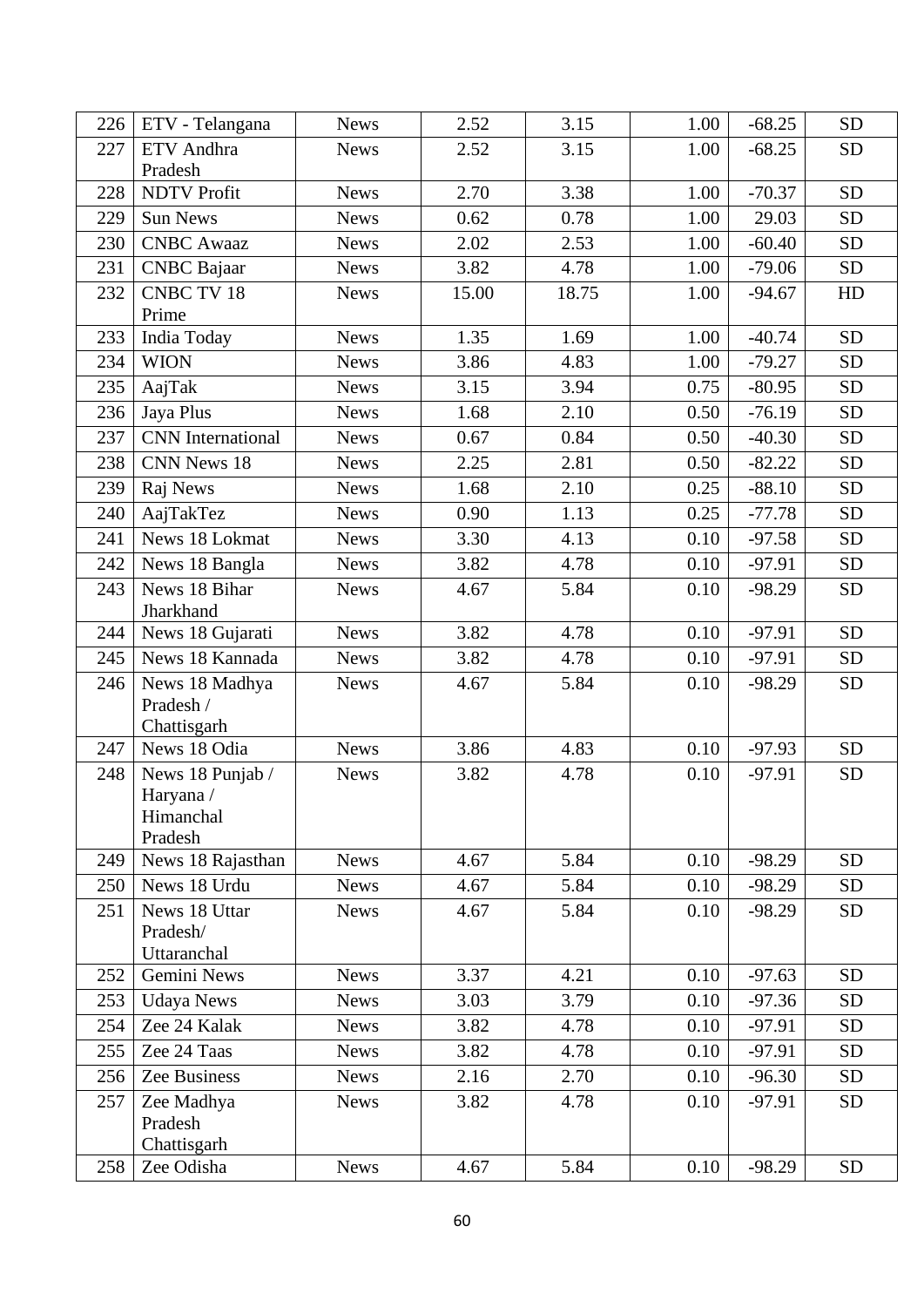| 226 | ETV - Telangana | News | 2.52 | 3.15 | 1.00 | -68.25 | SD |
|---|---|---|---|---|---|---|---|
| 227 | ETV Andhra Pradesh | News | 2.52 | 3.15 | 1.00 | -68.25 | SD |
| 228 | NDTV Profit | News | 2.70 | 3.38 | 1.00 | -70.37 | SD |
| 229 | Sun News | News | 0.62 | 0.78 | 1.00 | 29.03 | SD |
| 230 | CNBC Awaaz | News | 2.02 | 2.53 | 1.00 | -60.40 | SD |
| 231 | CNBC Bajaar | News | 3.82 | 4.78 | 1.00 | -79.06 | SD |
| 232 | CNBC TV 18 Prime | News | 15.00 | 18.75 | 1.00 | -94.67 | HD |
| 233 | India Today | News | 1.35 | 1.69 | 1.00 | -40.74 | SD |
| 234 | WION | News | 3.86 | 4.83 | 1.00 | -79.27 | SD |
| 235 | AajTak | News | 3.15 | 3.94 | 0.75 | -80.95 | SD |
| 236 | Jaya Plus | News | 1.68 | 2.10 | 0.50 | -76.19 | SD |
| 237 | CNN International | News | 0.67 | 0.84 | 0.50 | -40.30 | SD |
| 238 | CNN News 18 | News | 2.25 | 2.81 | 0.50 | -82.22 | SD |
| 239 | Raj News | News | 1.68 | 2.10 | 0.25 | -88.10 | SD |
| 240 | AajTakTez | News | 0.90 | 1.13 | 0.25 | -77.78 | SD |
| 241 | News 18 Lokmat | News | 3.30 | 4.13 | 0.10 | -97.58 | SD |
| 242 | News 18 Bangla | News | 3.82 | 4.78 | 0.10 | -97.91 | SD |
| 243 | News 18 Bihar Jharkhand | News | 4.67 | 5.84 | 0.10 | -98.29 | SD |
| 244 | News 18 Gujarati | News | 3.82 | 4.78 | 0.10 | -97.91 | SD |
| 245 | News 18 Kannada | News | 3.82 | 4.78 | 0.10 | -97.91 | SD |
| 246 | News 18 Madhya Pradesh / Chattisgarh | News | 4.67 | 5.84 | 0.10 | -98.29 | SD |
| 247 | News 18 Odia | News | 3.86 | 4.83 | 0.10 | -97.93 | SD |
| 248 | News 18 Punjab / Haryana / Himanchal Pradesh | News | 3.82 | 4.78 | 0.10 | -97.91 | SD |
| 249 | News 18 Rajasthan | News | 4.67 | 5.84 | 0.10 | -98.29 | SD |
| 250 | News 18 Urdu | News | 4.67 | 5.84 | 0.10 | -98.29 | SD |
| 251 | News 18 Uttar Pradesh/ Uttaranchal | News | 4.67 | 5.84 | 0.10 | -98.29 | SD |
| 252 | Gemini News | News | 3.37 | 4.21 | 0.10 | -97.63 | SD |
| 253 | Udaya News | News | 3.03 | 3.79 | 0.10 | -97.36 | SD |
| 254 | Zee 24 Kalak | News | 3.82 | 4.78 | 0.10 | -97.91 | SD |
| 255 | Zee 24 Taas | News | 3.82 | 4.78 | 0.10 | -97.91 | SD |
| 256 | Zee Business | News | 2.16 | 2.70 | 0.10 | -96.30 | SD |
| 257 | Zee Madhya Pradesh Chattisgarh | News | 3.82 | 4.78 | 0.10 | -97.91 | SD |
| 258 | Zee Odisha | News | 4.67 | 5.84 | 0.10 | -98.29 | SD |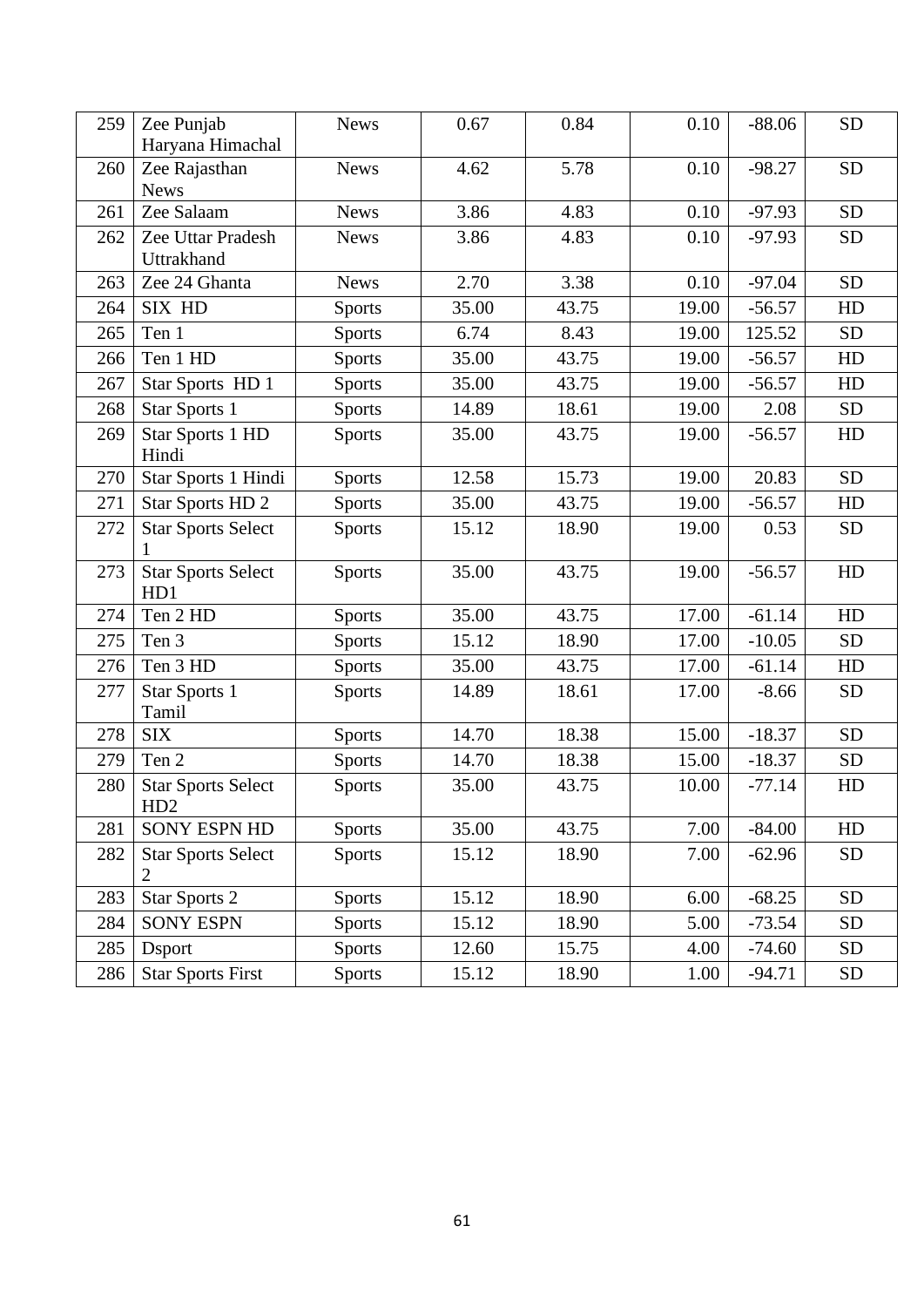| | | | | | | | |
|---|---|---|---|---|---|---|---|
| 259 | Zee Punjab Haryana Himachal | News | 0.67 | 0.84 | 0.10 | -88.06 | SD |
| 260 | Zee Rajasthan News | News | 4.62 | 5.78 | 0.10 | -98.27 | SD |
| 261 | Zee Salaam | News | 3.86 | 4.83 | 0.10 | -97.93 | SD |
| 262 | Zee Uttar Pradesh Uttrakhand | News | 3.86 | 4.83 | 0.10 | -97.93 | SD |
| 263 | Zee 24 Ghanta | News | 2.70 | 3.38 | 0.10 | -97.04 | SD |
| 264 | SIX HD | Sports | 35.00 | 43.75 | 19.00 | -56.57 | HD |
| 265 | Ten 1 | Sports | 6.74 | 8.43 | 19.00 | 125.52 | SD |
| 266 | Ten 1 HD | Sports | 35.00 | 43.75 | 19.00 | -56.57 | HD |
| 267 | Star Sports HD 1 | Sports | 35.00 | 43.75 | 19.00 | -56.57 | HD |
| 268 | Star Sports 1 | Sports | 14.89 | 18.61 | 19.00 | 2.08 | SD |
| 269 | Star Sports 1 HD Hindi | Sports | 35.00 | 43.75 | 19.00 | -56.57 | HD |
| 270 | Star Sports 1 Hindi | Sports | 12.58 | 15.73 | 19.00 | 20.83 | SD |
| 271 | Star Sports HD 2 | Sports | 35.00 | 43.75 | 19.00 | -56.57 | HD |
| 272 | Star Sports Select 1 | Sports | 15.12 | 18.90 | 19.00 | 0.53 | SD |
| 273 | Star Sports Select HD1 | Sports | 35.00 | 43.75 | 19.00 | -56.57 | HD |
| 274 | Ten 2 HD | Sports | 35.00 | 43.75 | 17.00 | -61.14 | HD |
| 275 | Ten 3 | Sports | 15.12 | 18.90 | 17.00 | -10.05 | SD |
| 276 | Ten 3 HD | Sports | 35.00 | 43.75 | 17.00 | -61.14 | HD |
| 277 | Star Sports 1 Tamil | Sports | 14.89 | 18.61 | 17.00 | -8.66 | SD |
| 278 | SIX | Sports | 14.70 | 18.38 | 15.00 | -18.37 | SD |
| 279 | Ten 2 | Sports | 14.70 | 18.38 | 15.00 | -18.37 | SD |
| 280 | Star Sports Select HD2 | Sports | 35.00 | 43.75 | 10.00 | -77.14 | HD |
| 281 | SONY ESPN HD | Sports | 35.00 | 43.75 | 7.00 | -84.00 | HD |
| 282 | Star Sports Select 2 | Sports | 15.12 | 18.90 | 7.00 | -62.96 | SD |
| 283 | Star Sports 2 | Sports | 15.12 | 18.90 | 6.00 | -68.25 | SD |
| 284 | SONY ESPN | Sports | 15.12 | 18.90 | 5.00 | -73.54 | SD |
| 285 | Dsport | Sports | 12.60 | 15.75 | 4.00 | -74.60 | SD |
| 286 | Star Sports First | Sports | 15.12 | 18.90 | 1.00 | -94.71 | SD |